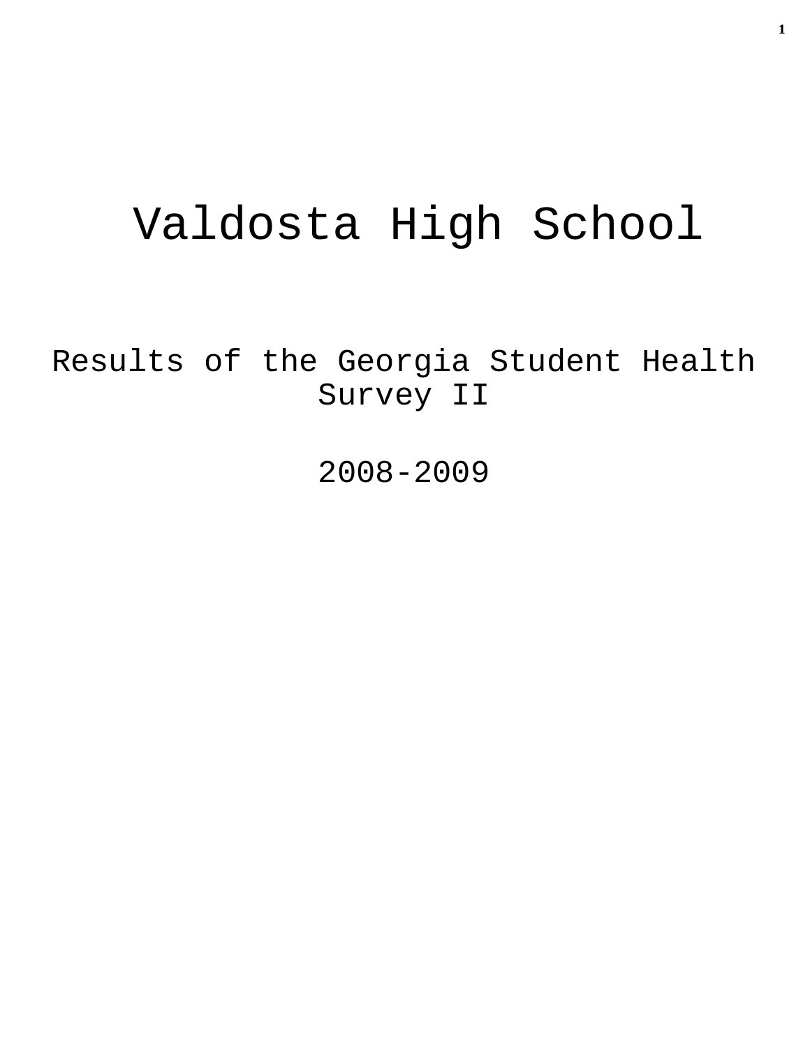# Valdosta High School

## Results of the Georgia Student Health Survey II

## 2008-2009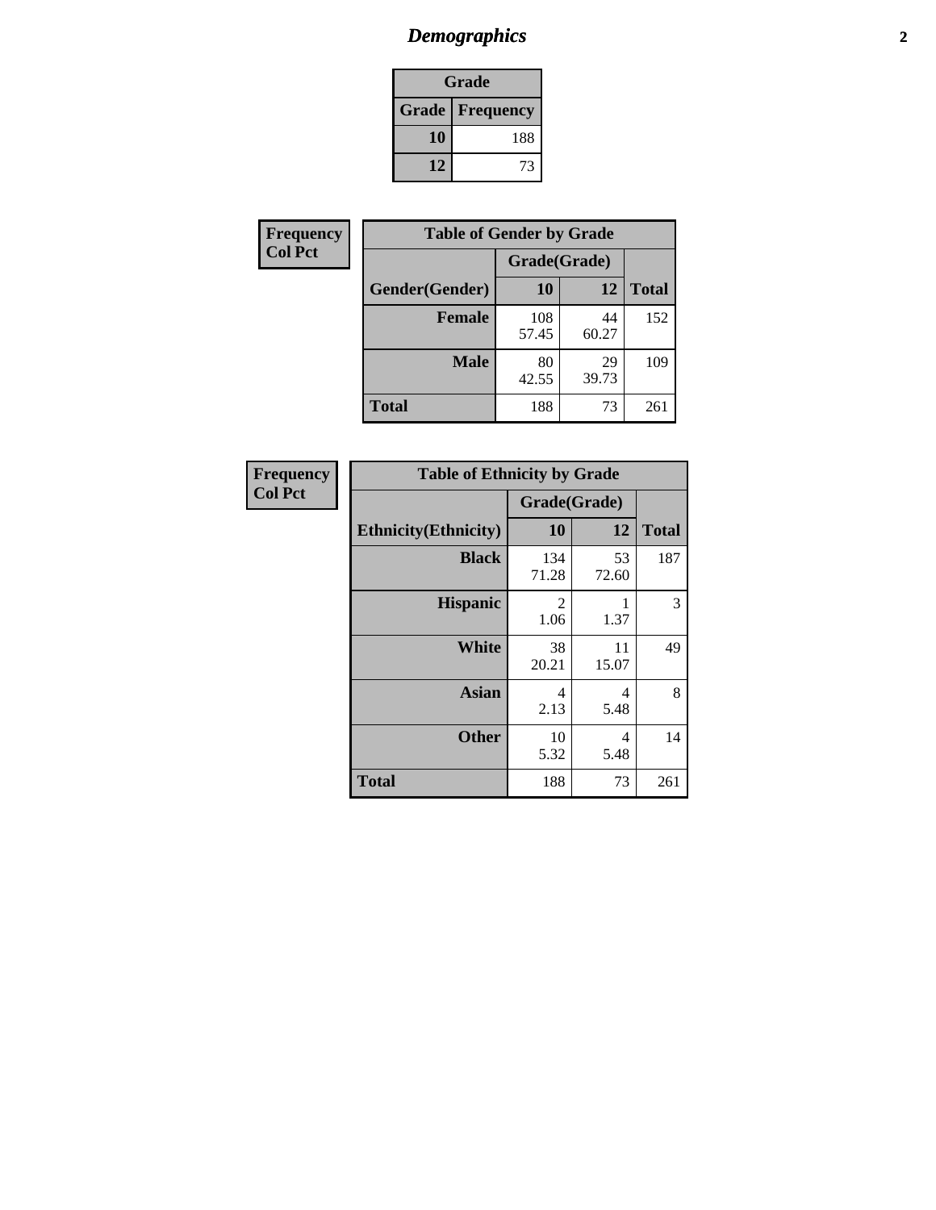# *Demographics*

| Grade | |
|---|---|
| **Grade** | **Frequency** |
| **10** | 188 |
| **12** | 73 |

**Frequency**
**Col Pct**

| Table of Gender by Grade | | | |
|---|---|---|---|
| | Grade(Grade) | | |
| **Gender(Gender)** | **10** | **12** | **Total** |
| **Female** | 108<br>57.45 | 44<br>60.27 | 152 |
| **Male** | 80<br>42.55 | 29<br>39.73 | 109 |
| **Total** | 188 | 73 | 261 |

**Frequency**
**Col Pct**

| Table of Ethnicity by Grade | | | |
|---|---|---|---|
| | Grade(Grade) | | |
| **Ethnicity(Ethnicity)** | **10** | **12** | **Total** |
| **Black** | 134<br>71.28 | 53<br>72.60 | 187 |
| **Hispanic** | 2<br>1.06 | 1<br>1.37 | 3 |
| **White** | 38<br>20.21 | 11<br>15.07 | 49 |
| **Asian** | 4<br>2.13 | 4<br>5.48 | 8 |
| **Other** | 10<br>5.32 | 4<br>5.48 | 14 |
| **Total** | 188 | 73 | 261 |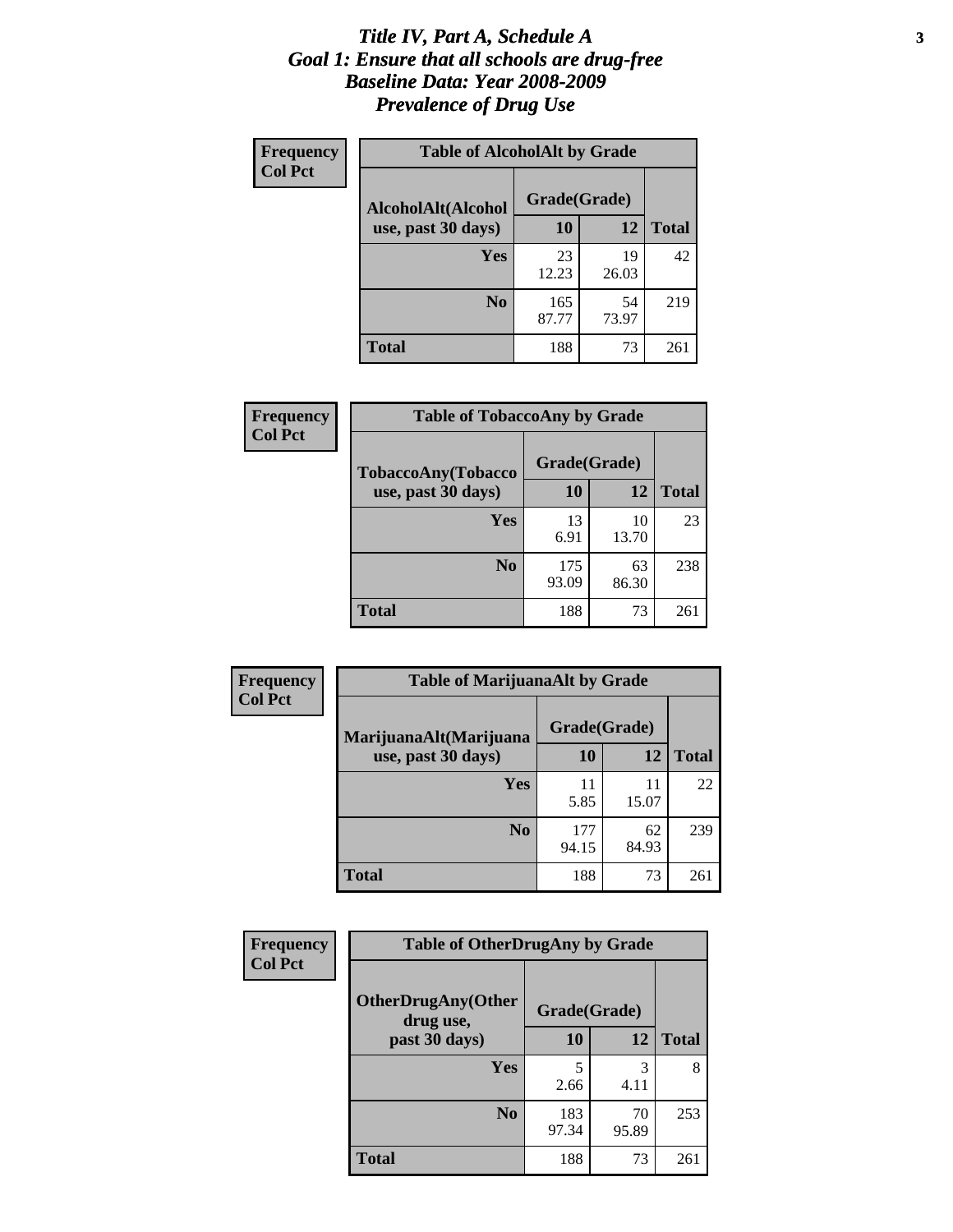# Title IV, Part A, Schedule A
## Goal 1: Ensure that all schools are drug-free
## Baseline Data: Year 2008-2009
## Prevalence of Drug Use

**Frequency**
**Col Pct**

**Table of AlcoholAlt by Grade**

| AlcoholAlt(Alcohol use, past 30 days) | Grade(Grade) | | |
|---|---|---|---|
| | 10 | 12 | Total |
| Yes | 23<br>12.23 | 19<br>26.03 | 42 |
| No | 165<br>87.77 | 54<br>73.97 | 219 |
| Total | 188 | 73 | 261 |

**Frequency**
**Col Pct**

**Table of TobaccoAny by Grade**

| TobaccoAny(Tobacco use, past 30 days) | Grade(Grade) | | |
|---|---|---|---|
| | 10 | 12 | Total |
| Yes | 13<br>6.91 | 10<br>13.70 | 23 |
| No | 175<br>93.09 | 63<br>86.30 | 238 |
| Total | 188 | 73 | 261 |

**Frequency**
**Col Pct**

**Table of MarijuanaAlt by Grade**

| MarijuanaAlt(Marijuana use, past 30 days) | Grade(Grade) | | |
|---|---|---|---|
| | 10 | 12 | Total |
| Yes | 11<br>5.85 | 11<br>15.07 | 22 |
| No | 177<br>94.15 | 62<br>84.93 | 239 |
| Total | 188 | 73 | 261 |

**Frequency**
**Col Pct**

**Table of OtherDrugAny by Grade**

| OtherDrugAny(Other drug use, past 30 days) | Grade(Grade) | | |
|---|---|---|---|
| | 10 | 12 | Total |
| Yes | 5<br>2.66 | 3<br>4.11 | 8 |
| No | 183<br>97.34 | 70<br>95.89 | 253 |
| Total | 188 | 73 | 261 |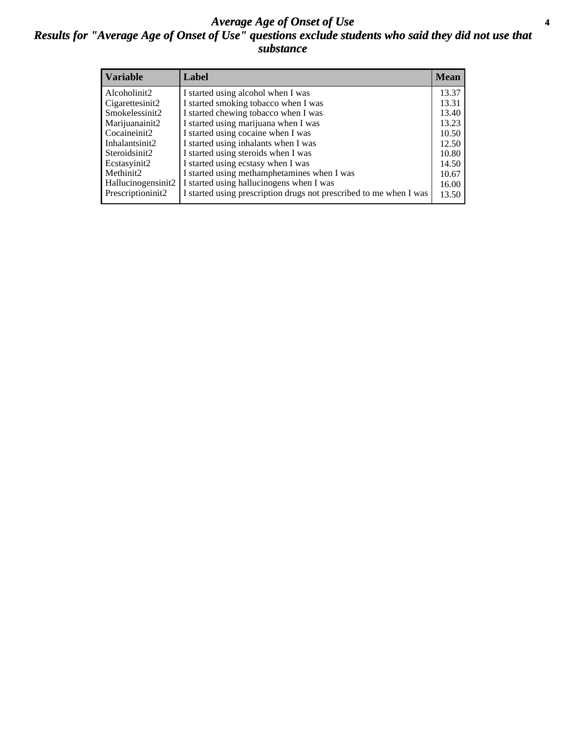# *Average Age of Onset of Use*

## *Results for "Average Age of Onset of Use" questions exclude students who said they did not use that substance*

| Variable | Label | Mean |
|---|---|---|
| Alcoholinit2 | I started using alcohol when I was | 13.37 |
| Cigarettesinit2 | I started smoking tobacco when I was | 13.31 |
| Smokelessinit2 | I started chewing tobacco when I was | 13.40 |
| Marijuanainit2 | I started using marijuana when I was | 13.23 |
| Cocaineinit2 | I started using cocaine when I was | 10.50 |
| Inhalantsinit2 | I started using inhalants when I was | 12.50 |
| Steroidsinit2 | I started using steroids when I was | 10.80 |
| Ecstasyinit2 | I started using ecstasy when I was | 14.50 |
| Methinit2 | I started using methamphetamines when I was | 10.67 |
| Hallucinogensinit2 | I started using hallucinogens when I was | 16.00 |
| Prescriptioninit2 | I started using prescription drugs not prescribed to me when I was | 13.50 |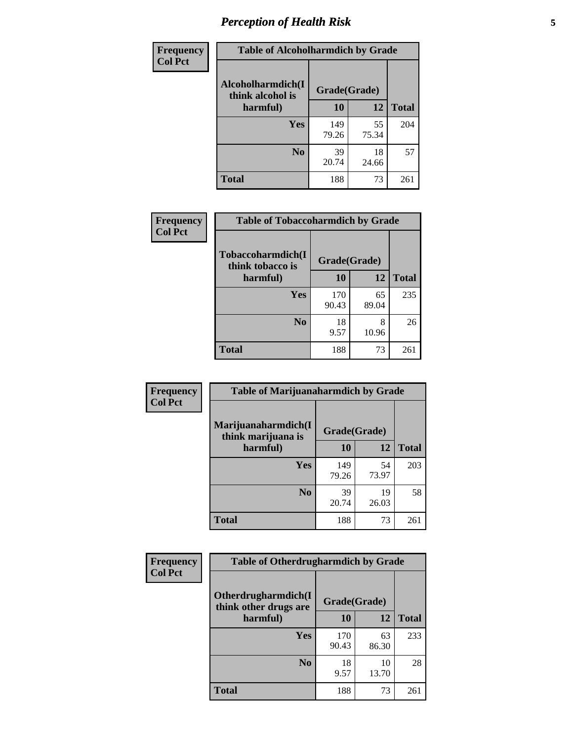# Perception of Health Risk

| Frequency<br>Col Pct | Table of Alcoholharmdich by Grade | | |
|---|---|---|---|
| Alcoholharmdich(I think alcohol is harmful) | Grade(Grade) | | |
| | 10 | 12 | Total |
| Yes | 149<br>79.26 | 55<br>75.34 | 204 |
| No | 39<br>20.74 | 18<br>24.66 | 57 |
| Total | 188 | 73 | 261 |

| Frequency<br>Col Pct | Table of Tobaccoharmdich by Grade | | |
|---|---|---|---|
| Tobaccoharmdich(I think tobacco is harmful) | Grade(Grade) | | |
| | 10 | 12 | Total |
| Yes | 170<br>90.43 | 65<br>89.04 | 235 |
| No | 18<br>9.57 | 8<br>10.96 | 26 |
| Total | 188 | 73 | 261 |

| Frequency<br>Col Pct | Table of Marijuanaharmdich by Grade | | |
|---|---|---|---|
| Marijuanaharmdich(I think marijuana is harmful) | Grade(Grade) | | |
| | 10 | 12 | Total |
| Yes | 149<br>79.26 | 54<br>73.97 | 203 |
| No | 39<br>20.74 | 19<br>26.03 | 58 |
| Total | 188 | 73 | 261 |

| Frequency<br>Col Pct | Table of Otherdrugharmdich by Grade | | |
|---|---|---|---|
| Otherdrugharmdich(I think other drugs are harmful) | Grade(Grade) | | |
| | 10 | 12 | Total |
| Yes | 170<br>90.43 | 63<br>86.30 | 233 |
| No | 18<br>9.57 | 10<br>13.70 | 28 |
| Total | 188 | 73 | 261 |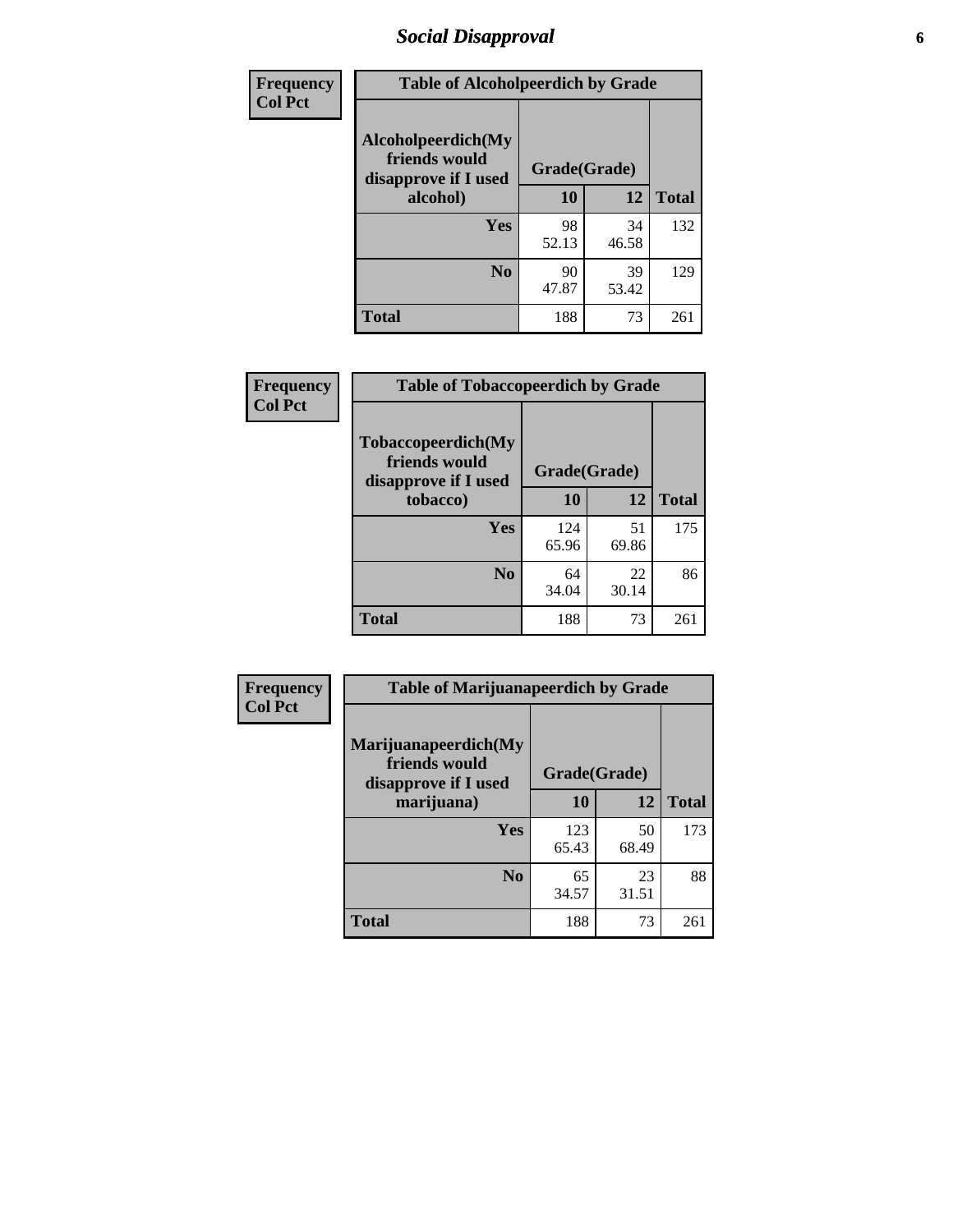# Social Disapproval

| Frequency<br>Col Pct | Table of Alcoholpeerdich by Grade | | |
|---|---|---|---|
| Alcoholpeerdich(My friends would disapprove if I used alcohol) | Grade(Grade) | | |
| | 10 | 12 | Total |
| Yes | 98<br>52.13 | 34<br>46.58 | 132 |
| No | 90<br>47.87 | 39<br>53.42 | 129 |
| Total | 188 | 73 | 261 |

| Frequency<br>Col Pct | Table of Tobaccopeerdich by Grade | | |
|---|---|---|---|
| Tobaccopeerdich(My friends would disapprove if I used tobacco) | Grade(Grade) | | |
| | 10 | 12 | Total |
| Yes | 124<br>65.96 | 51<br>69.86 | 175 |
| No | 64<br>34.04 | 22<br>30.14 | 86 |
| Total | 188 | 73 | 261 |

| Frequency<br>Col Pct | Table of Marijuanapeerdich by Grade | | |
|---|---|---|---|
| Marijuanapeerdich(My friends would disapprove if I used marijuana) | Grade(Grade) | | |
| | 10 | 12 | Total |
| Yes | 123<br>65.43 | 50<br>68.49 | 173 |
| No | 65<br>34.57 | 23<br>31.51 | 88 |
| Total | 188 | 73 | 261 |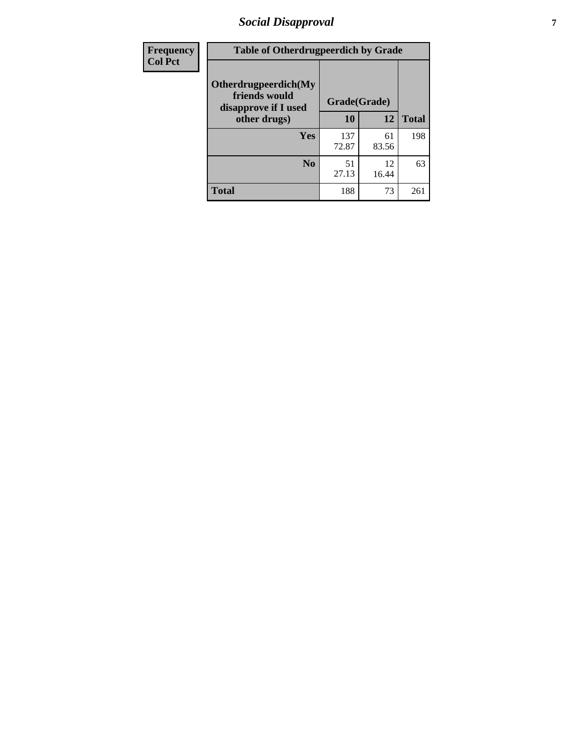| Frequency<br>Col Pct |
|---|

**Table of Otherdrugpeerdich by Grade**

| Otherdrugpeerdich(My friends would disapprove if I used other drugs) | Grade(Grade) | | Total |
|---|---|---|---|
| | 10 | 12 | |
| Yes | 137<br>72.87 | 61<br>83.56 | 198 |
| No | 51<br>27.13 | 12<br>16.44 | 63 |
| Total | 188 | 73 | 261 |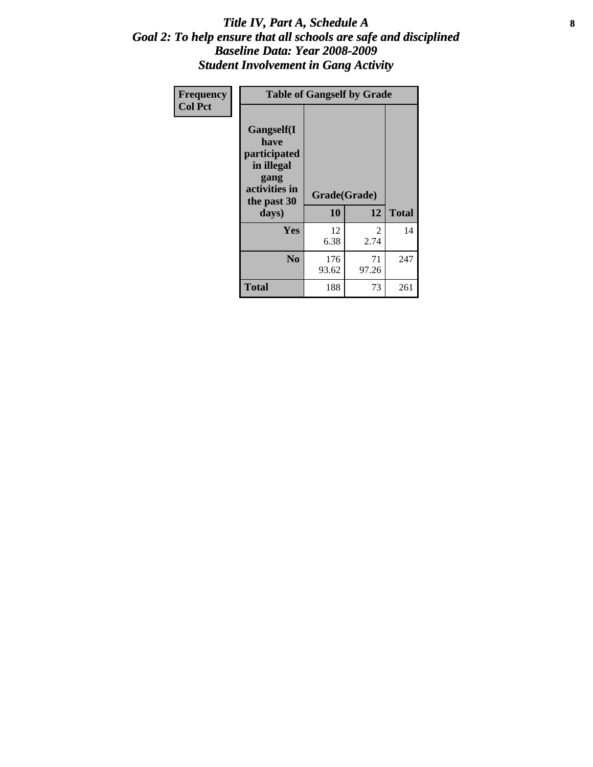# *Title IV, Part A, Schedule A*
## *Goal 2: To help ensure that all schools are safe and disciplined*
## *Baseline Data: Year 2008-2009*
## *Student Involvement in Gang Activity*

| Frequency<br>Col Pct | Table of Gangself by Grade | | |
|---|---|---|---|
| Gangself(I have participated in illegal gang activities in the past 30 days) | Grade(Grade) | | |
| | 10 | 12 | Total |
| Yes | 12<br>6.38 | 2<br>2.74 | 14 |
| No | 176<br>93.62 | 71<br>97.26 | 247 |
| Total | 188 | 73 | 261 |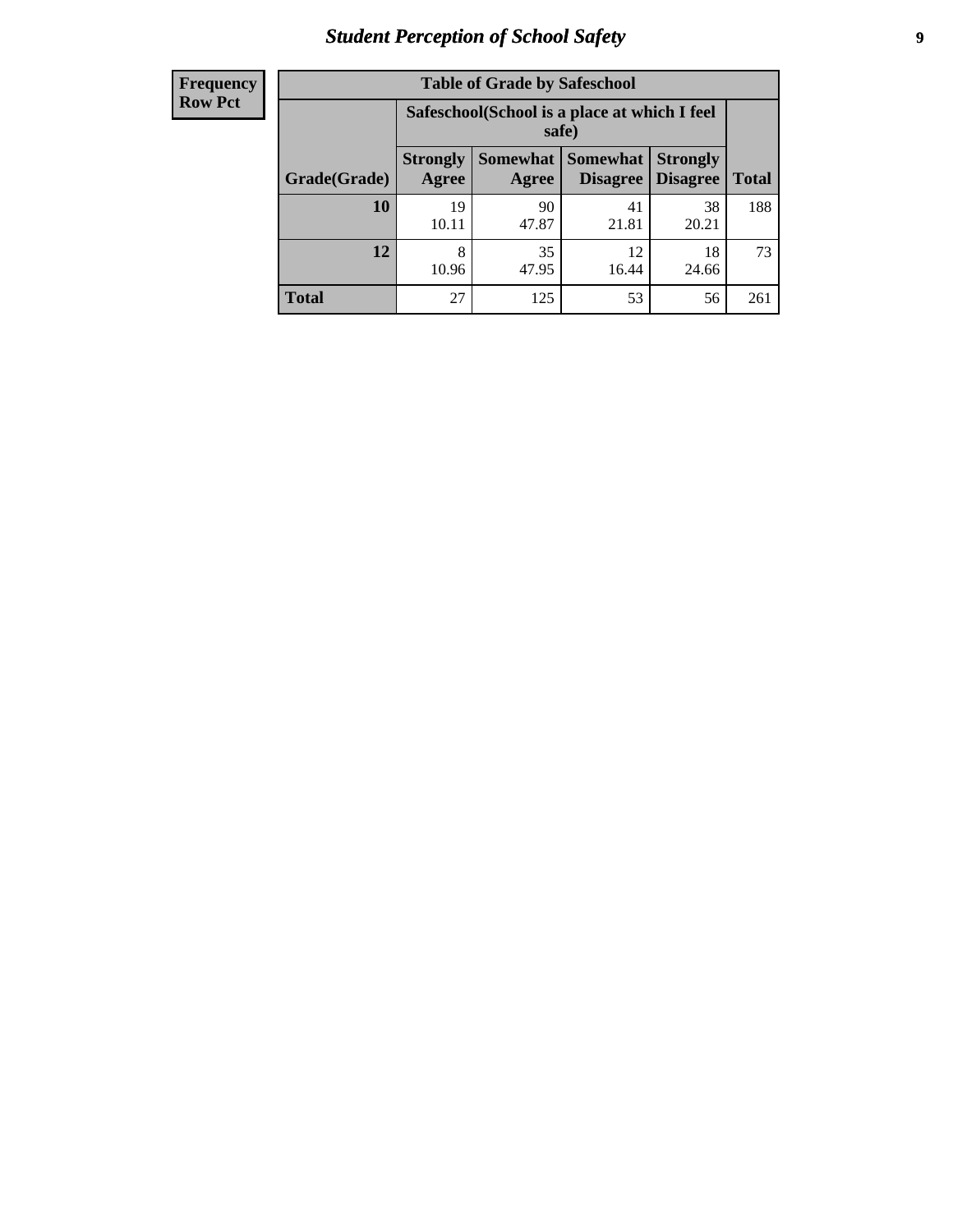# Student Perception of School Safety

| Frequency Row Pct |
|---|

| Table of Grade by Safeschool | | | | | |
|---|---|---|---|---|---|
| | Safeschool(School is a place at which I feel safe) | | | | |
| Grade(Grade) | Strongly Agree | Somewhat Agree | Somewhat Disagree | Strongly Disagree | Total |
| **10** | 19<br>10.11 | 90<br>47.87 | 41<br>21.81 | 38<br>20.21 | 188 |
| **12** | 8<br>10.96 | 35<br>47.95 | 12<br>16.44 | 18<br>24.66 | 73 |
| **Total** | 27 | 125 | 53 | 56 | 261 |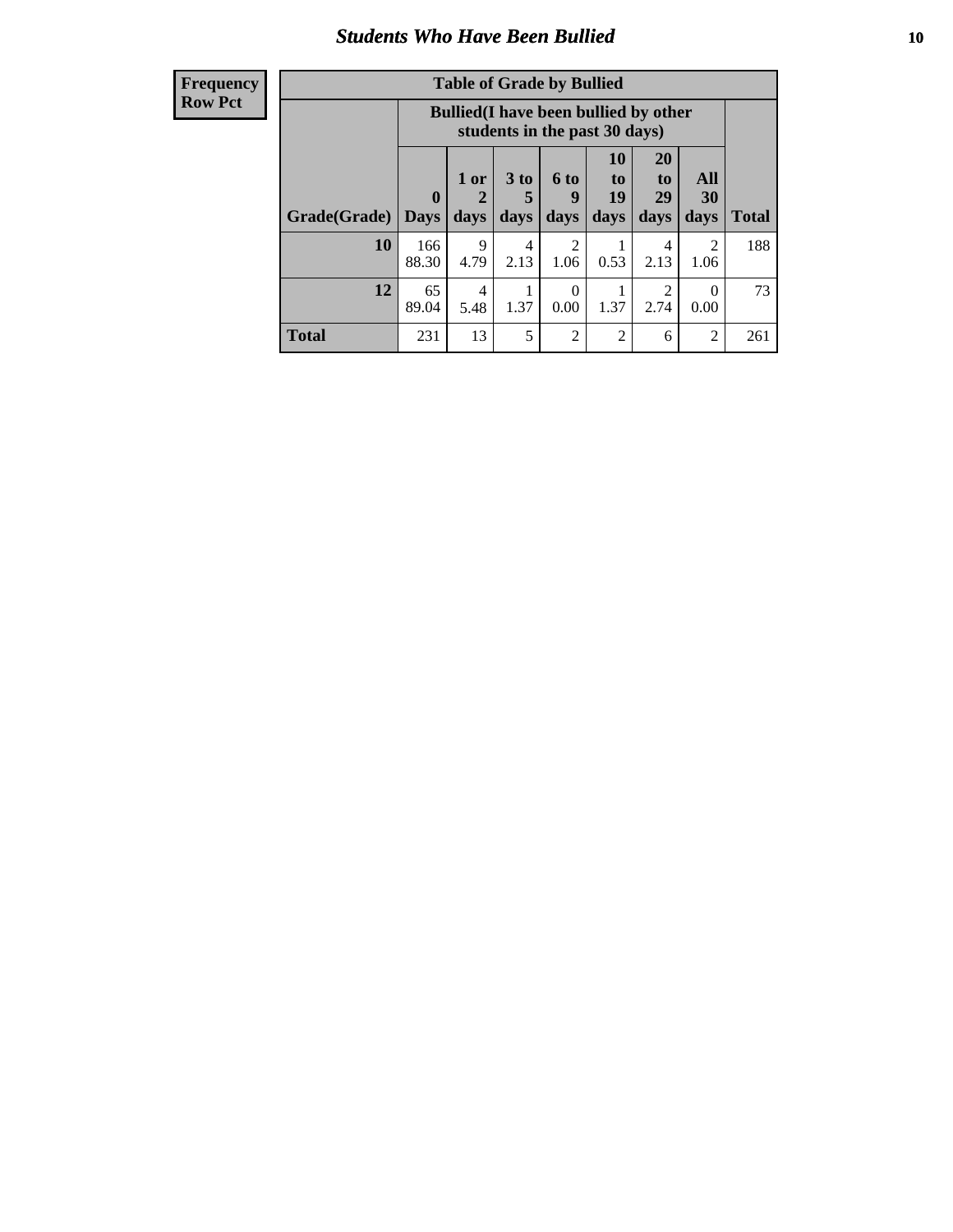## Students Who Have Been Bullied

| Frequency<br>Row Pct |
|---|

| Table of Grade by Bullied | | | | | | | | |
|---|---|---|---|---|---|---|---|---|
| | Bullied(I have been bullied by other students in the past 30 days) | | | | | | | |
| Grade(Grade) | 0 Days | 1 or 2 days | 3 to 5 days | 6 to 9 days | 10 to 19 days | 20 to 29 days | All 30 days | Total |
| 10 | 166<br>88.30 | 9<br>4.79 | 4<br>2.13 | 2<br>1.06 | 1<br>0.53 | 4<br>2.13 | 2<br>1.06 | 188 |
| 12 | 65<br>89.04 | 4<br>5.48 | 1<br>1.37 | 0<br>0.00 | 1<br>1.37 | 2<br>2.74 | 0<br>0.00 | 73 |
| Total | 231 | 13 | 5 | 2 | 2 | 6 | 2 | 261 |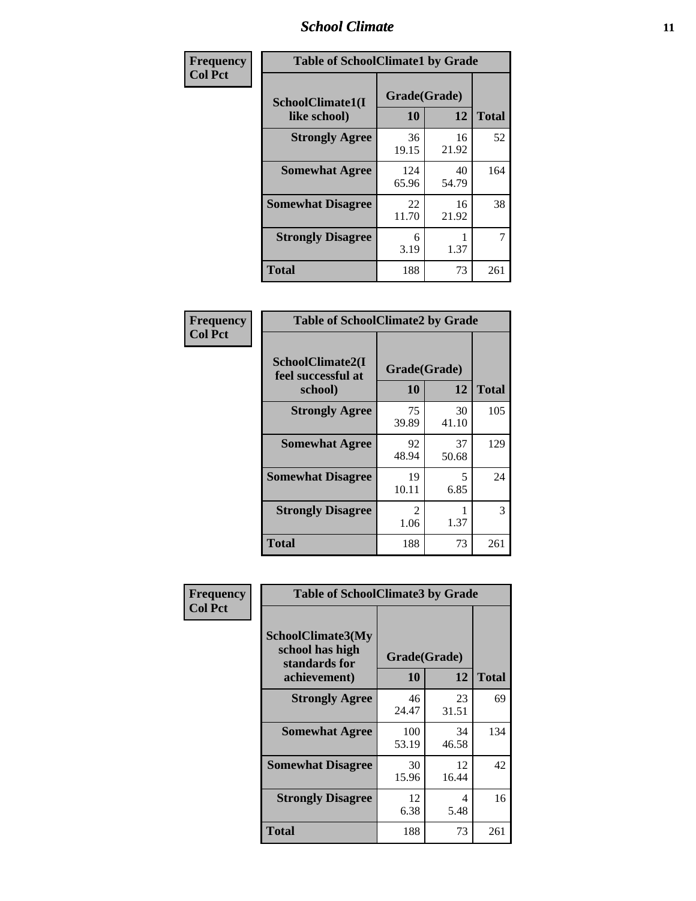| Frequency Col Pct | Table of SchoolClimate1 by Grade | | |
|---|---|---|---|
| SchoolClimate1(I like school) | Grade(Grade) | | |
| | 10 | 12 | Total |
| Strongly Agree | 36<br>19.15 | 16<br>21.92 | 52 |
| Somewhat Agree | 124<br>65.96 | 40<br>54.79 | 164 |
| Somewhat Disagree | 22<br>11.70 | 16<br>21.92 | 38 |
| Strongly Disagree | 6<br>3.19 | 1<br>1.37 | 7 |
| Total | 188 | 73 | 261 |

| Frequency Col Pct | Table of SchoolClimate2 by Grade | | |
|---|---|---|---|
| SchoolClimate2(I feel successful at school) | Grade(Grade) | | |
| | 10 | 12 | Total |
| Strongly Agree | 75<br>39.89 | 30<br>41.10 | 105 |
| Somewhat Agree | 92<br>48.94 | 37<br>50.68 | 129 |
| Somewhat Disagree | 19<br>10.11 | 5<br>6.85 | 24 |
| Strongly Disagree | 2<br>1.06 | 1<br>1.37 | 3 |
| Total | 188 | 73 | 261 |

| Frequency Col Pct | Table of SchoolClimate3 by Grade | | |
|---|---|---|---|
| SchoolClimate3(My school has high standards for achievement) | Grade(Grade) | | |
| | 10 | 12 | Total |
| Strongly Agree | 46<br>24.47 | 23<br>31.51 | 69 |
| Somewhat Agree | 100<br>53.19 | 34<br>46.58 | 134 |
| Somewhat Disagree | 30<br>15.96 | 12<br>16.44 | 42 |
| Strongly Disagree | 12<br>6.38 | 4<br>5.48 | 16 |
| Total | 188 | 73 | 261 |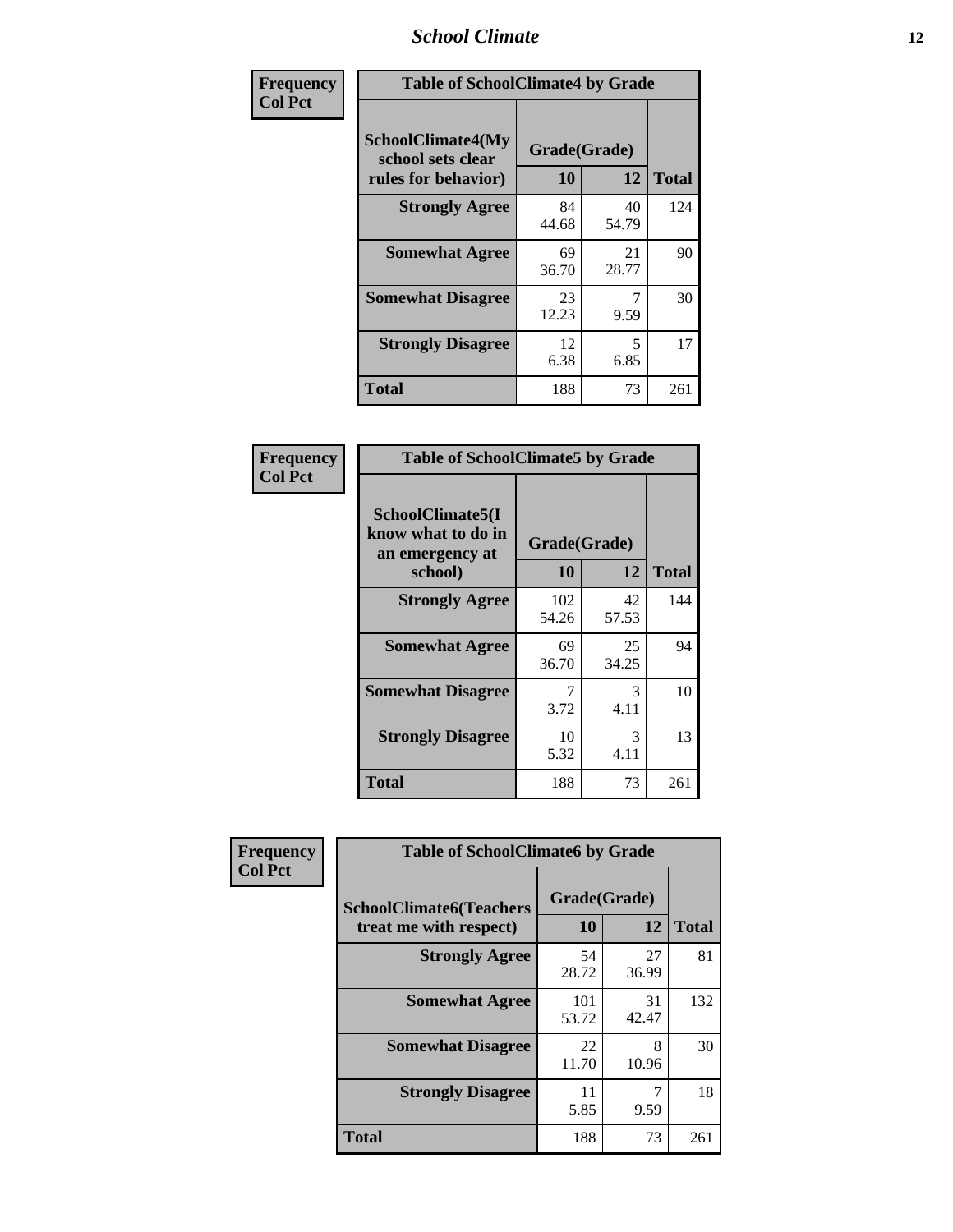| Frequency<br>Col Pct | Table of SchoolClimate4 by Grade | | |
|---|---|---|---|
| SchoolClimate4(My school sets clear rules for behavior) | Grade(Grade) | | |
| | 10 | 12 | Total |
| Strongly Agree | 84<br>44.68 | 40<br>54.79 | 124 |
| Somewhat Agree | 69<br>36.70 | 21<br>28.77 | 90 |
| Somewhat Disagree | 23<br>12.23 | 7<br>9.59 | 30 |
| Strongly Disagree | 12<br>6.38 | 5<br>6.85 | 17 |
| Total | 188 | 73 | 261 |

| Frequency<br>Col Pct | Table of SchoolClimate5 by Grade | | |
|---|---|---|---|
| SchoolClimate5(I know what to do in an emergency at school) | Grade(Grade) | | |
| | 10 | 12 | Total |
| Strongly Agree | 102<br>54.26 | 42<br>57.53 | 144 |
| Somewhat Agree | 69<br>36.70 | 25<br>34.25 | 94 |
| Somewhat Disagree | 7<br>3.72 | 3<br>4.11 | 10 |
| Strongly Disagree | 10<br>5.32 | 3<br>4.11 | 13 |
| Total | 188 | 73 | 261 |

| Frequency<br>Col Pct | Table of SchoolClimate6 by Grade | | |
|---|---|---|---|
| SchoolClimate6(Teachers treat me with respect) | Grade(Grade) | | |
| | 10 | 12 | Total |
| Strongly Agree | 54<br>28.72 | 27<br>36.99 | 81 |
| Somewhat Agree | 101<br>53.72 | 31<br>42.47 | 132 |
| Somewhat Disagree | 22<br>11.70 | 8<br>10.96 | 30 |
| Strongly Disagree | 11<br>5.85 | 7<br>9.59 | 18 |
| Total | 188 | 73 | 261 |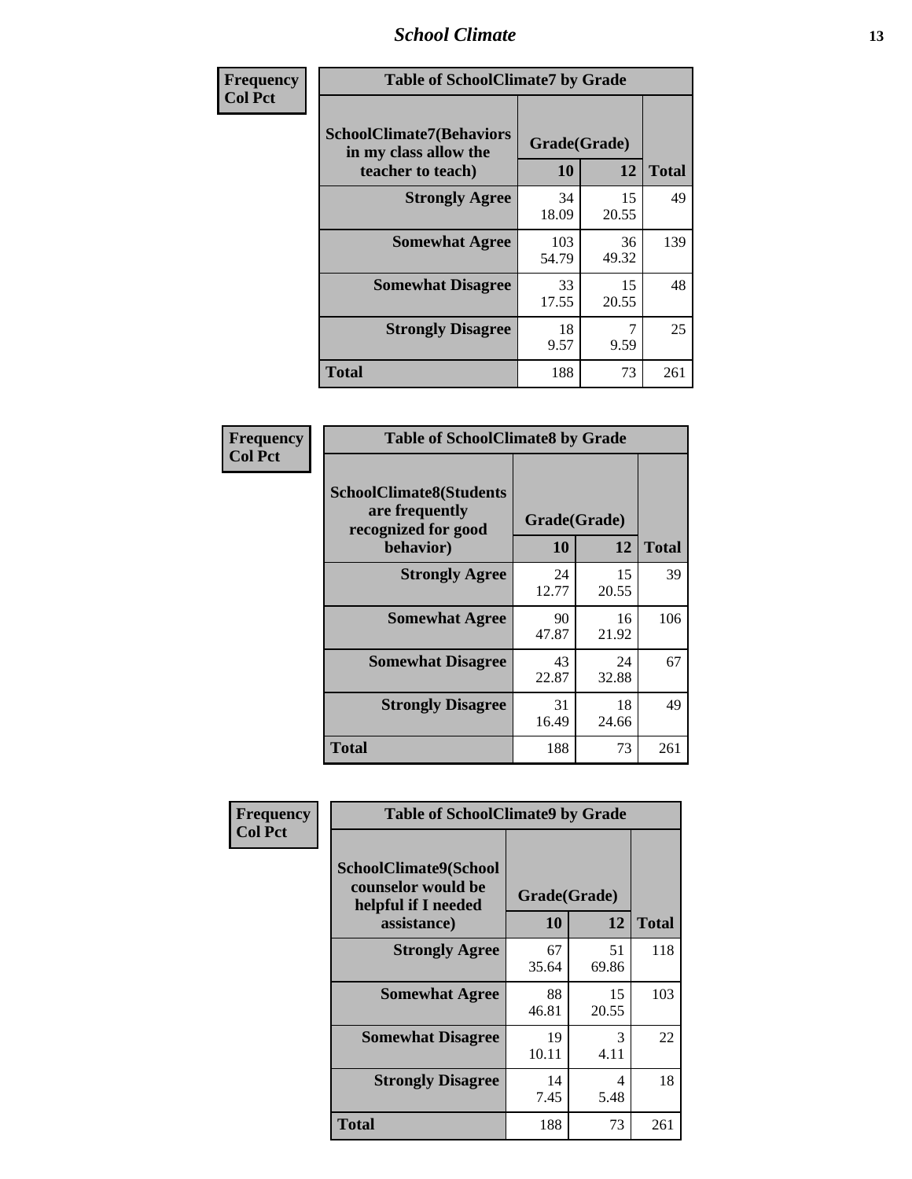| Frequency Col Pct | Table of SchoolClimate7 by Grade | | |
|---|---|---|---|
| SchoolClimate7(Behaviors in my class allow the teacher to teach) | Grade(Grade) | | |
| | 10 | 12 | Total |
| Strongly Agree | 34<br>18.09 | 15<br>20.55 | 49 |
| Somewhat Agree | 103<br>54.79 | 36<br>49.32 | 139 |
| Somewhat Disagree | 33<br>17.55 | 15<br>20.55 | 48 |
| Strongly Disagree | 18<br>9.57 | 7<br>9.59 | 25 |
| Total | 188 | 73 | 261 |

| Frequency Col Pct | Table of SchoolClimate8 by Grade | | |
|---|---|---|---|
| SchoolClimate8(Students are frequently recognized for good behavior) | Grade(Grade) | | |
| | 10 | 12 | Total |
| Strongly Agree | 24<br>12.77 | 15<br>20.55 | 39 |
| Somewhat Agree | 90<br>47.87 | 16<br>21.92 | 106 |
| Somewhat Disagree | 43<br>22.87 | 24<br>32.88 | 67 |
| Strongly Disagree | 31<br>16.49 | 18<br>24.66 | 49 |
| Total | 188 | 73 | 261 |

| Frequency Col Pct | Table of SchoolClimate9 by Grade | | |
|---|---|---|---|
| SchoolClimate9(School counselor would be helpful if I needed assistance) | Grade(Grade) | | |
| | 10 | 12 | Total |
| Strongly Agree | 67<br>35.64 | 51<br>69.86 | 118 |
| Somewhat Agree | 88<br>46.81 | 15<br>20.55 | 103 |
| Somewhat Disagree | 19<br>10.11 | 3<br>4.11 | 22 |
| Strongly Disagree | 14<br>7.45 | 4<br>5.48 | 18 |
| Total | 188 | 73 | 261 |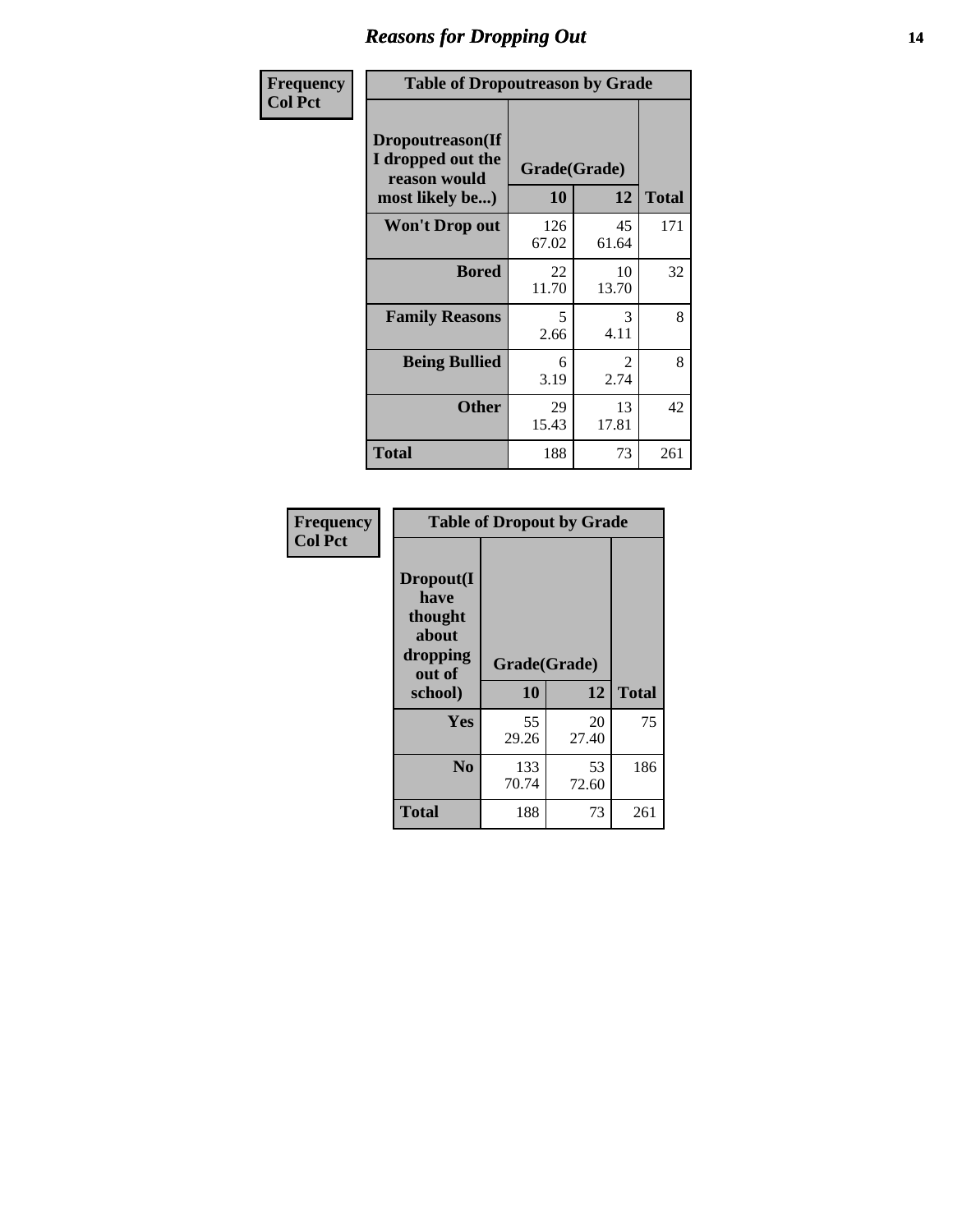# Reasons for Dropping Out

**Frequency**
**Col Pct**

| Table of Dropoutreason by Grade | | | |
|---|---|---|---|
| **Dropoutreason(If I dropped out the reason would most likely be...)** | **Grade(Grade)** | | **Total** |
| | **10** | **12** | |
| **Won't Drop out** | 126<br>67.02 | 45<br>61.64 | 171 |
| **Bored** | 22<br>11.70 | 10<br>13.70 | 32 |
| **Family Reasons** | 5<br>2.66 | 3<br>4.11 | 8 |
| **Being Bullied** | 6<br>3.19 | 2<br>2.74 | 8 |
| **Other** | 29<br>15.43 | 13<br>17.81 | 42 |
| **Total** | 188 | 73 | 261 |

**Frequency**
**Col Pct**

| Table of Dropout by Grade | | | |
|---|---|---|---|
| **Dropout(I have thought about dropping out of school)** | **Grade(Grade)** | | **Total** |
| | **10** | **12** | |
| **Yes** | 55<br>29.26 | 20<br>27.40 | 75 |
| **No** | 133<br>70.74 | 53<br>72.60 | 186 |
| **Total** | 188 | 73 | 261 |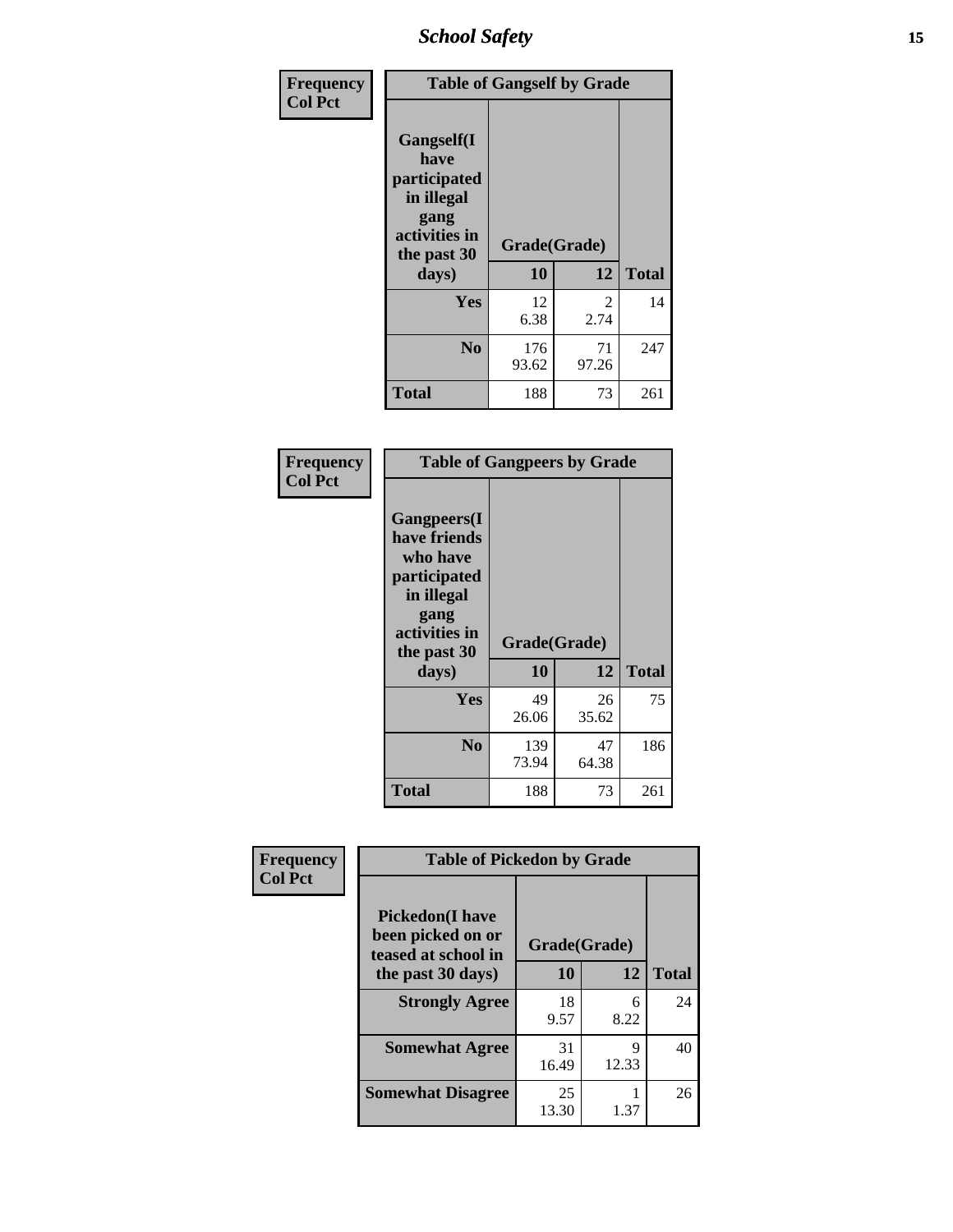| Frequency Col Pct | Table of Gangself by Grade | | |
|---|---|---|---|
| Gangself(I have participated in illegal gang activities in the past 30 days) | Grade(Grade) | | |
| | 10 | 12 | Total |
| Yes | 12<br>6.38 | 2<br>2.74 | 14 |
| No | 176<br>93.62 | 71<br>97.26 | 247 |
| Total | 188 | 73 | 261 |

| Frequency Col Pct | Table of Gangpeers by Grade | | |
|---|---|---|---|
| Gangpeers(I have friends who have participated in illegal gang activities in the past 30 days) | Grade(Grade) | | |
| | 10 | 12 | Total |
| Yes | 49<br>26.06 | 26<br>35.62 | 75 |
| No | 139<br>73.94 | 47<br>64.38 | 186 |
| Total | 188 | 73 | 261 |

| Frequency Col Pct | Table of Pickedon by Grade | | |
|---|---|---|---|
| Pickedon(I have been picked on or teased at school in the past 30 days) | Grade(Grade) | | |
| | 10 | 12 | Total |
| Strongly Agree | 18<br>9.57 | 6<br>8.22 | 24 |
| Somewhat Agree | 31<br>16.49 | 9<br>12.33 | 40 |
| Somewhat Disagree | 25<br>13.30 | 1<br>1.37 | 26 |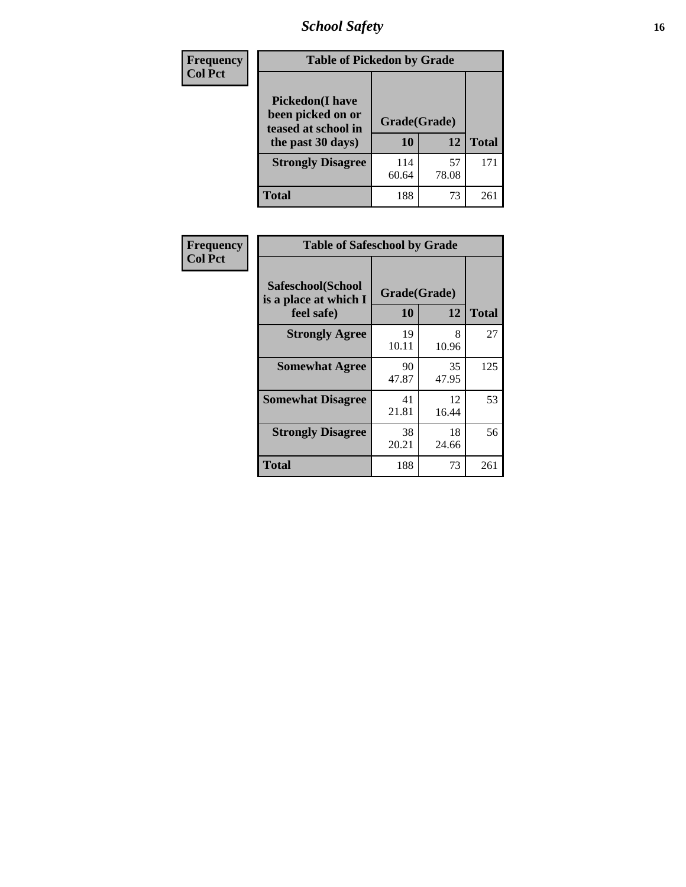| Frequency<br>Col Pct |
|---|

**Table of Pickedon by Grade**

| Pickedon(I have been picked on or teased at school in the past 30 days) | Grade(Grade) | | Total |
|---|---|---|---|
| | 10 | 12 | |
| Strongly Disagree | 114<br>60.64 | 57<br>78.08 | 171 |
| Total | 188 | 73 | 261 |

| Frequency<br>Col Pct |
|---|

**Table of Safeschool by Grade**

| Safeschool(School is a place at which I feel safe) | Grade(Grade) | | Total |
|---|---|---|---|
| | 10 | 12 | |
| Strongly Agree | 19<br>10.11 | 8<br>10.96 | 27 |
| Somewhat Agree | 90<br>47.87 | 35<br>47.95 | 125 |
| Somewhat Disagree | 41<br>21.81 | 12<br>16.44 | 53 |
| Strongly Disagree | 38<br>20.21 | 18<br>24.66 | 56 |
| Total | 188 | 73 | 261 |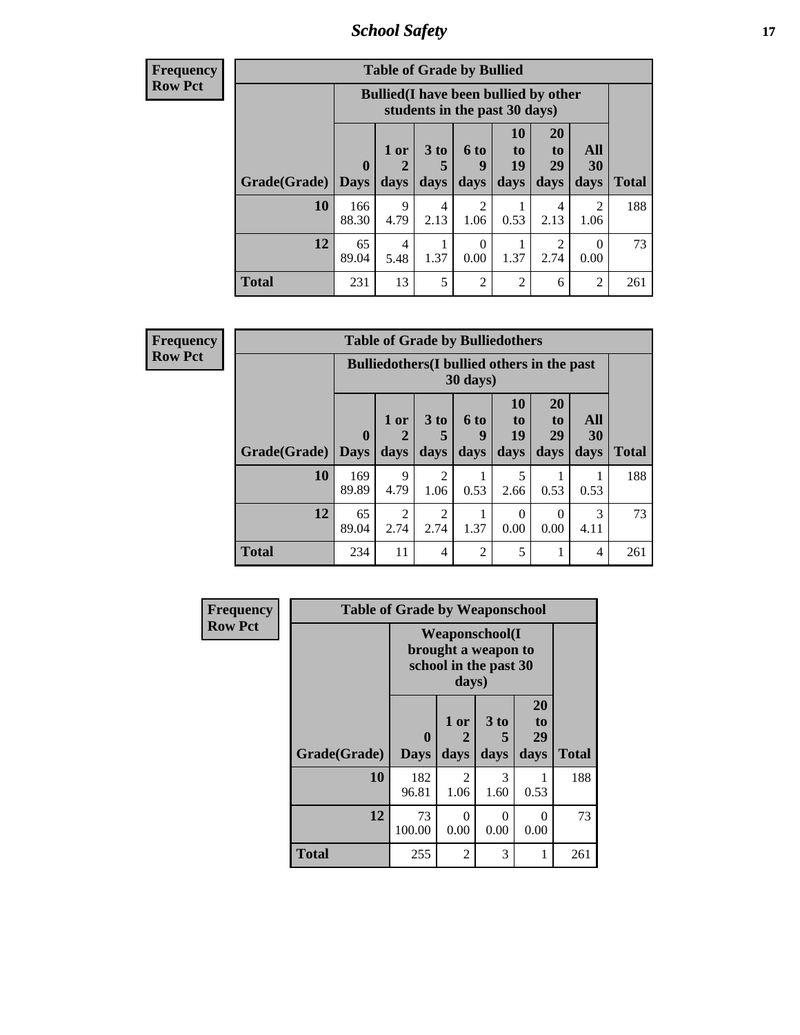| Frequency Row Pct | Table of Grade by Bullied | | | | | | | |
|---|---|---|---|---|---|---|---|---|
| | Bullied(I have been bullied by other students in the past 30 days) | | | | | | | |
| Grade(Grade) | 0 Days | 1 or 2 days | 3 to 5 days | 6 to 9 days | 10 to 19 days | 20 to 29 days | All 30 days | Total |
| 10 | 166 88.30 | 9 4.79 | 4 2.13 | 2 1.06 | 1 0.53 | 4 2.13 | 2 1.06 | 188 |
| 12 | 65 89.04 | 4 5.48 | 1 1.37 | 0 0.00 | 1 1.37 | 2 2.74 | 0 0.00 | 73 |
| Total | 231 | 13 | 5 | 2 | 2 | 6 | 2 | 261 |

| Frequency Row Pct | Table of Grade by Bulliedothers | | | | | | | |
|---|---|---|---|---|---|---|---|---|
| | Bulliedothers(I bullied others in the past 30 days) | | | | | | | |
| Grade(Grade) | 0 Days | 1 or 2 days | 3 to 5 days | 6 to 9 days | 10 to 19 days | 20 to 29 days | All 30 days | Total |
| 10 | 169 89.89 | 9 4.79 | 2 1.06 | 1 0.53 | 5 2.66 | 1 0.53 | 1 0.53 | 188 |
| 12 | 65 89.04 | 2 2.74 | 2 2.74 | 1 1.37 | 0 0.00 | 0 0.00 | 3 4.11 | 73 |
| Total | 234 | 11 | 4 | 2 | 5 | 1 | 4 | 261 |

| Frequency Row Pct | Table of Grade by Weaponschool | | | | |
|---|---|---|---|---|---|
| | Weaponschool(I brought a weapon to school in the past 30 days) | | | | |
| Grade(Grade) | 0 Days | 1 or 2 days | 3 to 5 days | 20 to 29 days | Total |
| 10 | 182 96.81 | 2 1.06 | 3 1.60 | 1 0.53 | 188 |
| 12 | 73 100.00 | 0 0.00 | 0 0.00 | 0 0.00 | 73 |
| Total | 255 | 2 | 3 | 1 | 261 |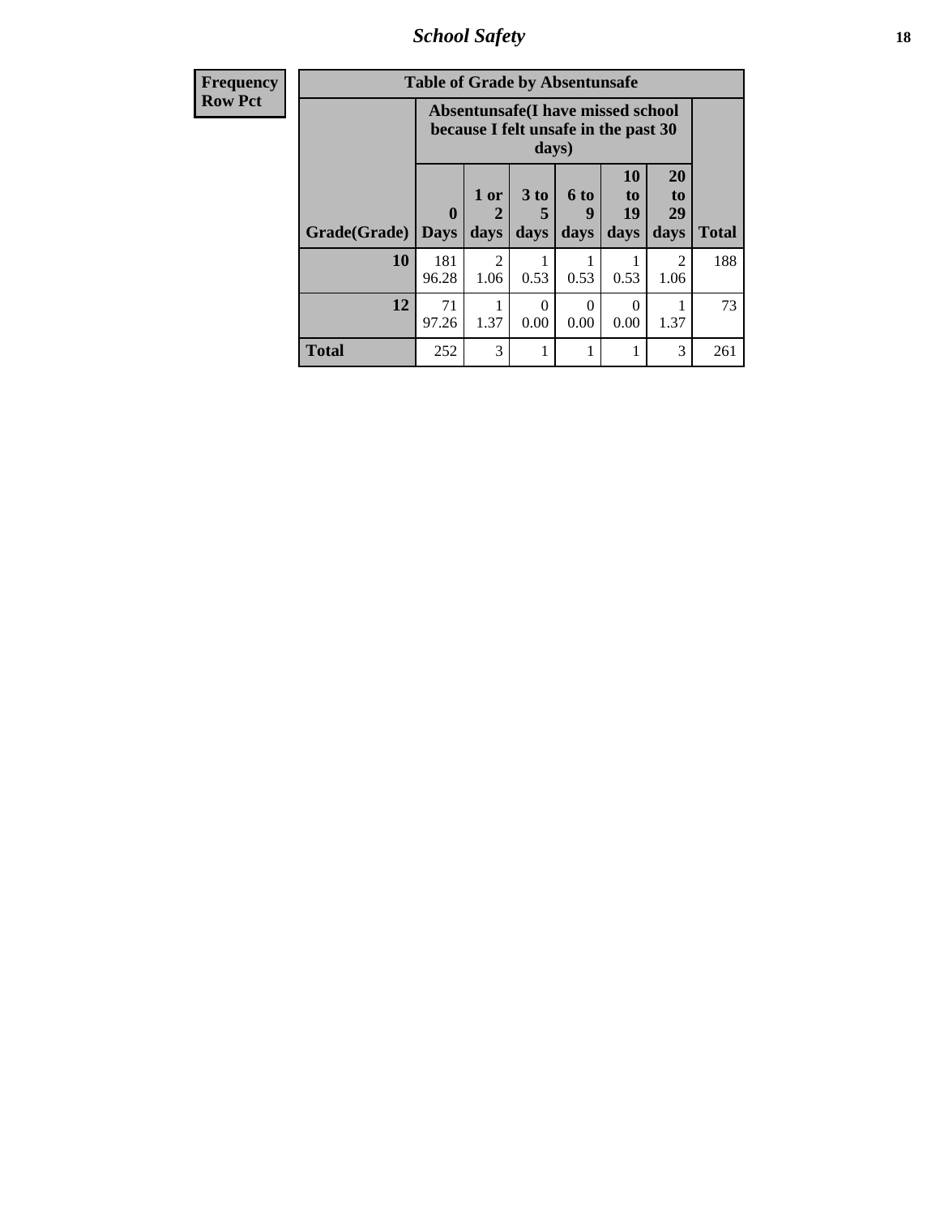| Frequency<br>Row Pct | Table of Grade by Absentunsafe | | | | | | |
|---|---|---|---|---|---|---|---|
| | Absentunsafe(I have missed school because I felt unsafe in the past 30 days) | | | | | | |
| Grade(Grade) | 0 Days | 1 or 2 days | 3 to 5 days | 6 to 9 days | 10 to 19 days | 20 to 29 days | Total |
| 10 | 181<br>96.28 | 2<br>1.06 | 1<br>0.53 | 1<br>0.53 | 1<br>0.53 | 2<br>1.06 | 188 |
| 12 | 71<br>97.26 | 1<br>1.37 | 0<br>0.00 | 0<br>0.00 | 0<br>0.00 | 1<br>1.37 | 73 |
| Total | 252 | 3 | 1 | 1 | 1 | 3 | 261 |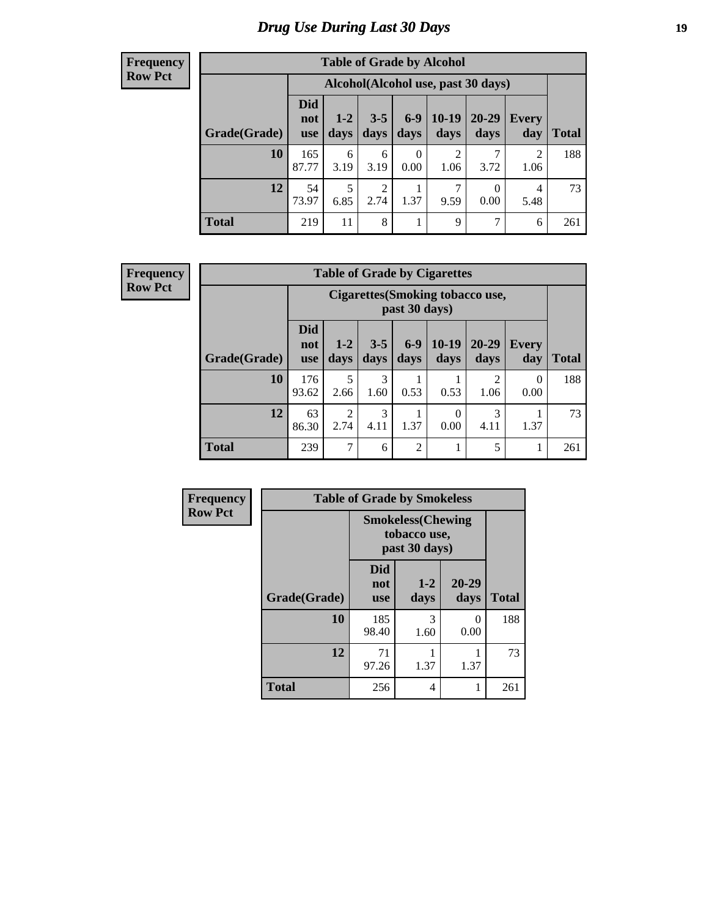# Drug Use During Last 30 Days

| Frequency<br>Row Pct |
|---|

**Table of Grade by Alcohol**

| Grade(Grade) | Alcohol(Alcohol use, past 30 days) | | | | | | | Total |
|---|---|---|---|---|---|---|---|---|
| | Did not use | 1-2 days | 3-5 days | 6-9 days | 10-19 days | 20-29 days | Every day | |
| 10 | 165<br>87.77 | 6<br>3.19 | 6<br>3.19 | 0<br>0.00 | 2<br>1.06 | 7<br>3.72 | 2<br>1.06 | 188 |
| 12 | 54<br>73.97 | 5<br>6.85 | 2<br>2.74 | 1<br>1.37 | 7<br>9.59 | 0<br>0.00 | 4<br>5.48 | 73 |
| Total | 219 | 11 | 8 | 1 | 9 | 7 | 6 | 261 |

| Frequency<br>Row Pct |
|---|

**Table of Grade by Cigarettes**

| Grade(Grade) | Cigarettes(Smoking tobacco use, past 30 days) | | | | | | | Total |
|---|---|---|---|---|---|---|---|---|
| | Did not use | 1-2 days | 3-5 days | 6-9 days | 10-19 days | 20-29 days | Every day | |
| 10 | 176<br>93.62 | 5<br>2.66 | 3<br>1.60 | 1<br>0.53 | 1<br>0.53 | 2<br>1.06 | 0<br>0.00 | 188 |
| 12 | 63<br>86.30 | 2<br>2.74 | 3<br>4.11 | 1<br>1.37 | 0<br>0.00 | 3<br>4.11 | 1<br>1.37 | 73 |
| Total | 239 | 7 | 6 | 2 | 1 | 5 | 1 | 261 |

| Frequency<br>Row Pct |
|---|

**Table of Grade by Smokeless**

| Grade(Grade) | Smokeless(Chewing tobacco use, past 30 days) | | | Total |
|---|---|---|---|---|
| | Did not use | 1-2 days | 20-29 days | |
| 10 | 185<br>98.40 | 3<br>1.60 | 0<br>0.00 | 188 |
| 12 | 71<br>97.26 | 1<br>1.37 | 1<br>1.37 | 73 |
| Total | 256 | 4 | 1 | 261 |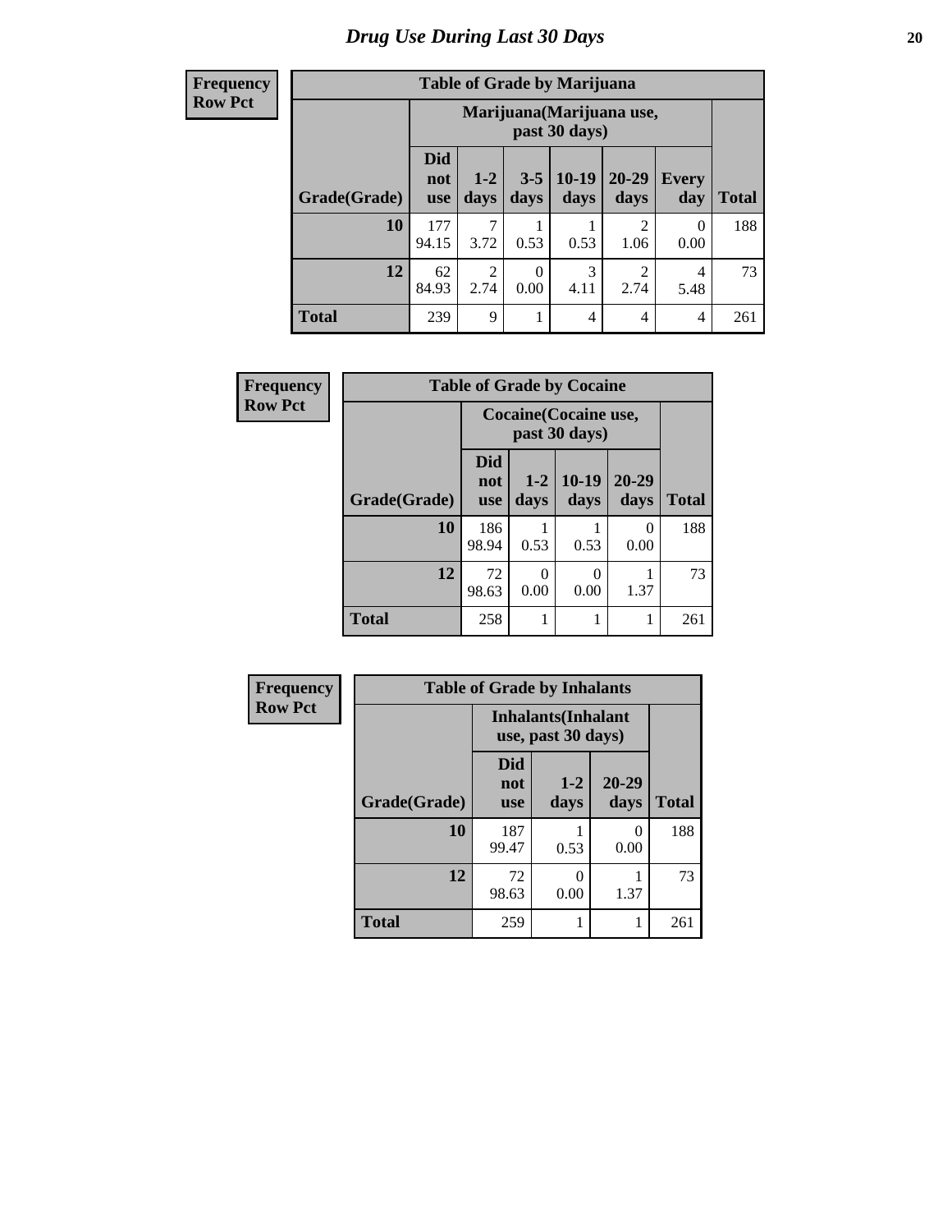# Drug Use During Last 30 Days

**Frequency**
**Row Pct**

| Table of Grade by Marijuana | | | | | | | |
|---|---|---|---|---|---|---|---|
| | Marijuana(Marijuana use, past 30 days) | | | | | | |
| Grade(Grade) | Did not use | 1-2 days | 3-5 days | 10-19 days | 20-29 days | Every day | Total |
| 10 | 177<br>94.15 | 7<br>3.72 | 1<br>0.53 | 1<br>0.53 | 2<br>1.06 | 0<br>0.00 | 188 |
| 12 | 62<br>84.93 | 2<br>2.74 | 0<br>0.00 | 3<br>4.11 | 2<br>2.74 | 4<br>5.48 | 73 |
| Total | 239 | 9 | 1 | 4 | 4 | 4 | 261 |

**Frequency**
**Row Pct**

| Table of Grade by Cocaine | | | | | |
|---|---|---|---|---|---|
| | Cocaine(Cocaine use, past 30 days) | | | | |
| Grade(Grade) | Did not use | 1-2 days | 10-19 days | 20-29 days | Total |
| 10 | 186<br>98.94 | 1<br>0.53 | 1<br>0.53 | 0<br>0.00 | 188 |
| 12 | 72<br>98.63 | 0<br>0.00 | 0<br>0.00 | 1<br>1.37 | 73 |
| Total | 258 | 1 | 1 | 1 | 261 |

**Frequency**
**Row Pct**

| Table of Grade by Inhalants | | | | |
|---|---|---|---|---|
| | Inhalants(Inhalant use, past 30 days) | | | |
| Grade(Grade) | Did not use | 1-2 days | 20-29 days | Total |
| 10 | 187<br>99.47 | 1<br>0.53 | 0<br>0.00 | 188 |
| 12 | 72<br>98.63 | 0<br>0.00 | 1<br>1.37 | 73 |
| Total | 259 | 1 | 1 | 261 |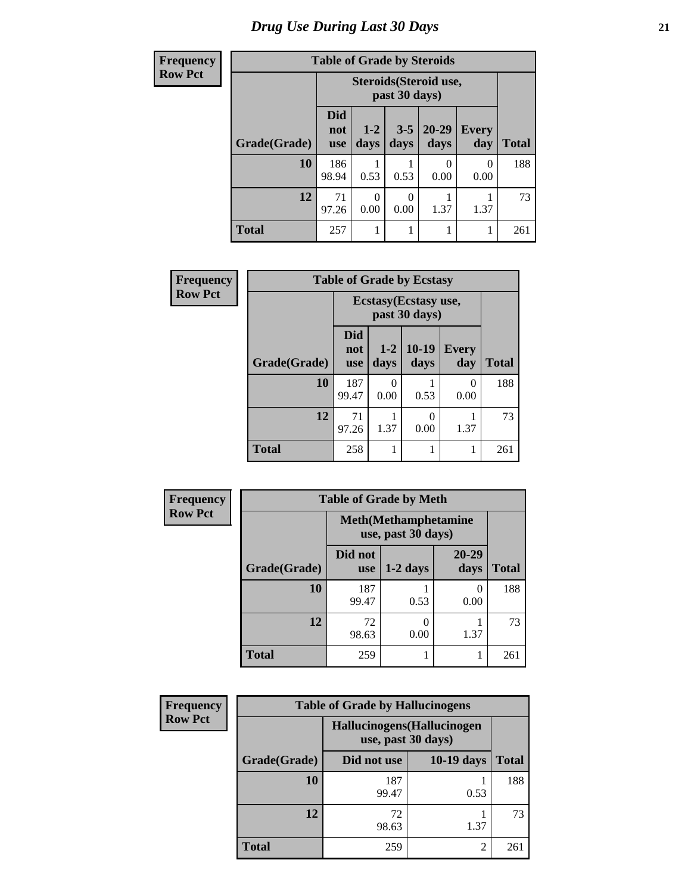# Drug Use During Last 30 Days

**Frequency**
**Row Pct**

**Table of Grade by Steroids**

| Grade(Grade) | Steroids(Steroid use, past 30 days) | | | | | Total |
|---|---|---|---|---|---|---|
| | Did not use | 1-2 days | 3-5 days | 20-29 days | Every day | |
| **10** | 186<br>98.94 | 1<br>0.53 | 1<br>0.53 | 0<br>0.00 | 0<br>0.00 | 188 |
| **12** | 71<br>97.26 | 0<br>0.00 | 0<br>0.00 | 1<br>1.37 | 1<br>1.37 | 73 |
| **Total** | 257 | 1 | 1 | 1 | 1 | 261 |

**Frequency**
**Row Pct**

**Table of Grade by Ecstasy**

| Grade(Grade) | Ecstasy(Ecstasy use, past 30 days) | | | | Total |
|---|---|---|---|---|---|
| | Did not use | 1-2 days | 10-19 days | Every day | |
| **10** | 187<br>99.47 | 0<br>0.00 | 1<br>0.53 | 0<br>0.00 | 188 |
| **12** | 71<br>97.26 | 1<br>1.37 | 0<br>0.00 | 1<br>1.37 | 73 |
| **Total** | 258 | 1 | 1 | 1 | 261 |

**Frequency**
**Row Pct**

**Table of Grade by Meth**

| Grade(Grade) | Meth(Methamphetamine use, past 30 days) | | | Total |
|---|---|---|---|---|
| | Did not use | 1-2 days | 20-29 days | |
| **10** | 187<br>99.47 | 1<br>0.53 | 0<br>0.00 | 188 |
| **12** | 72<br>98.63 | 0<br>0.00 | 1<br>1.37 | 73 |
| **Total** | 259 | 1 | 1 | 261 |

**Frequency**
**Row Pct**

**Table of Grade by Hallucinogens**

| Grade(Grade) | Hallucinogens(Hallucinogen use, past 30 days) | | Total |
|---|---|---|---|
| | Did not use | 10-19 days | |
| **10** | 187<br>99.47 | 1<br>0.53 | 188 |
| **12** | 72<br>98.63 | 1<br>1.37 | 73 |
| **Total** | 259 | 2 | 261 |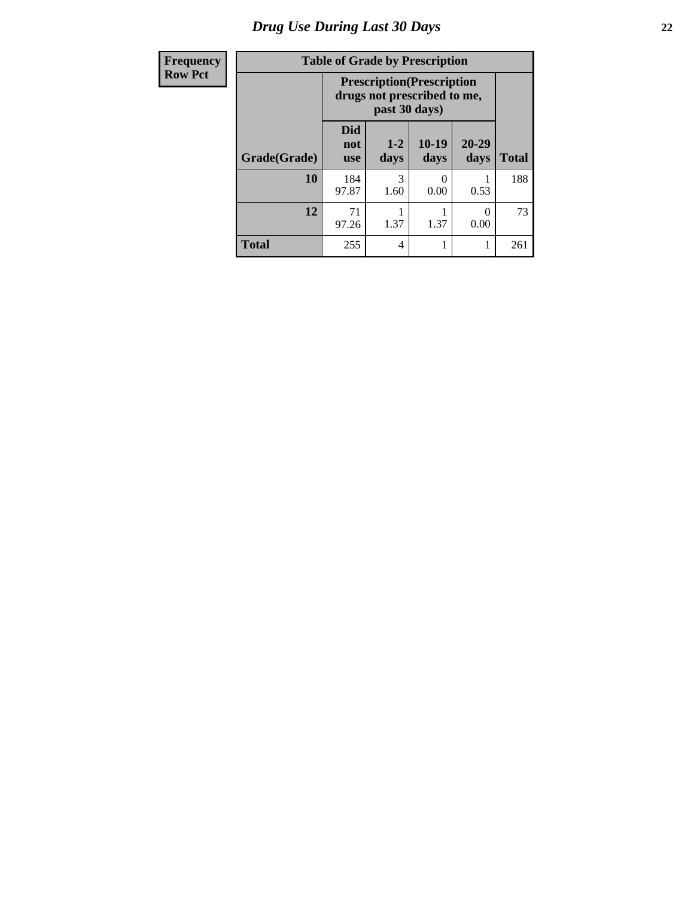# Drug Use During Last 30 Days

| Frequency Row Pct |
|---|

**Table of Grade by Prescription**

| Grade(Grade) | Prescription(Prescription drugs not prescribed to me, past 30 days) | | | | Total |
|---|---|---|---|---|---|
| | Did not use | 1-2 days | 10-19 days | 20-29 days | |
| 10 | 184<br>97.87 | 3<br>1.60 | 0<br>0.00 | 1<br>0.53 | 188 |
| 12 | 71<br>97.26 | 1<br>1.37 | 1<br>1.37 | 0<br>0.00 | 73 |
| Total | 255 | 4 | 1 | 1 | 261 |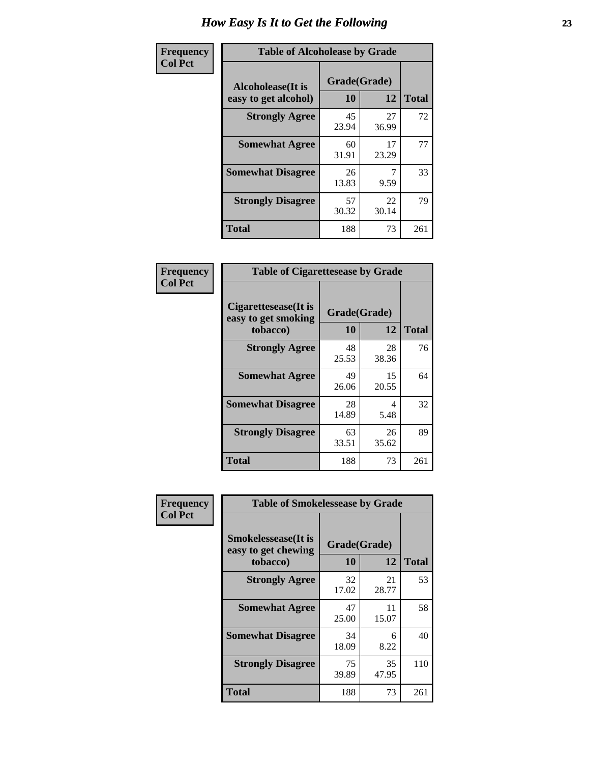# How Easy Is It to Get the Following

**Frequency**
**Col Pct**

**Table of Alcoholease by Grade**

| Alcoholease(It is easy to get alcohol) | Grade(Grade) | | Total |
|---|---|---|---|
| | 10 | 12 | |
| **Strongly Agree** | 45<br>23.94 | 27<br>36.99 | 72 |
| **Somewhat Agree** | 60<br>31.91 | 17<br>23.29 | 77 |
| **Somewhat Disagree** | 26<br>13.83 | 7<br>9.59 | 33 |
| **Strongly Disagree** | 57<br>30.32 | 22<br>30.14 | 79 |
| **Total** | 188 | 73 | 261 |

**Frequency**
**Col Pct**

**Table of Cigarettesease by Grade**

| Cigarettesease(It is easy to get smoking tobacco) | Grade(Grade) | | Total |
|---|---|---|---|
| | 10 | 12 | |
| **Strongly Agree** | 48<br>25.53 | 28<br>38.36 | 76 |
| **Somewhat Agree** | 49<br>26.06 | 15<br>20.55 | 64 |
| **Somewhat Disagree** | 28<br>14.89 | 4<br>5.48 | 32 |
| **Strongly Disagree** | 63<br>33.51 | 26<br>35.62 | 89 |
| **Total** | 188 | 73 | 261 |

**Frequency**
**Col Pct**

**Table of Smokelessease by Grade**

| Smokelessease(It is easy to get chewing tobacco) | Grade(Grade) | | Total |
|---|---|---|---|
| | 10 | 12 | |
| **Strongly Agree** | 32<br>17.02 | 21<br>28.77 | 53 |
| **Somewhat Agree** | 47<br>25.00 | 11<br>15.07 | 58 |
| **Somewhat Disagree** | 34<br>18.09 | 6<br>8.22 | 40 |
| **Strongly Disagree** | 75<br>39.89 | 35<br>47.95 | 110 |
| **Total** | 188 | 73 | 261 |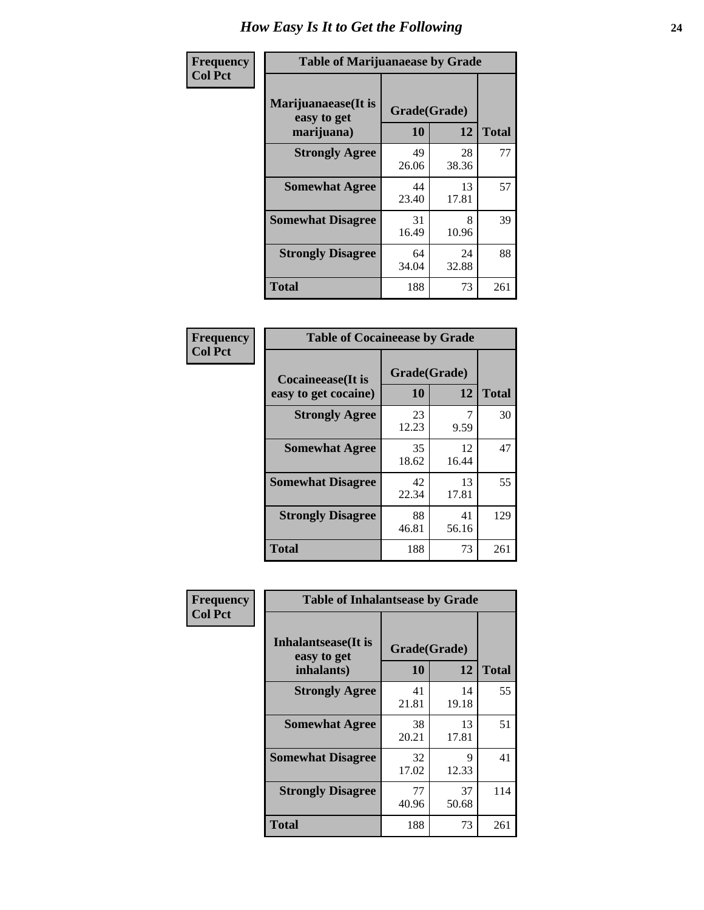# How Easy Is It to Get the Following

**Frequency / Col Pct**

| Table of Marijuanaease by Grade | | | |
|---|---|---|---|
| Marijuanaease(It is easy to get marijuana) | Grade(Grade) | | |
| | 10 | 12 | Total |
| **Strongly Agree** | 49<br>26.06 | 28<br>38.36 | 77 |
| **Somewhat Agree** | 44<br>23.40 | 13<br>17.81 | 57 |
| **Somewhat Disagree** | 31<br>16.49 | 8<br>10.96 | 39 |
| **Strongly Disagree** | 64<br>34.04 | 24<br>32.88 | 88 |
| **Total** | 188 | 73 | 261 |

**Frequency / Col Pct**

| Table of Cocaineease by Grade | | | |
|---|---|---|---|
| Cocaineease(It is easy to get cocaine) | Grade(Grade) | | |
| | 10 | 12 | Total |
| **Strongly Agree** | 23<br>12.23 | 7<br>9.59 | 30 |
| **Somewhat Agree** | 35<br>18.62 | 12<br>16.44 | 47 |
| **Somewhat Disagree** | 42<br>22.34 | 13<br>17.81 | 55 |
| **Strongly Disagree** | 88<br>46.81 | 41<br>56.16 | 129 |
| **Total** | 188 | 73 | 261 |

**Frequency / Col Pct**

| Table of Inhalantsease by Grade | | | |
|---|---|---|---|
| Inhalantsease(It is easy to get inhalants) | Grade(Grade) | | |
| | 10 | 12 | Total |
| **Strongly Agree** | 41<br>21.81 | 14<br>19.18 | 55 |
| **Somewhat Agree** | 38<br>20.21 | 13<br>17.81 | 51 |
| **Somewhat Disagree** | 32<br>17.02 | 9<br>12.33 | 41 |
| **Strongly Disagree** | 77<br>40.96 | 37<br>50.68 | 114 |
| **Total** | 188 | 73 | 261 |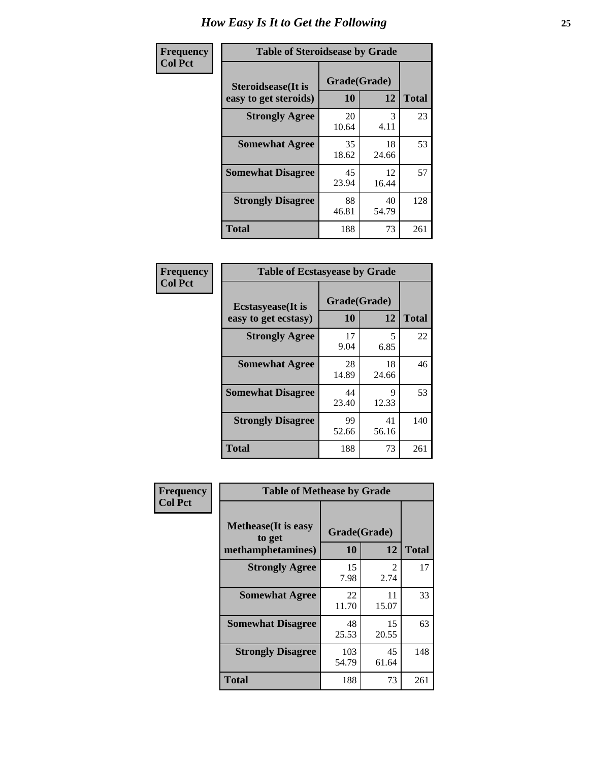# How Easy Is It to Get the Following

**Frequency**
**Col Pct**

**Table of Steroidsease by Grade**

| Steroidsease(It is easy to get steroids) | Grade(Grade) | | Total |
|---|---|---|---|
| | 10 | 12 | |
| **Strongly Agree** | 20<br>10.64 | 3<br>4.11 | 23 |
| **Somewhat Agree** | 35<br>18.62 | 18<br>24.66 | 53 |
| **Somewhat Disagree** | 45<br>23.94 | 12<br>16.44 | 57 |
| **Strongly Disagree** | 88<br>46.81 | 40<br>54.79 | 128 |
| **Total** | 188 | 73 | 261 |

**Frequency**
**Col Pct**

**Table of Ecstasyease by Grade**

| Ecstasyease(It is easy to get ecstasy) | Grade(Grade) | | Total |
|---|---|---|---|
| | 10 | 12 | |
| **Strongly Agree** | 17<br>9.04 | 5<br>6.85 | 22 |
| **Somewhat Agree** | 28<br>14.89 | 18<br>24.66 | 46 |
| **Somewhat Disagree** | 44<br>23.40 | 9<br>12.33 | 53 |
| **Strongly Disagree** | 99<br>52.66 | 41<br>56.16 | 140 |
| **Total** | 188 | 73 | 261 |

**Frequency**
**Col Pct**

**Table of Methease by Grade**

| Methease(It is easy to get methamphetamines) | Grade(Grade) | | Total |
|---|---|---|---|
| | 10 | 12 | |
| **Strongly Agree** | 15<br>7.98 | 2<br>2.74 | 17 |
| **Somewhat Agree** | 22<br>11.70 | 11<br>15.07 | 33 |
| **Somewhat Disagree** | 48<br>25.53 | 15<br>20.55 | 63 |
| **Strongly Disagree** | 103<br>54.79 | 45<br>61.64 | 148 |
| **Total** | 188 | 73 | 261 |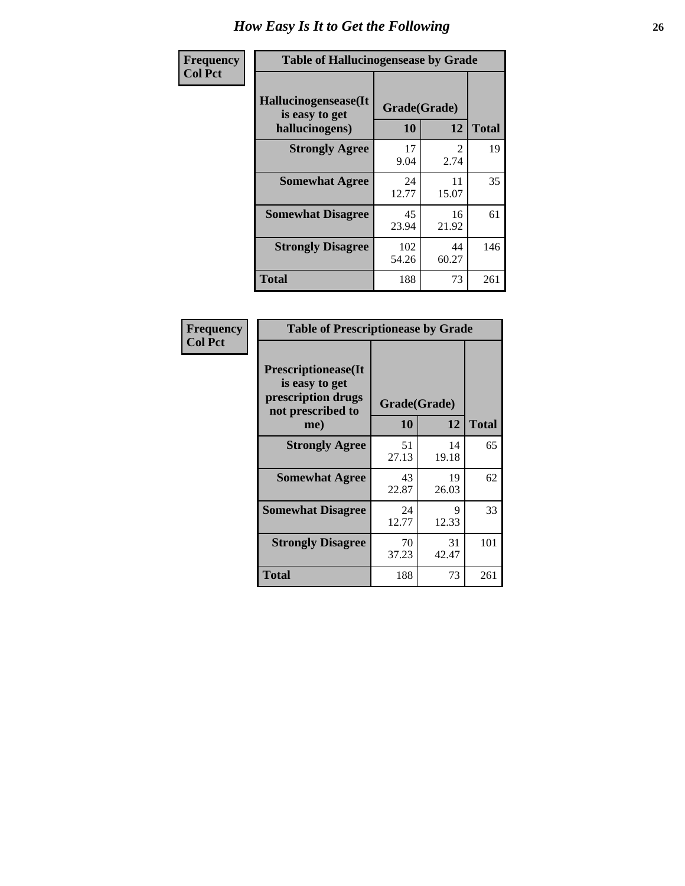# How Easy Is It to Get the Following

**Frequency**
**Col Pct**

| Table of Hallucinogensease by Grade | | | |
|---|---|---|---|
| **Hallucinogensease(It is easy to get hallucinogens)** | **Grade(Grade)** | | **Total** |
| | **10** | **12** | |
| **Strongly Agree** | 17<br>9.04 | 2<br>2.74 | 19 |
| **Somewhat Agree** | 24<br>12.77 | 11<br>15.07 | 35 |
| **Somewhat Disagree** | 45<br>23.94 | 16<br>21.92 | 61 |
| **Strongly Disagree** | 102<br>54.26 | 44<br>60.27 | 146 |
| **Total** | 188 | 73 | 261 |

**Frequency**
**Col Pct**

| Table of Prescriptionease by Grade | | | |
|---|---|---|---|
| **Prescriptionease(It is easy to get prescription drugs not prescribed to me)** | **Grade(Grade)** | | **Total** |
| | **10** | **12** | |
| **Strongly Agree** | 51<br>27.13 | 14<br>19.18 | 65 |
| **Somewhat Agree** | 43<br>22.87 | 19<br>26.03 | 62 |
| **Somewhat Disagree** | 24<br>12.77 | 9<br>12.33 | 33 |
| **Strongly Disagree** | 70<br>37.23 | 31<br>42.47 | 101 |
| **Total** | 188 | 73 | 261 |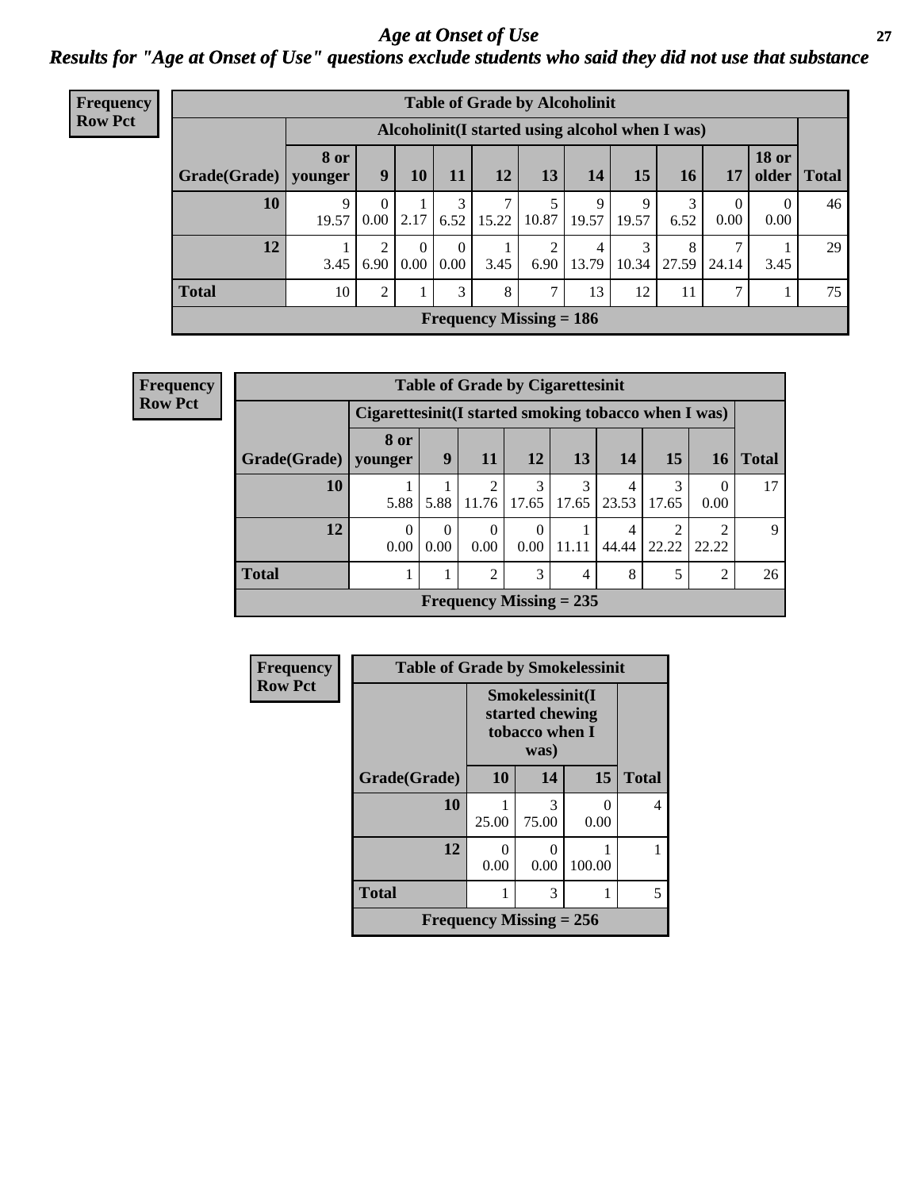# *Age at Onset of Use*

## *Results for "Age at Onset of Use" questions exclude students who said they did not use that substance*

**Frequency**
**Row Pct**

**Table of Grade by Alcoholinit**

| Grade(Grade) | Alcoholinit(I started using alcohol when I was) | | | | | | | | | | | Total |
|---|---|---|---|---|---|---|---|---|---|---|---|---|
| | 8 or younger | 9 | 10 | 11 | 12 | 13 | 14 | 15 | 16 | 17 | 18 or older | |
| 10 | 9<br>19.57 | 0<br>0.00 | 1<br>2.17 | 3<br>6.52 | 7<br>15.22 | 5<br>10.87 | 9<br>19.57 | 9<br>19.57 | 3<br>6.52 | 0<br>0.00 | 0<br>0.00 | 46 |
| 12 | 1<br>3.45 | 2<br>6.90 | 0<br>0.00 | 0<br>0.00 | 1<br>3.45 | 2<br>6.90 | 4<br>13.79 | 3<br>10.34 | 8<br>27.59 | 7<br>24.14 | 1<br>3.45 | 29 |
| Total | 10 | 2 | 1 | 3 | 8 | 7 | 13 | 12 | 11 | 7 | 1 | 75 |

**Frequency Missing = 186**

**Frequency**
**Row Pct**

**Table of Grade by Cigarettesinit**

| Grade(Grade) | Cigarettesinit(I started smoking tobacco when I was) | | | | | | | | Total |
|---|---|---|---|---|---|---|---|---|---|
| | 8 or younger | 9 | 11 | 12 | 13 | 14 | 15 | 16 | |
| 10 | 1<br>5.88 | 1<br>5.88 | 2<br>11.76 | 3<br>17.65 | 3<br>17.65 | 4<br>23.53 | 3<br>17.65 | 0<br>0.00 | 17 |
| 12 | 0<br>0.00 | 0<br>0.00 | 0<br>0.00 | 0<br>0.00 | 1<br>11.11 | 4<br>44.44 | 2<br>22.22 | 2<br>22.22 | 9 |
| Total | 1 | 1 | 2 | 3 | 4 | 8 | 5 | 2 | 26 |

**Frequency Missing = 235**

**Frequency**
**Row Pct**

**Table of Grade by Smokelessinit**

| Grade(Grade) | Smokelessinit(I started chewing tobacco when I was) | | | Total |
|---|---|---|---|---|
| | 10 | 14 | 15 | |
| 10 | 1<br>25.00 | 3<br>75.00 | 0<br>0.00 | 4 |
| 12 | 0<br>0.00 | 0<br>0.00 | 1<br>100.00 | 1 |
| Total | 1 | 3 | 1 | 5 |

**Frequency Missing = 256**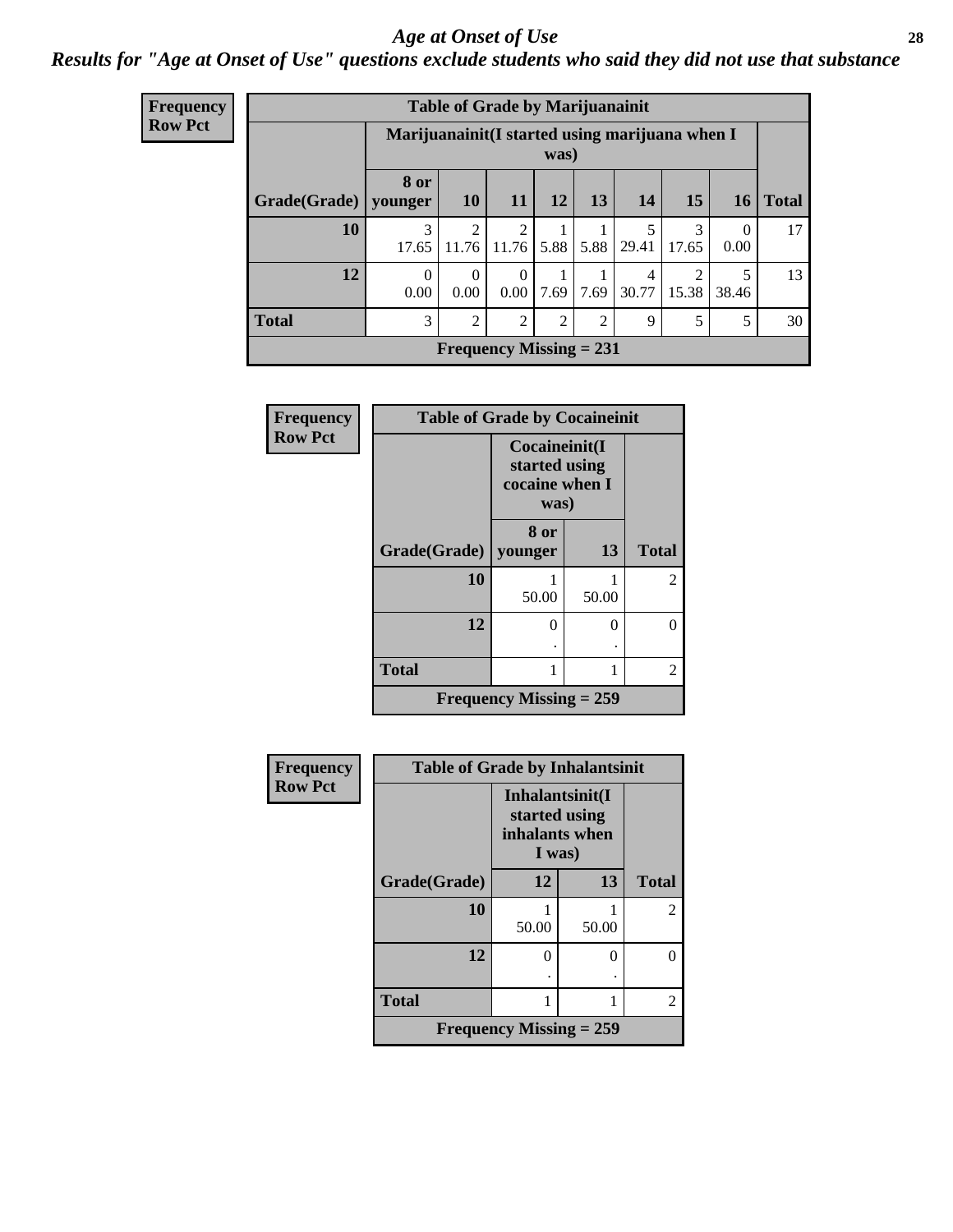# *Age at Onset of Use*

***Results for "Age at Onset of Use" questions exclude students who said they did not use that substance***

**Frequency**
**Row Pct**

**Table of Grade by Marijuanainit**

| Grade(Grade) | Marijuanainit(I started using marijuana when I was) | | | | | | | | Total |
|---|---|---|---|---|---|---|---|---|---|
| | 8 or younger | 10 | 11 | 12 | 13 | 14 | 15 | 16 | |
| 10 | 3<br>17.65 | 2<br>11.76 | 2<br>11.76 | 1<br>5.88 | 1<br>5.88 | 5<br>29.41 | 3<br>17.65 | 0<br>0.00 | 17 |
| 12 | 0<br>0.00 | 0<br>0.00 | 0<br>0.00 | 1<br>7.69 | 1<br>7.69 | 4<br>30.77 | 2<br>15.38 | 5<br>38.46 | 13 |
| Total | 3 | 2 | 2 | 2 | 2 | 9 | 5 | 5 | 30 |

**Frequency Missing = 231**

**Frequency**
**Row Pct**

**Table of Grade by Cocaineinit**

| Grade(Grade) | Cocaineinit(I started using cocaine when I was) | | Total |
|---|---|---|---|
| | 8 or younger | 13 | |
| 10 | 1<br>50.00 | 1<br>50.00 | 2 |
| 12 | 0<br>. | 0<br>. | 0 |
| Total | 1 | 1 | 2 |

**Frequency Missing = 259**

**Frequency**
**Row Pct**

**Table of Grade by Inhalantsinit**

| Grade(Grade) | Inhalantsinit(I started using inhalants when I was) | | Total |
|---|---|---|---|
| | 12 | 13 | |
| 10 | 1<br>50.00 | 1<br>50.00 | 2 |
| 12 | 0<br>. | 0<br>. | 0 |
| Total | 1 | 1 | 2 |

**Frequency Missing = 259**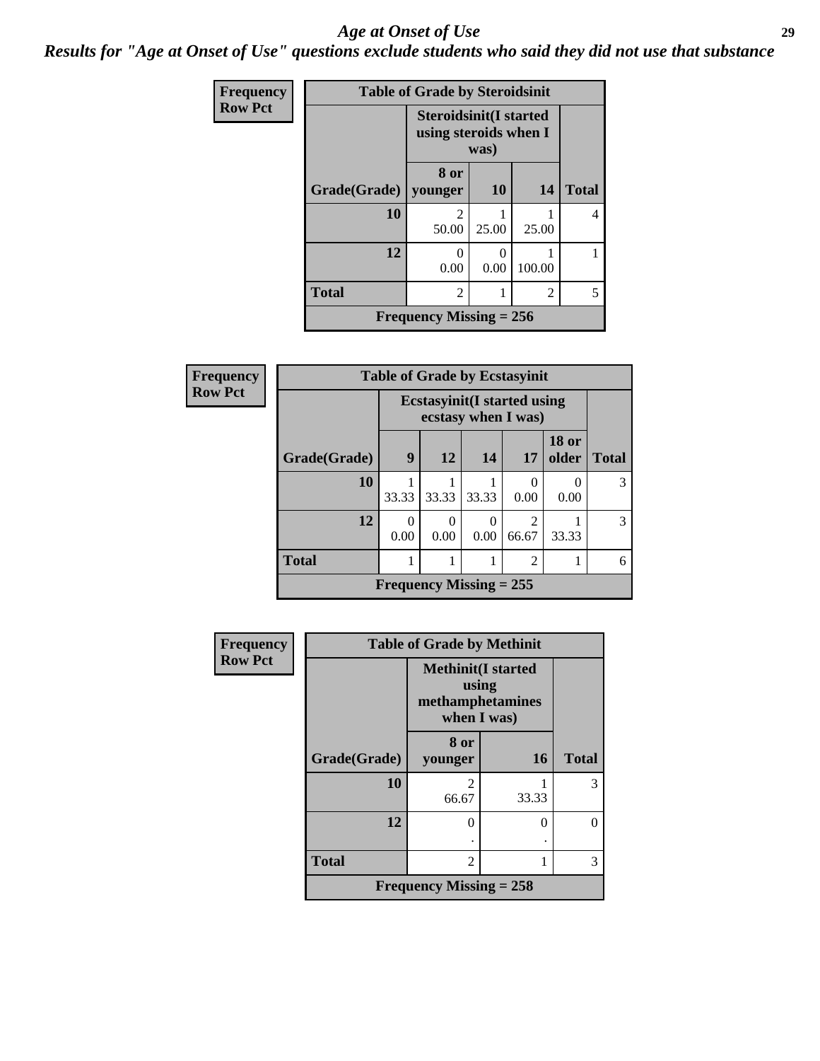# *Age at Onset of Use*

## *Results for "Age at Onset of Use" questions exclude students who said they did not use that substance*

**Frequency**
**Row Pct**

**Table of Grade by Steroidsinit**

| Grade(Grade) | Steroidsinit(I started using steroids when I was) 8 or younger | 10 | 14 | Total |
|---|---|---|---|---|
| 10 | 2<br>50.00 | 1<br>25.00 | 1<br>25.00 | 4 |
| 12 | 0<br>0.00 | 0<br>0.00 | 1<br>100.00 | 1 |
| Total | 2 | 1 | 2 | 5 |

Frequency Missing = 256

**Frequency**
**Row Pct**

**Table of Grade by Ecstasyinit**

| Grade(Grade) | Ecstasyinit(I started using ecstasy when I was) 9 | 12 | 14 | 17 | 18 or older | Total |
|---|---|---|---|---|---|---|
| 10 | 1<br>33.33 | 1<br>33.33 | 1<br>33.33 | 0<br>0.00 | 0<br>0.00 | 3 |
| 12 | 0<br>0.00 | 0<br>0.00 | 0<br>0.00 | 2<br>66.67 | 1<br>33.33 | 3 |
| Total | 1 | 1 | 1 | 2 | 1 | 6 |

Frequency Missing = 255

**Frequency**
**Row Pct**

**Table of Grade by Methinit**

| Grade(Grade) | Methinit(I started using methamphetamines when I was) 8 or younger | 16 | Total |
|---|---|---|---|
| 10 | 2<br>66.67 | 1<br>33.33 | 3 |
| 12 | 0<br>. | 0<br>. | 0 |
| Total | 2 | 1 | 3 |

Frequency Missing = 258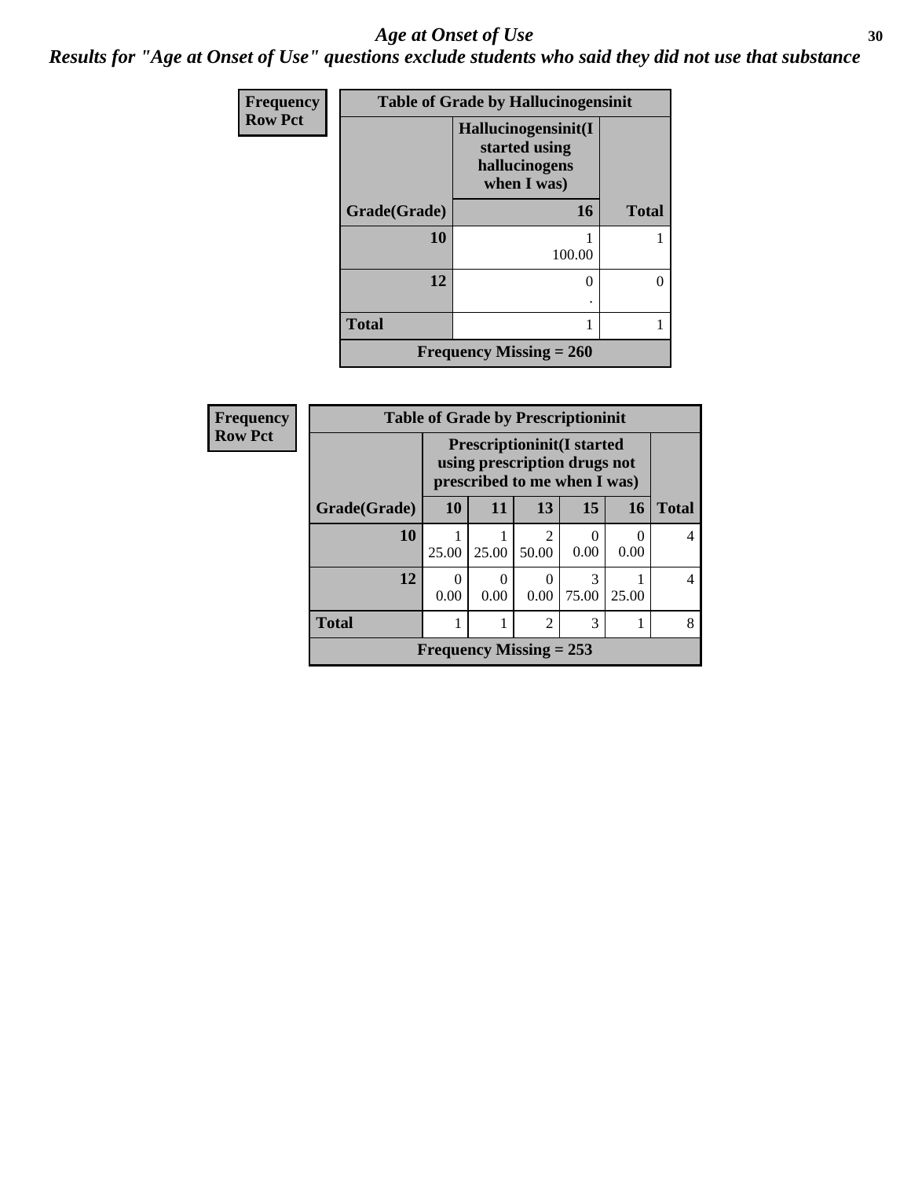# Age at Onset of Use

***Results for "Age at Onset of Use" questions exclude students who said they did not use that substance***

**Frequency**
**Row Pct**

| Table of Grade by Hallucinogensinit | | |
|---|---|---|
| | **Hallucinogensinit(I started using hallucinogens when I was)** | |
| **Grade(Grade)** | **16** | **Total** |
| **10** | 1<br>100.00 | 1 |
| **12** | 0<br>. | 0 |
| **Total** | 1 | 1 |
| **Frequency Missing = 260** | | |

**Frequency**
**Row Pct**

| Table of Grade by Prescriptioninit | | | | | | |
|---|---|---|---|---|---|---|
| | **Prescriptioninit(I started using prescription drugs not prescribed to me when I was)** | | | | | |
| **Grade(Grade)** | **10** | **11** | **13** | **15** | **16** | **Total** |
| **10** | 1<br>25.00 | 1<br>25.00 | 2<br>50.00 | 0<br>0.00 | 0<br>0.00 | 4 |
| **12** | 0<br>0.00 | 0<br>0.00 | 0<br>0.00 | 3<br>75.00 | 1<br>25.00 | 4 |
| **Total** | 1 | 1 | 2 | 3 | 1 | 8 |
| **Frequency Missing = 253** | | | | | | |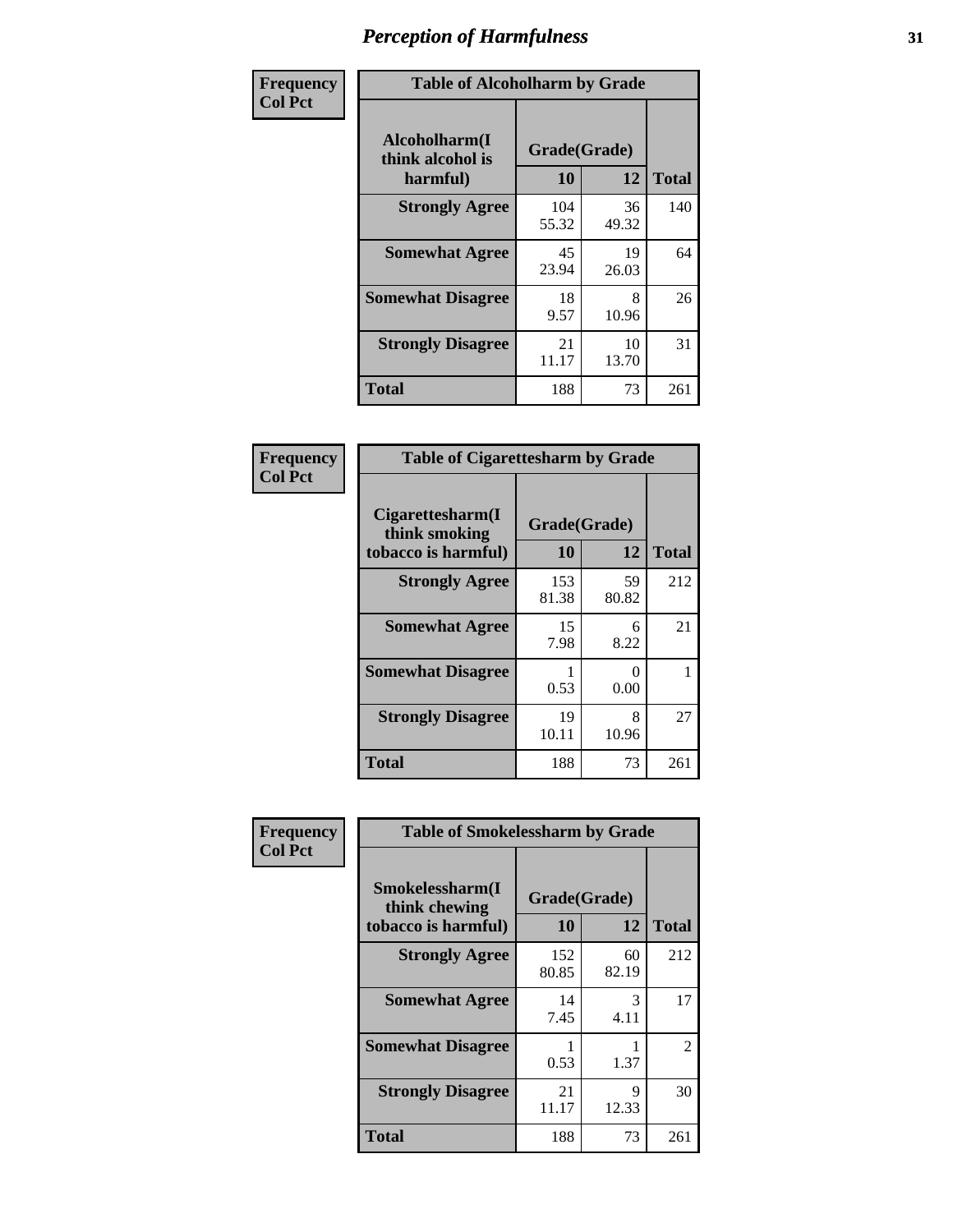# Perception of Harmfulness

| Frequency<br>Col Pct | Table of Alcoholharm by Grade | | |
|---|---|---|---|
| Alcoholharm(I think alcohol is harmful) | Grade(Grade) | | |
| | 10 | 12 | Total |
| Strongly Agree | 104<br>55.32 | 36<br>49.32 | 140 |
| Somewhat Agree | 45<br>23.94 | 19<br>26.03 | 64 |
| Somewhat Disagree | 18<br>9.57 | 8<br>10.96 | 26 |
| Strongly Disagree | 21<br>11.17 | 10<br>13.70 | 31 |
| Total | 188 | 73 | 261 |

| Frequency<br>Col Pct | Table of Cigarettesharm by Grade | | |
|---|---|---|---|
| Cigarettesharm(I think smoking tobacco is harmful) | Grade(Grade) | | |
| | 10 | 12 | Total |
| Strongly Agree | 153<br>81.38 | 59<br>80.82 | 212 |
| Somewhat Agree | 15<br>7.98 | 6<br>8.22 | 21 |
| Somewhat Disagree | 1<br>0.53 | 0<br>0.00 | 1 |
| Strongly Disagree | 19<br>10.11 | 8<br>10.96 | 27 |
| Total | 188 | 73 | 261 |

| Frequency<br>Col Pct | Table of Smokelessharm by Grade | | |
|---|---|---|---|
| Smokelessharm(I think chewing tobacco is harmful) | Grade(Grade) | | |
| | 10 | 12 | Total |
| Strongly Agree | 152<br>80.85 | 60<br>82.19 | 212 |
| Somewhat Agree | 14<br>7.45 | 3<br>4.11 | 17 |
| Somewhat Disagree | 1<br>0.53 | 1<br>1.37 | 2 |
| Strongly Disagree | 21<br>11.17 | 9<br>12.33 | 30 |
| Total | 188 | 73 | 261 |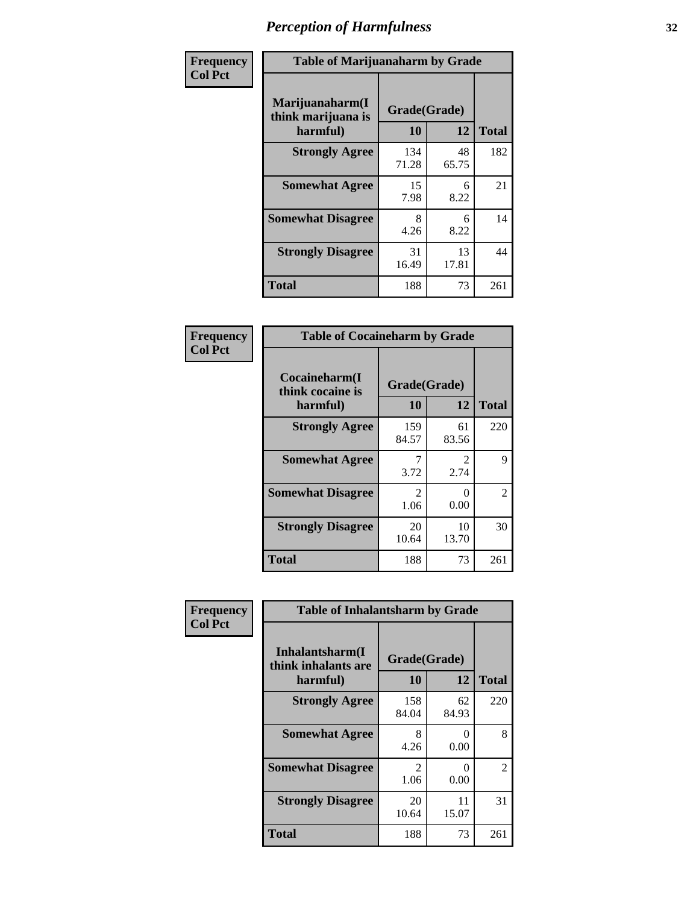# *Perception of Harmfulness*

| Frequency Col Pct |
|---|

**Table of Marijuanaharm by Grade**

| Marijuanaharm(I think marijuana is harmful) | Grade(Grade) 10 | 12 | Total |
|---|---|---|---|
| **Strongly Agree** | 134<br>71.28 | 48<br>65.75 | 182 |
| **Somewhat Agree** | 15<br>7.98 | 6<br>8.22 | 21 |
| **Somewhat Disagree** | 8<br>4.26 | 6<br>8.22 | 14 |
| **Strongly Disagree** | 31<br>16.49 | 13<br>17.81 | 44 |
| **Total** | 188 | 73 | 261 |

| Frequency Col Pct |
|---|

**Table of Cocaineharm by Grade**

| Cocaineharm(I think cocaine is harmful) | Grade(Grade) 10 | 12 | Total |
|---|---|---|---|
| **Strongly Agree** | 159<br>84.57 | 61<br>83.56 | 220 |
| **Somewhat Agree** | 7<br>3.72 | 2<br>2.74 | 9 |
| **Somewhat Disagree** | 2<br>1.06 | 0<br>0.00 | 2 |
| **Strongly Disagree** | 20<br>10.64 | 10<br>13.70 | 30 |
| **Total** | 188 | 73 | 261 |

| Frequency Col Pct |
|---|

**Table of Inhalantsharm by Grade**

| Inhalantsharm(I think inhalants are harmful) | Grade(Grade) 10 | 12 | Total |
|---|---|---|---|
| **Strongly Agree** | 158<br>84.04 | 62<br>84.93 | 220 |
| **Somewhat Agree** | 8<br>4.26 | 0<br>0.00 | 8 |
| **Somewhat Disagree** | 2<br>1.06 | 0<br>0.00 | 2 |
| **Strongly Disagree** | 20<br>10.64 | 11<br>15.07 | 31 |
| **Total** | 188 | 73 | 261 |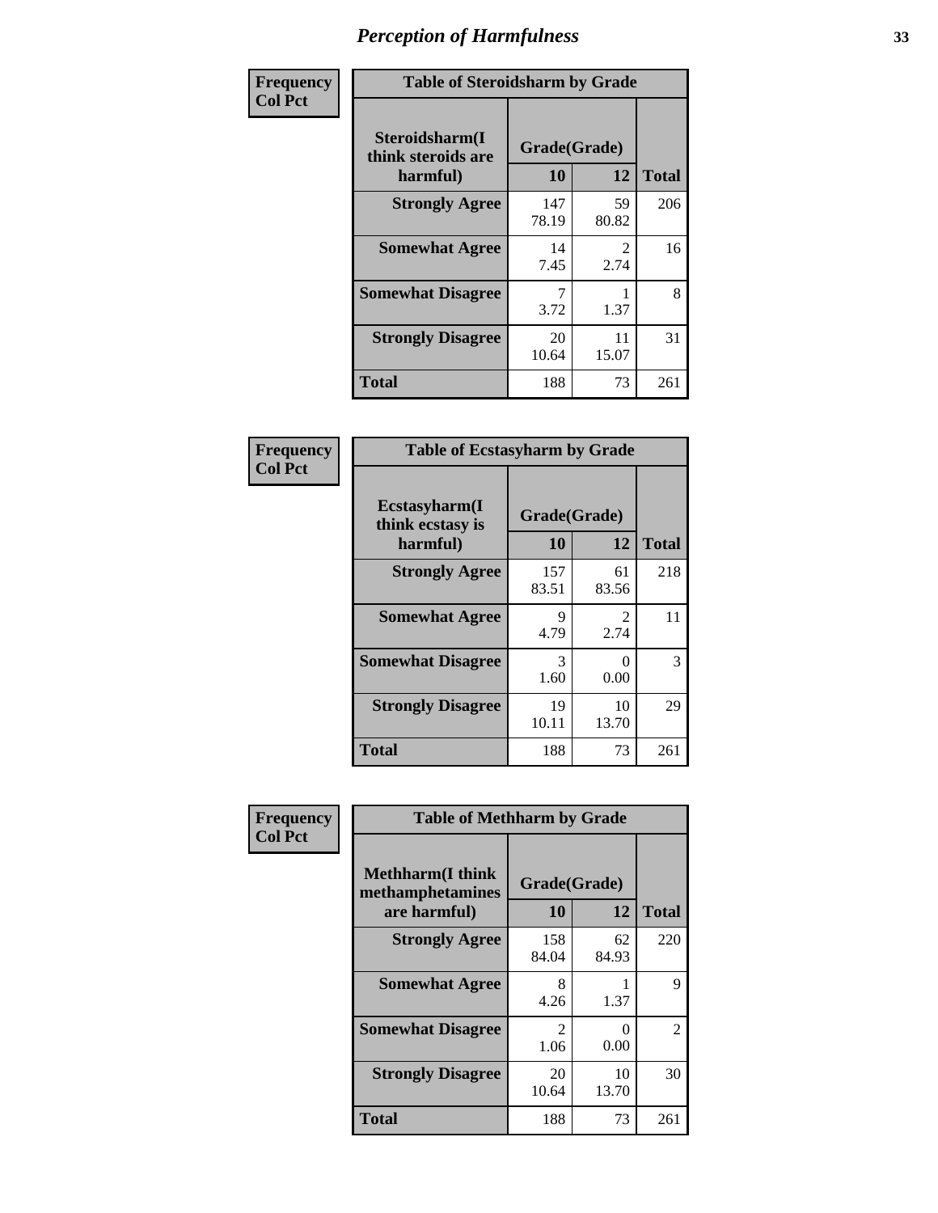# Perception of Harmfulness

| Frequency<br>Col Pct | Table of Steroidsharm by Grade | | |
|---|---|---|---|
| Steroidsharm(I think steroids are harmful) | Grade(Grade) | | |
| | 10 | 12 | Total |
| Strongly Agree | 147<br>78.19 | 59<br>80.82 | 206 |
| Somewhat Agree | 14<br>7.45 | 2<br>2.74 | 16 |
| Somewhat Disagree | 7<br>3.72 | 1<br>1.37 | 8 |
| Strongly Disagree | 20<br>10.64 | 11<br>15.07 | 31 |
| Total | 188 | 73 | 261 |

| Frequency<br>Col Pct | Table of Ecstasyharm by Grade | | |
|---|---|---|---|
| Ecstasyharm(I think ecstasy is harmful) | Grade(Grade) | | |
| | 10 | 12 | Total |
| Strongly Agree | 157<br>83.51 | 61<br>83.56 | 218 |
| Somewhat Agree | 9<br>4.79 | 2<br>2.74 | 11 |
| Somewhat Disagree | 3<br>1.60 | 0<br>0.00 | 3 |
| Strongly Disagree | 19<br>10.11 | 10<br>13.70 | 29 |
| Total | 188 | 73 | 261 |

| Frequency<br>Col Pct | Table of Methharm by Grade | | |
|---|---|---|---|
| Methharm(I think methamphetamines are harmful) | Grade(Grade) | | |
| | 10 | 12 | Total |
| Strongly Agree | 158<br>84.04 | 62<br>84.93 | 220 |
| Somewhat Agree | 8<br>4.26 | 1<br>1.37 | 9 |
| Somewhat Disagree | 2<br>1.06 | 0<br>0.00 | 2 |
| Strongly Disagree | 20<br>10.64 | 10<br>13.70 | 30 |
| Total | 188 | 73 | 261 |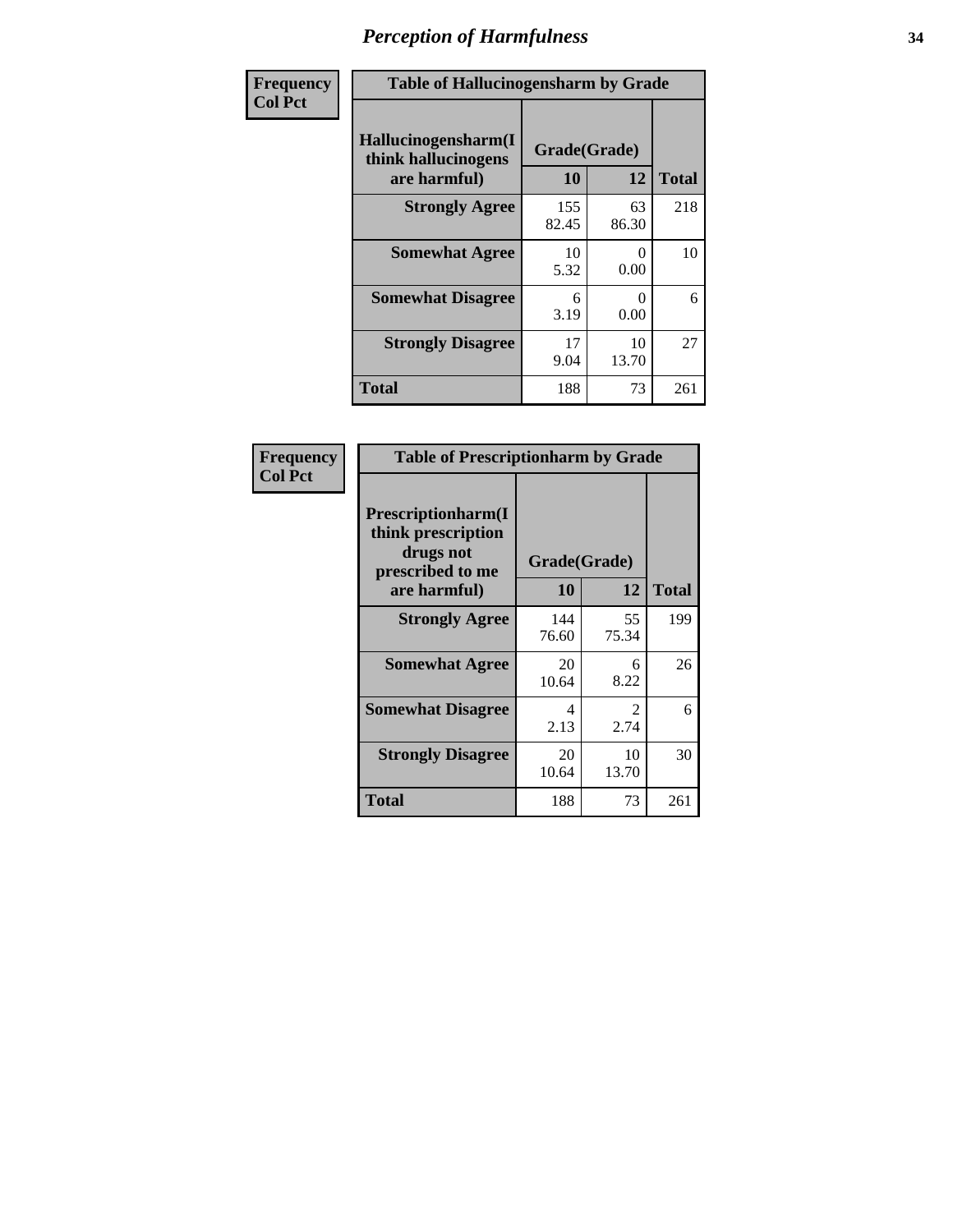# Perception of Harmfulness

**Frequency**
**Col Pct**

| Table of Hallucinogensharm by Grade | | | |
|---|---|---|---|
| **Hallucinogensharm(I think hallucinogens are harmful)** | **Grade(Grade)** | | **Total** |
| | **10** | **12** | |
| **Strongly Agree** | 155<br>82.45 | 63<br>86.30 | 218 |
| **Somewhat Agree** | 10<br>5.32 | 0<br>0.00 | 10 |
| **Somewhat Disagree** | 6<br>3.19 | 0<br>0.00 | 6 |
| **Strongly Disagree** | 17<br>9.04 | 10<br>13.70 | 27 |
| **Total** | 188 | 73 | 261 |

**Frequency**
**Col Pct**

| Table of Prescriptionharm by Grade | | | |
|---|---|---|---|
| **Prescriptionharm(I think prescription drugs not prescribed to me are harmful)** | **Grade(Grade)** | | **Total** |
| | **10** | **12** | |
| **Strongly Agree** | 144<br>76.60 | 55<br>75.34 | 199 |
| **Somewhat Agree** | 20<br>10.64 | 6<br>8.22 | 26 |
| **Somewhat Disagree** | 4<br>2.13 | 2<br>2.74 | 6 |
| **Strongly Disagree** | 20<br>10.64 | 10<br>13.70 | 30 |
| **Total** | 188 | 73 | 261 |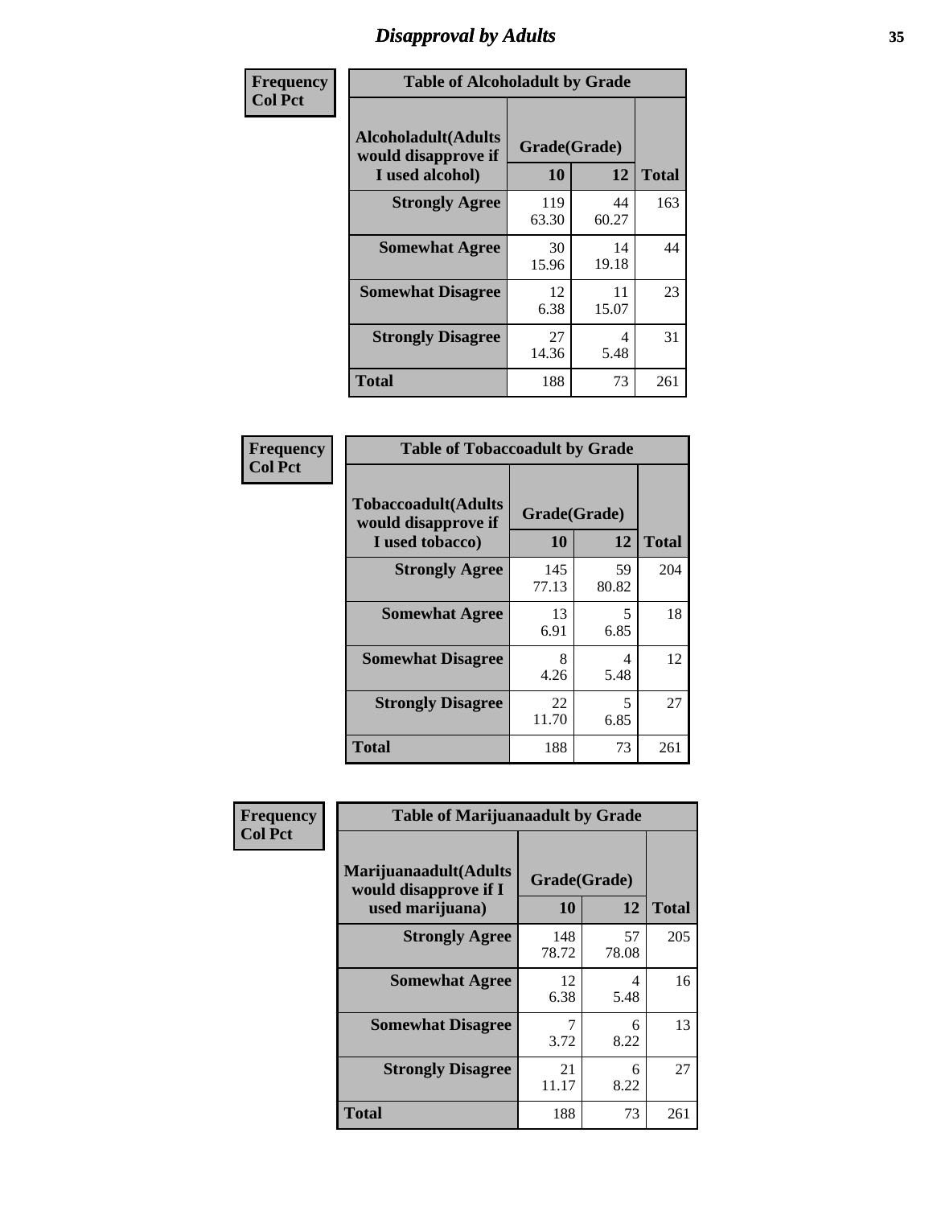# Disapproval by Adults

| Frequency<br>Col Pct | Table of Alcoholadult by Grade | | |
|---|---|---|---|
| **Alcoholadult(Adults would disapprove if I used alcohol)** | **Grade(Grade)** | | **Total** |
| | **10** | **12** | |
| **Strongly Agree** | 119<br>63.30 | 44<br>60.27 | 163 |
| **Somewhat Agree** | 30<br>15.96 | 14<br>19.18 | 44 |
| **Somewhat Disagree** | 12<br>6.38 | 11<br>15.07 | 23 |
| **Strongly Disagree** | 27<br>14.36 | 4<br>5.48 | 31 |
| **Total** | 188 | 73 | 261 |

| Frequency<br>Col Pct | Table of Tobaccoadult by Grade | | |
|---|---|---|---|
| **Tobaccoadult(Adults would disapprove if I used tobacco)** | **Grade(Grade)** | | **Total** |
| | **10** | **12** | |
| **Strongly Agree** | 145<br>77.13 | 59<br>80.82 | 204 |
| **Somewhat Agree** | 13<br>6.91 | 5<br>6.85 | 18 |
| **Somewhat Disagree** | 8<br>4.26 | 4<br>5.48 | 12 |
| **Strongly Disagree** | 22<br>11.70 | 5<br>6.85 | 27 |
| **Total** | 188 | 73 | 261 |

| Frequency<br>Col Pct | Table of Marijuanaadult by Grade | | |
|---|---|---|---|
| **Marijuanaadult(Adults would disapprove if I used marijuana)** | **Grade(Grade)** | | **Total** |
| | **10** | **12** | |
| **Strongly Agree** | 148<br>78.72 | 57<br>78.08 | 205 |
| **Somewhat Agree** | 12<br>6.38 | 4<br>5.48 | 16 |
| **Somewhat Disagree** | 7<br>3.72 | 6<br>8.22 | 13 |
| **Strongly Disagree** | 21<br>11.17 | 6<br>8.22 | 27 |
| **Total** | 188 | 73 | 261 |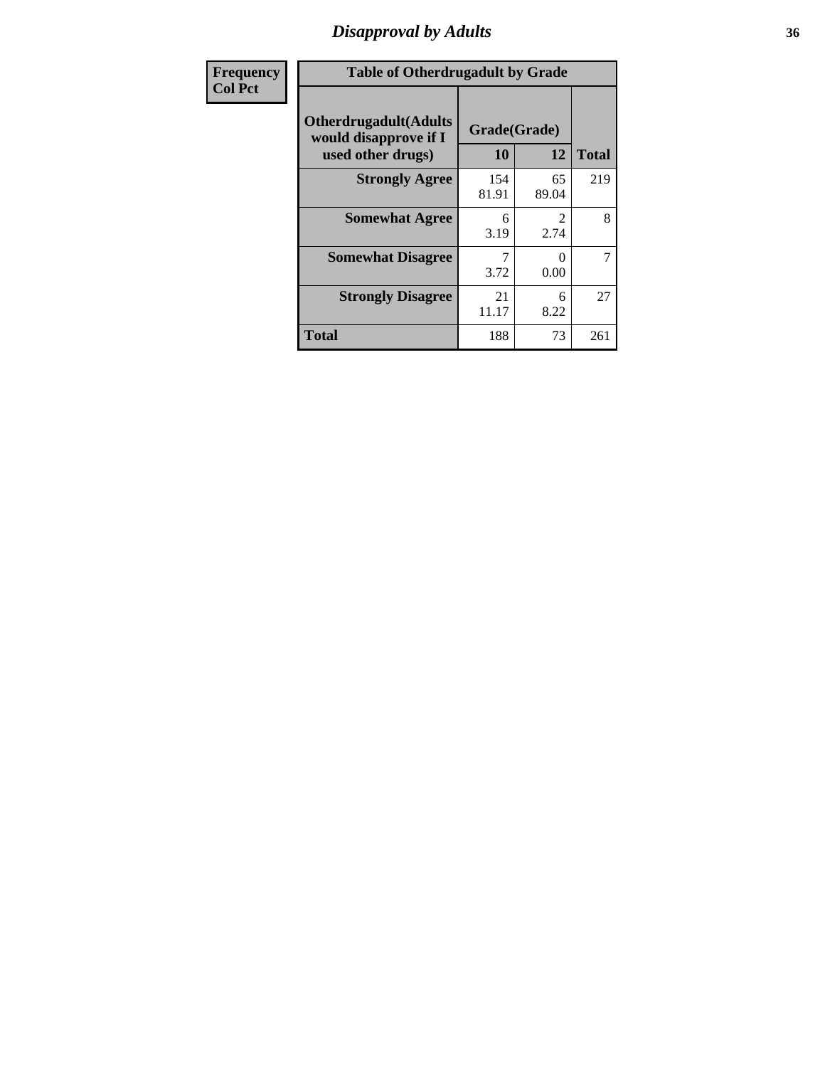# Disapproval by Adults

| Frequency<br>Col Pct |
|---|

**Table of Otherdrugadult by Grade**

| Otherdrugadult(Adults would disapprove if I used other drugs) | Grade(Grade) | | |
|---|---|---|---|
| | 10 | 12 | Total |
| Strongly Agree | 154<br>81.91 | 65<br>89.04 | 219 |
| Somewhat Agree | 6<br>3.19 | 2<br>2.74 | 8 |
| Somewhat Disagree | 7<br>3.72 | 0<br>0.00 | 7 |
| Strongly Disagree | 21<br>11.17 | 6<br>8.22 | 27 |
| Total | 188 | 73 | 261 |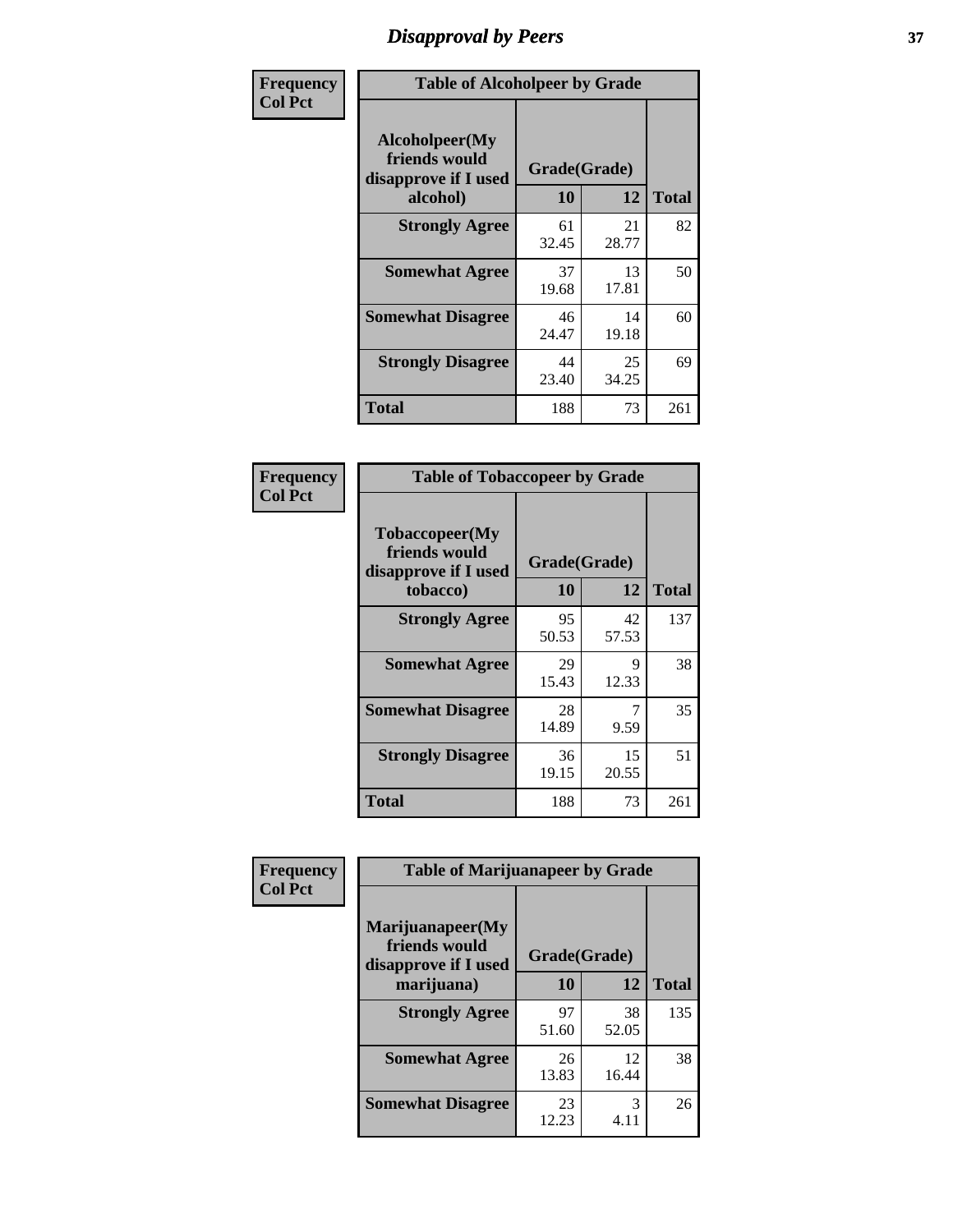# Disapproval by Peers

**Frequency**
**Col Pct**

| Table of Alcoholpeer by Grade | | | |
|---|---|---|---|
| Alcoholpeer(My friends would disapprove if I used alcohol) | Grade(Grade) | | |
| | 10 | 12 | Total |
| Strongly Agree | 61<br>32.45 | 21<br>28.77 | 82 |
| Somewhat Agree | 37<br>19.68 | 13<br>17.81 | 50 |
| Somewhat Disagree | 46<br>24.47 | 14<br>19.18 | 60 |
| Strongly Disagree | 44<br>23.40 | 25<br>34.25 | 69 |
| Total | 188 | 73 | 261 |

**Frequency**
**Col Pct**

| Table of Tobaccopeer by Grade | | | |
|---|---|---|---|
| Tobaccopeer(My friends would disapprove if I used tobacco) | Grade(Grade) | | |
| | 10 | 12 | Total |
| Strongly Agree | 95<br>50.53 | 42<br>57.53 | 137 |
| Somewhat Agree | 29<br>15.43 | 9<br>12.33 | 38 |
| Somewhat Disagree | 28<br>14.89 | 7<br>9.59 | 35 |
| Strongly Disagree | 36<br>19.15 | 15<br>20.55 | 51 |
| Total | 188 | 73 | 261 |

**Frequency**
**Col Pct**

| Table of Marijuanapeer by Grade | | | |
|---|---|---|---|
| Marijuanapeer(My friends would disapprove if I used marijuana) | Grade(Grade) | | |
| | 10 | 12 | Total |
| Strongly Agree | 97<br>51.60 | 38<br>52.05 | 135 |
| Somewhat Agree | 26<br>13.83 | 12<br>16.44 | 38 |
| Somewhat Disagree | 23<br>12.23 | 3<br>4.11 | 26 |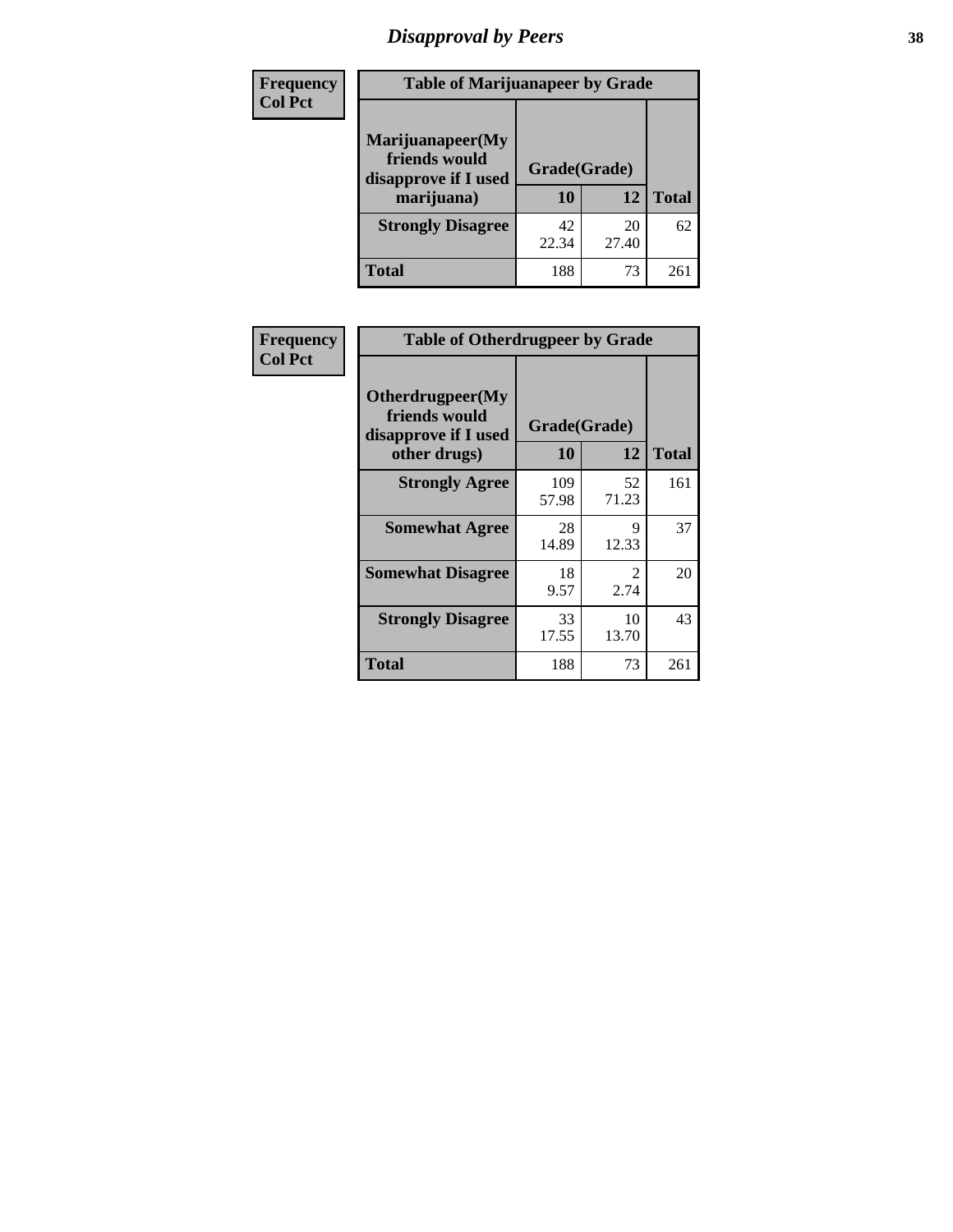# Disapproval by Peers

| Frequency Col Pct | | | |
|---|---|---|---|

**Table of Marijuanapeer by Grade**

| Marijuanapeer(My friends would disapprove if I used marijuana) | Grade(Grade) | | Total |
|---|---|---|---|
| | 10 | 12 | |
| Strongly Disagree | 42<br>22.34 | 20<br>27.40 | 62 |
| Total | 188 | 73 | 261 |

| Frequency Col Pct | | | |
|---|---|---|---|

**Table of Otherdrugpeer by Grade**

| Otherdrugpeer(My friends would disapprove if I used other drugs) | Grade(Grade) | | Total |
|---|---|---|---|
| | 10 | 12 | |
| Strongly Agree | 109<br>57.98 | 52<br>71.23 | 161 |
| Somewhat Agree | 28<br>14.89 | 9<br>12.33 | 37 |
| Somewhat Disagree | 18<br>9.57 | 2<br>2.74 | 20 |
| Strongly Disagree | 33<br>17.55 | 10<br>13.70 | 43 |
| Total | 188 | 73 | 261 |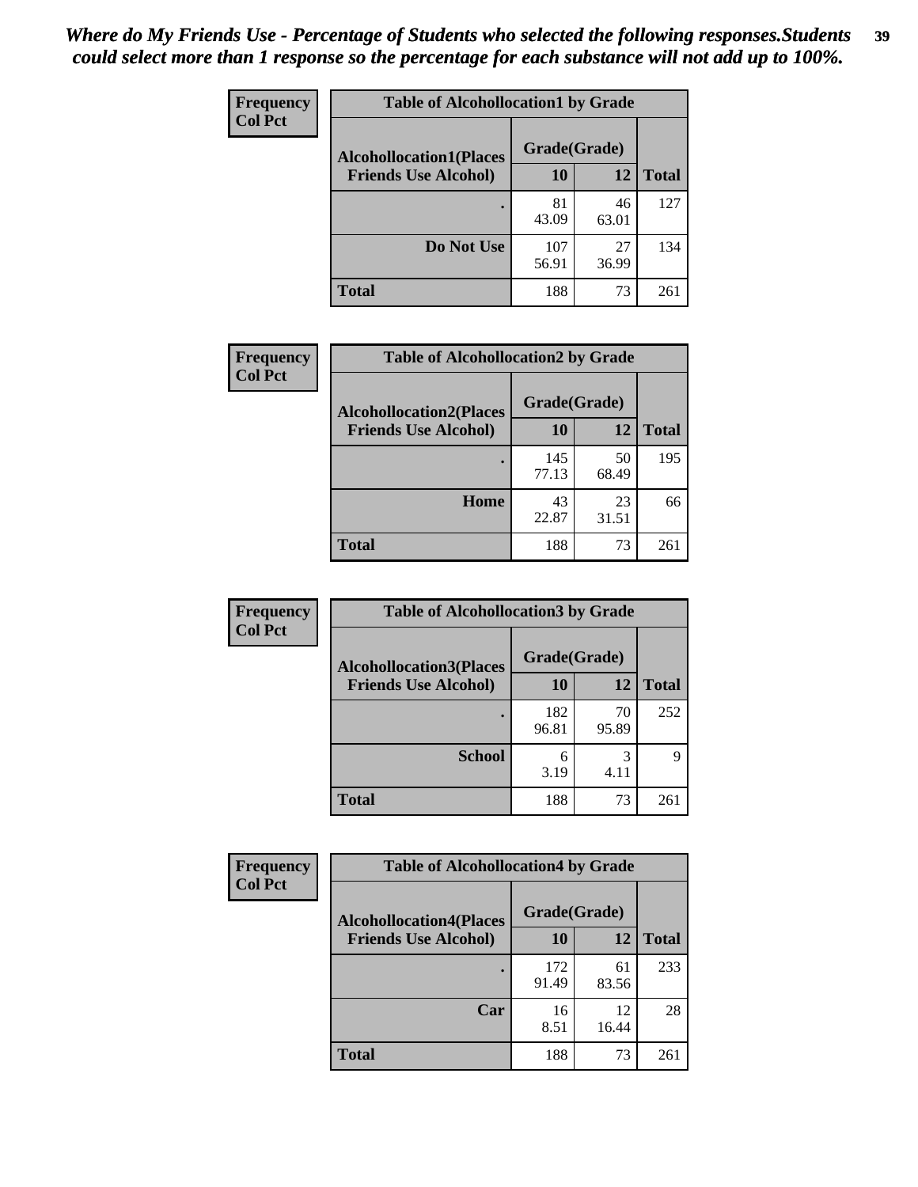*Where do My Friends Use - Percentage of Students who selected the following responses.Students could select more than 1 response so the percentage for each substance will not add up to 100%.*

Frequency
Col Pct

| Table of Alcohollocation1 by Grade | | | |
|---|---|---|---|
| Alcohollocation1(Places Friends Use Alcohol) | Grade(Grade) | | |
| | 10 | 12 | Total |
| . | 81<br>43.09 | 46<br>63.01 | 127 |
| Do Not Use | 107<br>56.91 | 27<br>36.99 | 134 |
| Total | 188 | 73 | 261 |

Frequency
Col Pct

| Table of Alcohollocation2 by Grade | | | |
|---|---|---|---|
| Alcohollocation2(Places Friends Use Alcohol) | Grade(Grade) | | |
| | 10 | 12 | Total |
| . | 145<br>77.13 | 50<br>68.49 | 195 |
| Home | 43<br>22.87 | 23<br>31.51 | 66 |
| Total | 188 | 73 | 261 |

Frequency
Col Pct

| Table of Alcohollocation3 by Grade | | | |
|---|---|---|---|
| Alcohollocation3(Places Friends Use Alcohol) | Grade(Grade) | | |
| | 10 | 12 | Total |
| . | 182<br>96.81 | 70<br>95.89 | 252 |
| School | 6<br>3.19 | 3<br>4.11 | 9 |
| Total | 188 | 73 | 261 |

Frequency
Col Pct

| Table of Alcohollocation4 by Grade | | | |
|---|---|---|---|
| Alcohollocation4(Places Friends Use Alcohol) | Grade(Grade) | | |
| | 10 | 12 | Total |
| . | 172<br>91.49 | 61<br>83.56 | 233 |
| Car | 16<br>8.51 | 12<br>16.44 | 28 |
| Total | 188 | 73 | 261 |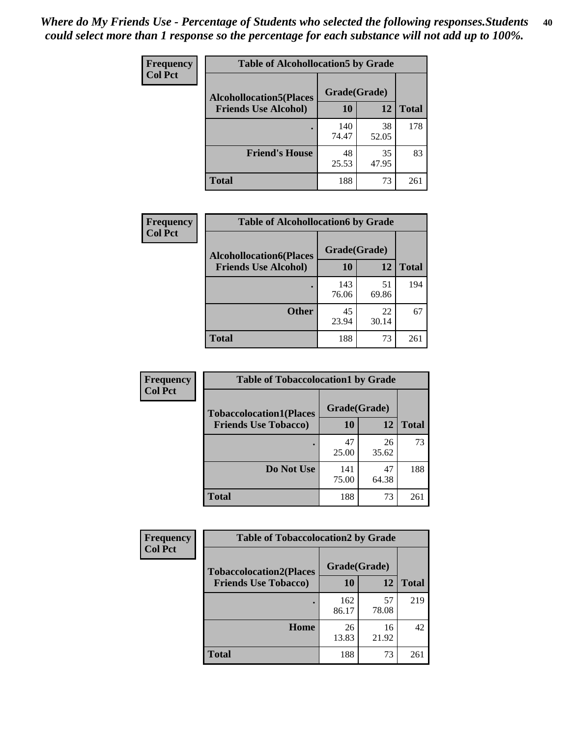*Where do My Friends Use - Percentage of Students who selected the following responses.Students could select more than 1 response so the percentage for each substance will not add up to 100%.*

**Frequency**
**Col Pct**

| Table of Alcohollocation5 by Grade | | | |
|---|---|---|---|
| **Alcohollocation5(Places Friends Use Alcohol)** | **Grade(Grade)** | | |
| | **10** | **12** | **Total** |
| **.** | 140<br>74.47 | 38<br>52.05 | 178 |
| **Friend's House** | 48<br>25.53 | 35<br>47.95 | 83 |
| **Total** | 188 | 73 | 261 |

**Frequency**
**Col Pct**

| Table of Alcohollocation6 by Grade | | | |
|---|---|---|---|
| **Alcohollocation6(Places Friends Use Alcohol)** | **Grade(Grade)** | | |
| | **10** | **12** | **Total** |
| **.** | 143<br>76.06 | 51<br>69.86 | 194 |
| **Other** | 45<br>23.94 | 22<br>30.14 | 67 |
| **Total** | 188 | 73 | 261 |

**Frequency**
**Col Pct**

| Table of Tobaccolocation1 by Grade | | | |
|---|---|---|---|
| **Tobaccolocation1(Places Friends Use Tobacco)** | **Grade(Grade)** | | |
| | **10** | **12** | **Total** |
| **.** | 47<br>25.00 | 26<br>35.62 | 73 |
| **Do Not Use** | 141<br>75.00 | 47<br>64.38 | 188 |
| **Total** | 188 | 73 | 261 |

**Frequency**
**Col Pct**

| Table of Tobaccolocation2 by Grade | | | |
|---|---|---|---|
| **Tobaccolocation2(Places Friends Use Tobacco)** | **Grade(Grade)** | | |
| | **10** | **12** | **Total** |
| **.** | 162<br>86.17 | 57<br>78.08 | 219 |
| **Home** | 26<br>13.83 | 16<br>21.92 | 42 |
| **Total** | 188 | 73 | 261 |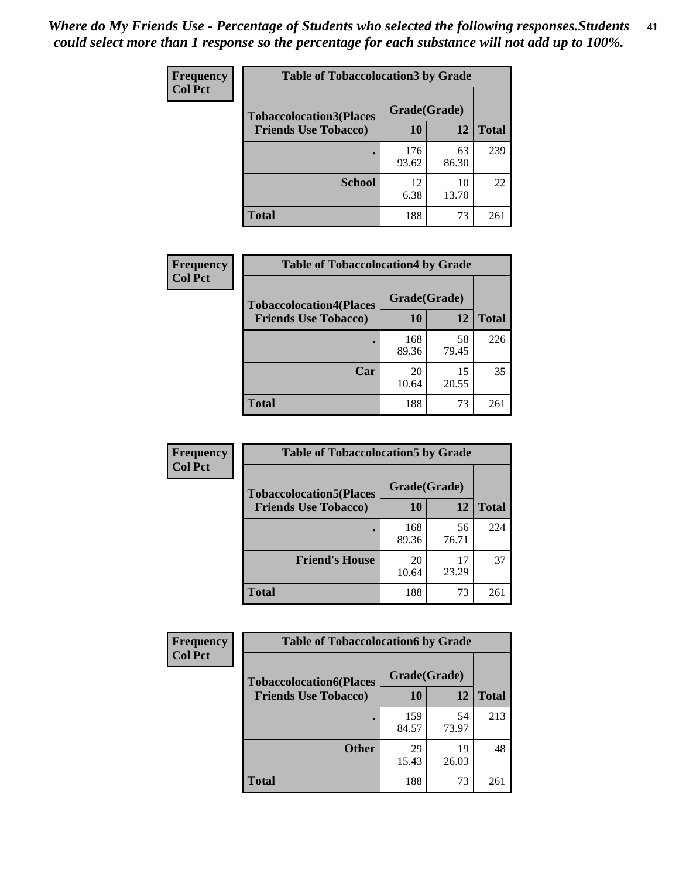*Where do My Friends Use - Percentage of Students who selected the following responses.Students could select more than 1 response so the percentage for each substance will not add up to 100%.*

**Frequency**
**Col Pct**

| Table of Tobaccolocation3 by Grade | | | |
|---|---|---|---|
| **Tobaccolocation3(Places Friends Use Tobacco)** | **Grade(Grade)** | | |
| | **10** | **12** | **Total** |
| . | 176<br>93.62 | 63<br>86.30 | 239 |
| **School** | 12<br>6.38 | 10<br>13.70 | 22 |
| **Total** | 188 | 73 | 261 |

**Frequency**
**Col Pct**

| Table of Tobaccolocation4 by Grade | | | |
|---|---|---|---|
| **Tobaccolocation4(Places Friends Use Tobacco)** | **Grade(Grade)** | | |
| | **10** | **12** | **Total** |
| . | 168<br>89.36 | 58<br>79.45 | 226 |
| **Car** | 20<br>10.64 | 15<br>20.55 | 35 |
| **Total** | 188 | 73 | 261 |

**Frequency**
**Col Pct**

| Table of Tobaccolocation5 by Grade | | | |
|---|---|---|---|
| **Tobaccolocation5(Places Friends Use Tobacco)** | **Grade(Grade)** | | |
| | **10** | **12** | **Total** |
| . | 168<br>89.36 | 56<br>76.71 | 224 |
| **Friend's House** | 20<br>10.64 | 17<br>23.29 | 37 |
| **Total** | 188 | 73 | 261 |

**Frequency**
**Col Pct**

| Table of Tobaccolocation6 by Grade | | | |
|---|---|---|---|
| **Tobaccolocation6(Places Friends Use Tobacco)** | **Grade(Grade)** | | |
| | **10** | **12** | **Total** |
| . | 159<br>84.57 | 54<br>73.97 | 213 |
| **Other** | 29<br>15.43 | 19<br>26.03 | 48 |
| **Total** | 188 | 73 | 261 |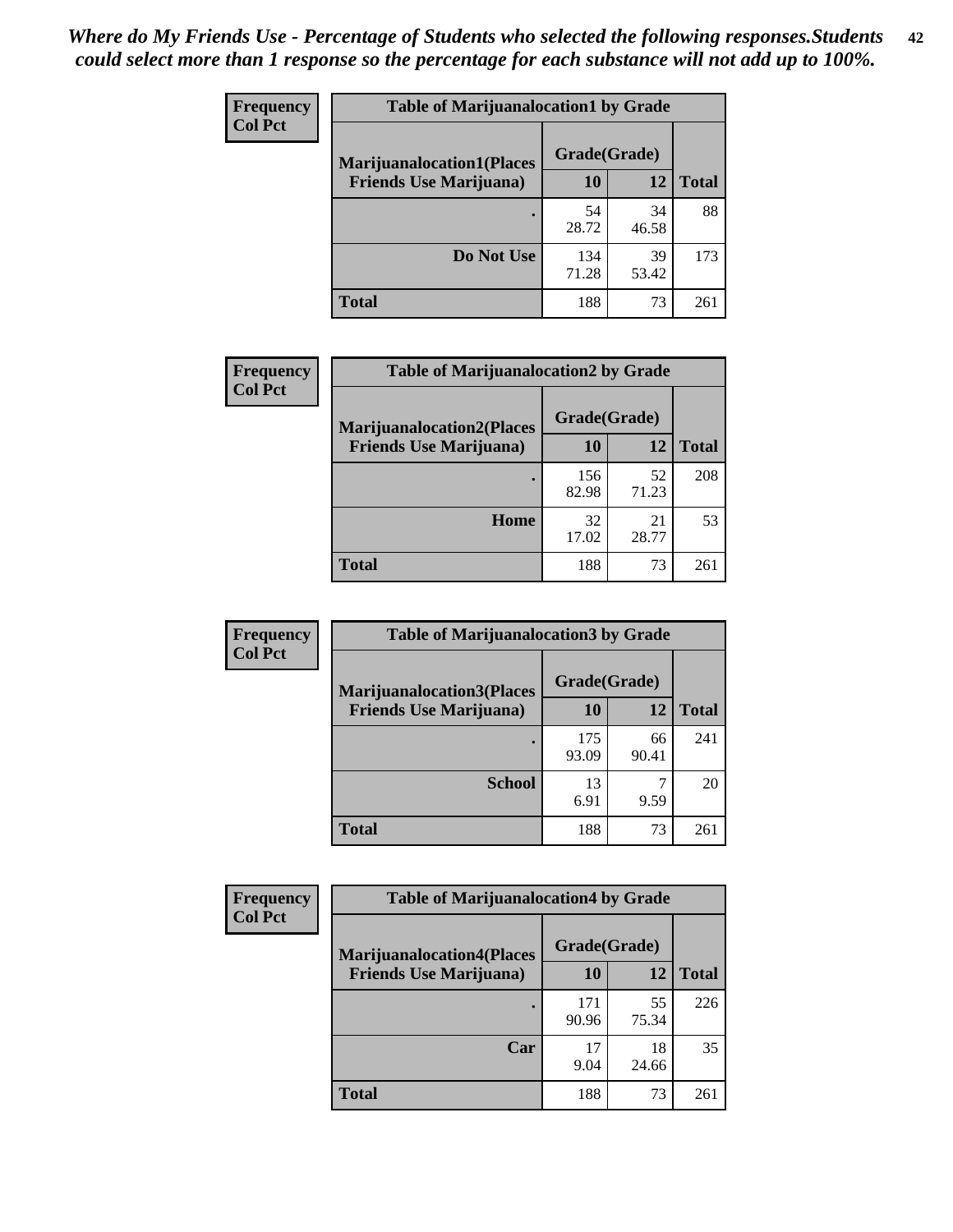*Where do My Friends Use - Percentage of Students who selected the following responses.Students could select more than 1 response so the percentage for each substance will not add up to 100%.*

| Frequency<br>Col Pct | Table of Marijuanalocation1 by Grade | | |
|---|---|---|---|
| Marijuanalocation1(Places Friends Use Marijuana) | Grade(Grade) | | |
| | 10 | 12 | Total |
| . | 54<br>28.72 | 34<br>46.58 | 88 |
| Do Not Use | 134<br>71.28 | 39<br>53.42 | 173 |
| Total | 188 | 73 | 261 |

| Frequency<br>Col Pct | Table of Marijuanalocation2 by Grade | | |
|---|---|---|---|
| Marijuanalocation2(Places Friends Use Marijuana) | Grade(Grade) | | |
| | 10 | 12 | Total |
| . | 156<br>82.98 | 52<br>71.23 | 208 |
| Home | 32<br>17.02 | 21<br>28.77 | 53 |
| Total | 188 | 73 | 261 |

| Frequency<br>Col Pct | Table of Marijuanalocation3 by Grade | | |
|---|---|---|---|
| Marijuanalocation3(Places Friends Use Marijuana) | Grade(Grade) | | |
| | 10 | 12 | Total |
| . | 175<br>93.09 | 66<br>90.41 | 241 |
| School | 13<br>6.91 | 7<br>9.59 | 20 |
| Total | 188 | 73 | 261 |

| Frequency<br>Col Pct | Table of Marijuanalocation4 by Grade | | |
|---|---|---|---|
| Marijuanalocation4(Places Friends Use Marijuana) | Grade(Grade) | | |
| | 10 | 12 | Total |
| . | 171<br>90.96 | 55<br>75.34 | 226 |
| Car | 17<br>9.04 | 18<br>24.66 | 35 |
| Total | 188 | 73 | 261 |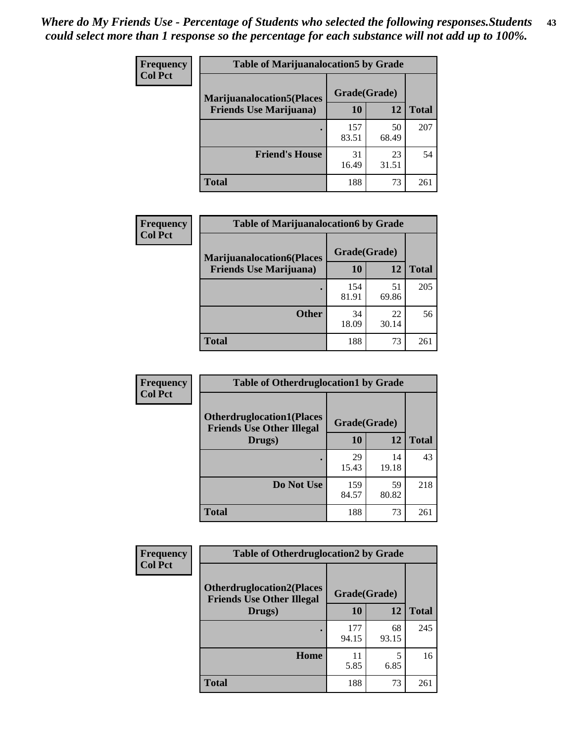*Where do My Friends Use - Percentage of Students who selected the following responses.Students could select more than 1 response so the percentage for each substance will not add up to 100%.*

**Frequency**
**Col Pct**

| Table of Marijuanalocation5 by Grade | | | |
|---|---|---|---|
| **Marijuanalocation5(Places Friends Use Marijuana)** | **Grade(Grade)** | | **Total** |
| | **10** | **12** | |
| . | 157<br>83.51 | 50<br>68.49 | 207 |
| **Friend's House** | 31<br>16.49 | 23<br>31.51 | 54 |
| **Total** | 188 | 73 | 261 |

**Frequency**
**Col Pct**

| Table of Marijuanalocation6 by Grade | | | |
|---|---|---|---|
| **Marijuanalocation6(Places Friends Use Marijuana)** | **Grade(Grade)** | | **Total** |
| | **10** | **12** | |
| . | 154<br>81.91 | 51<br>69.86 | 205 |
| **Other** | 34<br>18.09 | 22<br>30.14 | 56 |
| **Total** | 188 | 73 | 261 |

**Frequency**
**Col Pct**

| Table of Otherdruglocation1 by Grade | | | |
|---|---|---|---|
| **Otherdruglocation1(Places Friends Use Other Illegal Drugs)** | **Grade(Grade)** | | **Total** |
| | **10** | **12** | |
| . | 29<br>15.43 | 14<br>19.18 | 43 |
| **Do Not Use** | 159<br>84.57 | 59<br>80.82 | 218 |
| **Total** | 188 | 73 | 261 |

**Frequency**
**Col Pct**

| Table of Otherdruglocation2 by Grade | | | |
|---|---|---|---|
| **Otherdruglocation2(Places Friends Use Other Illegal Drugs)** | **Grade(Grade)** | | **Total** |
| | **10** | **12** | |
| . | 177<br>94.15 | 68<br>93.15 | 245 |
| **Home** | 11<br>5.85 | 5<br>6.85 | 16 |
| **Total** | 188 | 73 | 261 |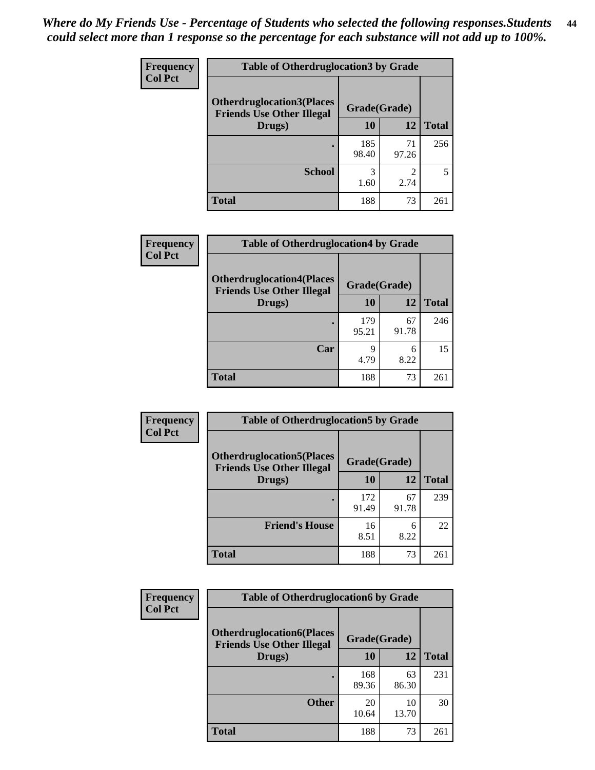*Where do My Friends Use - Percentage of Students who selected the following responses.Students could select more than 1 response so the percentage for each substance will not add up to 100%.*

**Frequency**
**Col Pct**

| Table of Otherdruglocation3 by Grade | | | |
|---|---|---|---|
| Otherdruglocation3(Places Friends Use Other Illegal Drugs) | Grade(Grade) | | |
| | 10 | 12 | Total |
| . | 185<br>98.40 | 71<br>97.26 | 256 |
| School | 3<br>1.60 | 2<br>2.74 | 5 |
| Total | 188 | 73 | 261 |

**Frequency**
**Col Pct**

| Table of Otherdruglocation4 by Grade | | | |
|---|---|---|---|
| Otherdruglocation4(Places Friends Use Other Illegal Drugs) | Grade(Grade) | | |
| | 10 | 12 | Total |
| . | 179<br>95.21 | 67<br>91.78 | 246 |
| Car | 9<br>4.79 | 6<br>8.22 | 15 |
| Total | 188 | 73 | 261 |

**Frequency**
**Col Pct**

| Table of Otherdruglocation5 by Grade | | | |
|---|---|---|---|
| Otherdruglocation5(Places Friends Use Other Illegal Drugs) | Grade(Grade) | | |
| | 10 | 12 | Total |
| . | 172<br>91.49 | 67<br>91.78 | 239 |
| Friend's House | 16<br>8.51 | 6<br>8.22 | 22 |
| Total | 188 | 73 | 261 |

**Frequency**
**Col Pct**

| Table of Otherdruglocation6 by Grade | | | |
|---|---|---|---|
| Otherdruglocation6(Places Friends Use Other Illegal Drugs) | Grade(Grade) | | |
| | 10 | 12 | Total |
| . | 168<br>89.36 | 63<br>86.30 | 231 |
| Other | 20<br>10.64 | 10<br>13.70 | 30 |
| Total | 188 | 73 | 261 |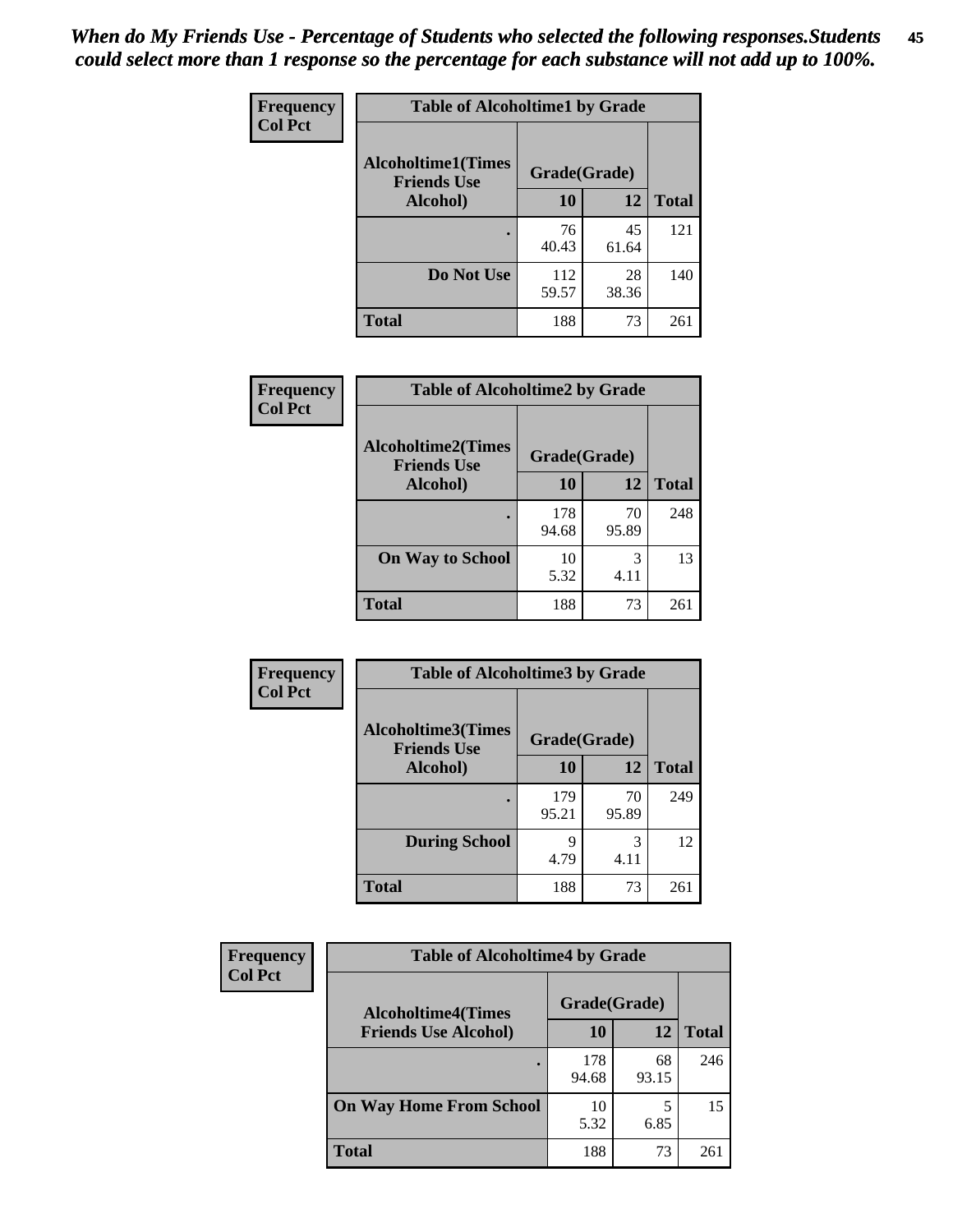*When do My Friends Use - Percentage of Students who selected the following responses.Students could select more than 1 response so the percentage for each substance will not add up to 100%.*

| Frequency<br>Col Pct | Table of Alcoholtime1 by Grade | | |
|---|---|---|---|
| Alcoholtime1(Times Friends Use Alcohol) | Grade(Grade) | | |
| | 10 | 12 | Total |
| . | 76<br>40.43 | 45<br>61.64 | 121 |
| Do Not Use | 112<br>59.57 | 28<br>38.36 | 140 |
| Total | 188 | 73 | 261 |

| Frequency<br>Col Pct | Table of Alcoholtime2 by Grade | | |
|---|---|---|---|
| Alcoholtime2(Times Friends Use Alcohol) | Grade(Grade) | | |
| | 10 | 12 | Total |
| . | 178<br>94.68 | 70<br>95.89 | 248 |
| On Way to School | 10<br>5.32 | 3<br>4.11 | 13 |
| Total | 188 | 73 | 261 |

| Frequency<br>Col Pct | Table of Alcoholtime3 by Grade | | |
|---|---|---|---|
| Alcoholtime3(Times Friends Use Alcohol) | Grade(Grade) | | |
| | 10 | 12 | Total |
| . | 179<br>95.21 | 70<br>95.89 | 249 |
| During School | 9<br>4.79 | 3<br>4.11 | 12 |
| Total | 188 | 73 | 261 |

| Frequency<br>Col Pct | Table of Alcoholtime4 by Grade | | |
|---|---|---|---|
| Alcoholtime4(Times Friends Use Alcohol) | Grade(Grade) | | |
| | 10 | 12 | Total |
| . | 178<br>94.68 | 68<br>93.15 | 246 |
| On Way Home From School | 10<br>5.32 | 5<br>6.85 | 15 |
| Total | 188 | 73 | 261 |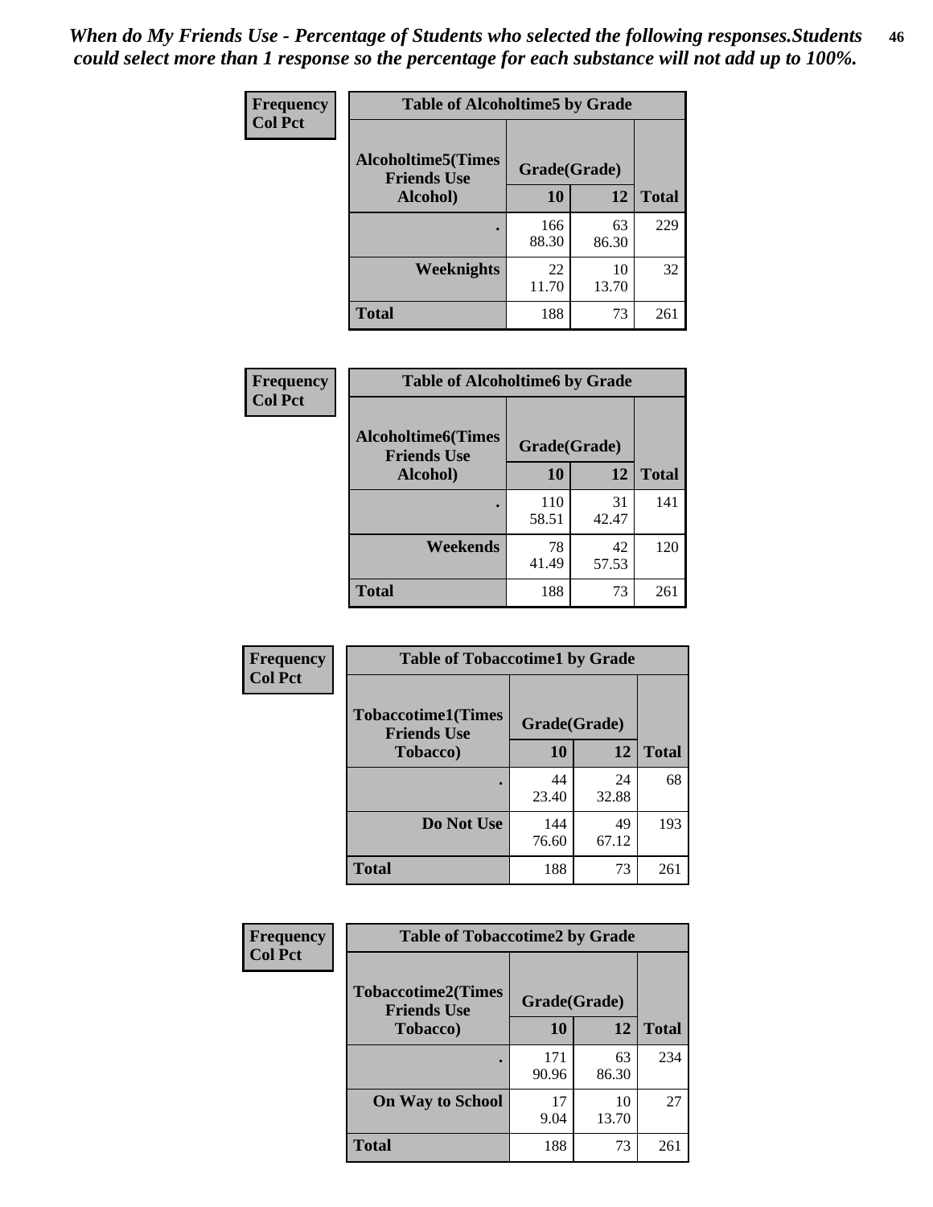*When do My Friends Use - Percentage of Students who selected the following responses.Students could select more than 1 response so the percentage for each substance will not add up to 100%.*

**Frequency Col Pct**

| Table of Alcoholtime5 by Grade | | | |
|---|---|---|---|
| Alcoholtime5(Times Friends Use Alcohol) | Grade(Grade) | | Total |
| | 10 | 12 | |
| . | 166<br>88.30 | 63<br>86.30 | 229 |
| Weeknights | 22<br>11.70 | 10<br>13.70 | 32 |
| Total | 188 | 73 | 261 |

**Frequency Col Pct**

| Table of Alcoholtime6 by Grade | | | |
|---|---|---|---|
| Alcoholtime6(Times Friends Use Alcohol) | Grade(Grade) | | Total |
| | 10 | 12 | |
| . | 110<br>58.51 | 31<br>42.47 | 141 |
| Weekends | 78<br>41.49 | 42<br>57.53 | 120 |
| Total | 188 | 73 | 261 |

**Frequency Col Pct**

| Table of Tobaccotime1 by Grade | | | |
|---|---|---|---|
| Tobaccotime1(Times Friends Use Tobacco) | Grade(Grade) | | Total |
| | 10 | 12 | |
| . | 44<br>23.40 | 24<br>32.88 | 68 |
| Do Not Use | 144<br>76.60 | 49<br>67.12 | 193 |
| Total | 188 | 73 | 261 |

**Frequency Col Pct**

| Table of Tobaccotime2 by Grade | | | |
|---|---|---|---|
| Tobaccotime2(Times Friends Use Tobacco) | Grade(Grade) | | Total |
| | 10 | 12 | |
| . | 171<br>90.96 | 63<br>86.30 | 234 |
| On Way to School | 17<br>9.04 | 10<br>13.70 | 27 |
| Total | 188 | 73 | 261 |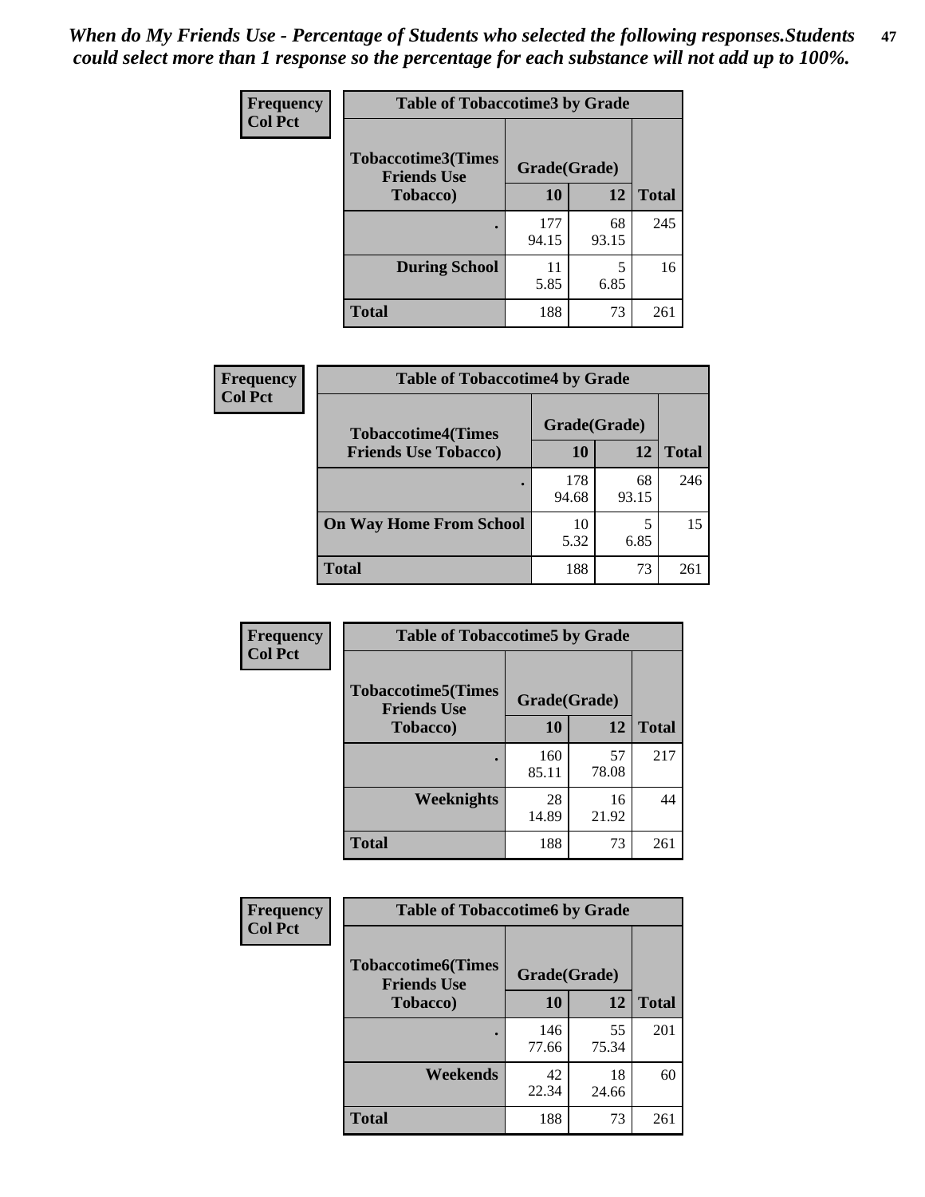*When do My Friends Use - Percentage of Students who selected the following responses.Students could select more than 1 response so the percentage for each substance will not add up to 100%.*

**Frequency**
**Col Pct**

| Table of Tobaccotime3 by Grade | | | |
|---|---|---|---|
| Tobaccotime3(Times Friends Use Tobacco) | Grade(Grade) | | Total |
| | 10 | 12 | |
| . | 177<br>94.15 | 68<br>93.15 | 245 |
| During School | 11<br>5.85 | 5<br>6.85 | 16 |
| Total | 188 | 73 | 261 |

**Frequency**
**Col Pct**

| Table of Tobaccotime4 by Grade | | | |
|---|---|---|---|
| Tobaccotime4(Times Friends Use Tobacco) | Grade(Grade) | | Total |
| | 10 | 12 | |
| . | 178<br>94.68 | 68<br>93.15 | 246 |
| On Way Home From School | 10<br>5.32 | 5<br>6.85 | 15 |
| Total | 188 | 73 | 261 |

**Frequency**
**Col Pct**

| Table of Tobaccotime5 by Grade | | | |
|---|---|---|---|
| Tobaccotime5(Times Friends Use Tobacco) | Grade(Grade) | | Total |
| | 10 | 12 | |
| . | 160<br>85.11 | 57<br>78.08 | 217 |
| Weeknights | 28<br>14.89 | 16<br>21.92 | 44 |
| Total | 188 | 73 | 261 |

**Frequency**
**Col Pct**

| Table of Tobaccotime6 by Grade | | | |
|---|---|---|---|
| Tobaccotime6(Times Friends Use Tobacco) | Grade(Grade) | | Total |
| | 10 | 12 | |
| . | 146<br>77.66 | 55<br>75.34 | 201 |
| Weekends | 42<br>22.34 | 18<br>24.66 | 60 |
| Total | 188 | 73 | 261 |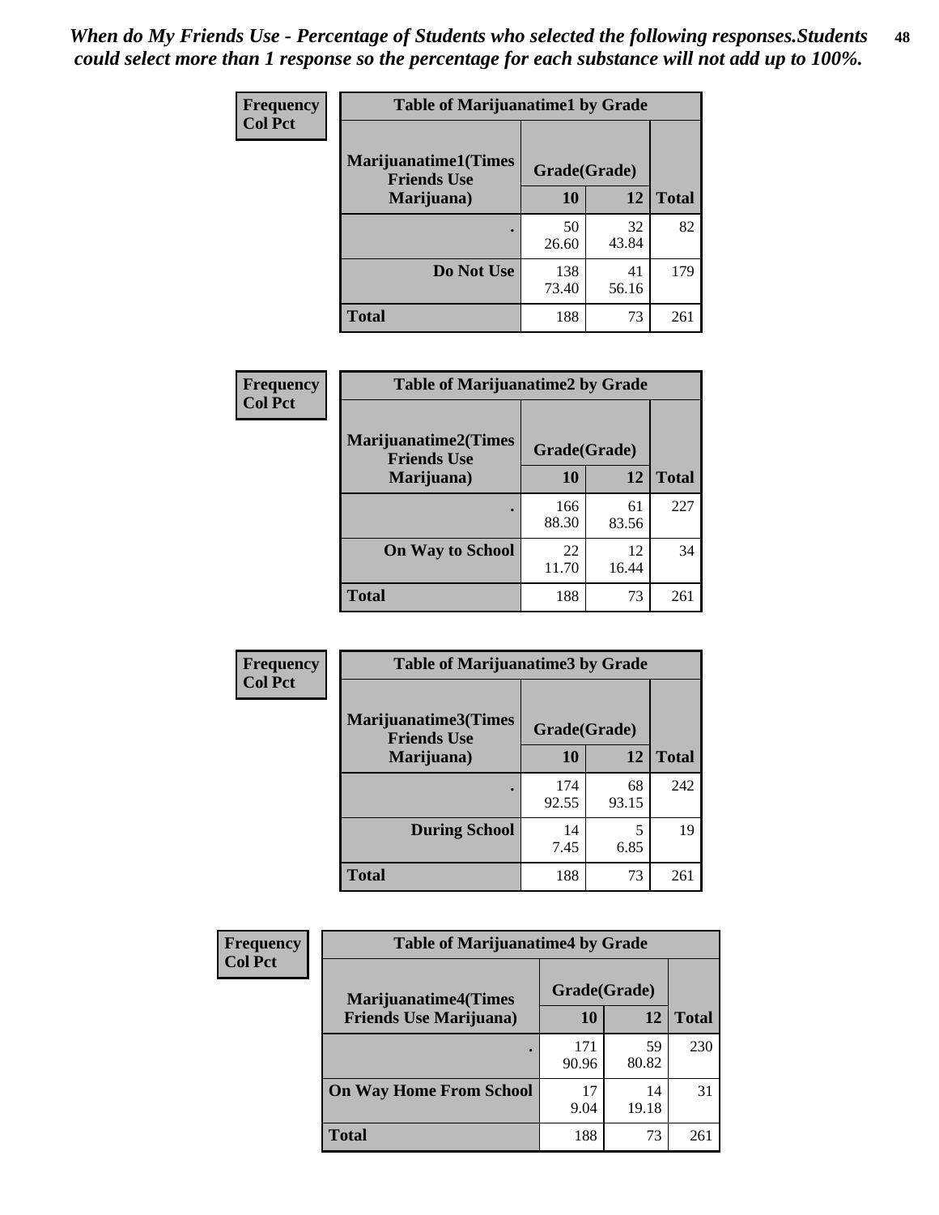*When do My Friends Use - Percentage of Students who selected the following responses.Students could select more than 1 response so the percentage for each substance will not add up to 100%.*

**Frequency**
**Col Pct**

| Table of Marijuanatime1 by Grade | | | |
|---|---|---|---|
| **Marijuanatime1(Times Friends Use Marijuana)** | **Grade(Grade)** | | |
| | **10** | **12** | **Total** |
| **.** | 50<br>26.60 | 32<br>43.84 | 82 |
| **Do Not Use** | 138<br>73.40 | 41<br>56.16 | 179 |
| **Total** | 188 | 73 | 261 |

**Frequency**
**Col Pct**

| Table of Marijuanatime2 by Grade | | | |
|---|---|---|---|
| **Marijuanatime2(Times Friends Use Marijuana)** | **Grade(Grade)** | | |
| | **10** | **12** | **Total** |
| **.** | 166<br>88.30 | 61<br>83.56 | 227 |
| **On Way to School** | 22<br>11.70 | 12<br>16.44 | 34 |
| **Total** | 188 | 73 | 261 |

**Frequency**
**Col Pct**

| Table of Marijuanatime3 by Grade | | | |
|---|---|---|---|
| **Marijuanatime3(Times Friends Use Marijuana)** | **Grade(Grade)** | | |
| | **10** | **12** | **Total** |
| **.** | 174<br>92.55 | 68<br>93.15 | 242 |
| **During School** | 14<br>7.45 | 5<br>6.85 | 19 |
| **Total** | 188 | 73 | 261 |

**Frequency**
**Col Pct**

| Table of Marijuanatime4 by Grade | | | |
|---|---|---|---|
| **Marijuanatime4(Times Friends Use Marijuana)** | **Grade(Grade)** | | |
| | **10** | **12** | **Total** |
| **.** | 171<br>90.96 | 59<br>80.82 | 230 |
| **On Way Home From School** | 17<br>9.04 | 14<br>19.18 | 31 |
| **Total** | 188 | 73 | 261 |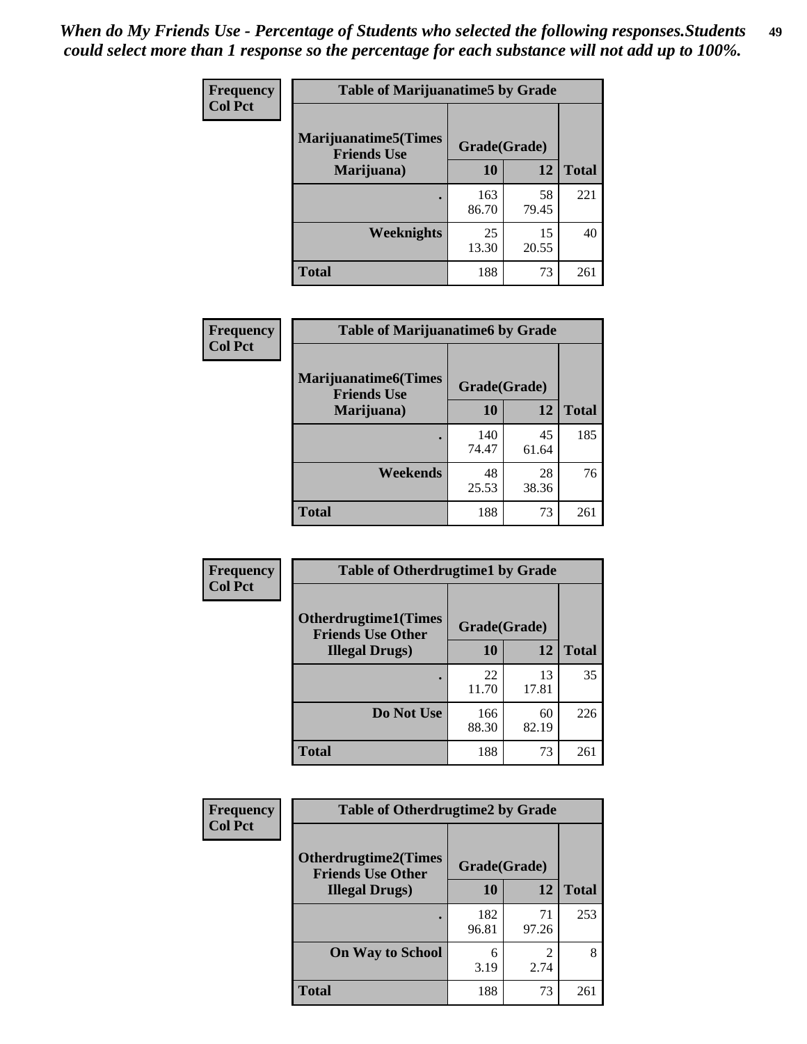*When do My Friends Use - Percentage of Students who selected the following responses.Students could select more than 1 response so the percentage for each substance will not add up to 100%.*

**Frequency / Col Pct**

| Table of Marijuanatime5 by Grade | | | |
|---|---|---|---|
| Marijuanatime5(Times Friends Use Marijuana) | Grade(Grade) | | |
| | 10 | 12 | Total |
| . | 163<br>86.70 | 58<br>79.45 | 221 |
| Weeknights | 25<br>13.30 | 15<br>20.55 | 40 |
| Total | 188 | 73 | 261 |

**Frequency / Col Pct**

| Table of Marijuanatime6 by Grade | | | |
|---|---|---|---|
| Marijuanatime6(Times Friends Use Marijuana) | Grade(Grade) | | |
| | 10 | 12 | Total |
| . | 140<br>74.47 | 45<br>61.64 | 185 |
| Weekends | 48<br>25.53 | 28<br>38.36 | 76 |
| Total | 188 | 73 | 261 |

**Frequency / Col Pct**

| Table of Otherdrugtime1 by Grade | | | |
|---|---|---|---|
| Otherdrugtime1(Times Friends Use Other Illegal Drugs) | Grade(Grade) | | |
| | 10 | 12 | Total |
| . | 22<br>11.70 | 13<br>17.81 | 35 |
| Do Not Use | 166<br>88.30 | 60<br>82.19 | 226 |
| Total | 188 | 73 | 261 |

**Frequency / Col Pct**

| Table of Otherdrugtime2 by Grade | | | |
|---|---|---|---|
| Otherdrugtime2(Times Friends Use Other Illegal Drugs) | Grade(Grade) | | |
| | 10 | 12 | Total |
| . | 182<br>96.81 | 71<br>97.26 | 253 |
| On Way to School | 6<br>3.19 | 2<br>2.74 | 8 |
| Total | 188 | 73 | 261 |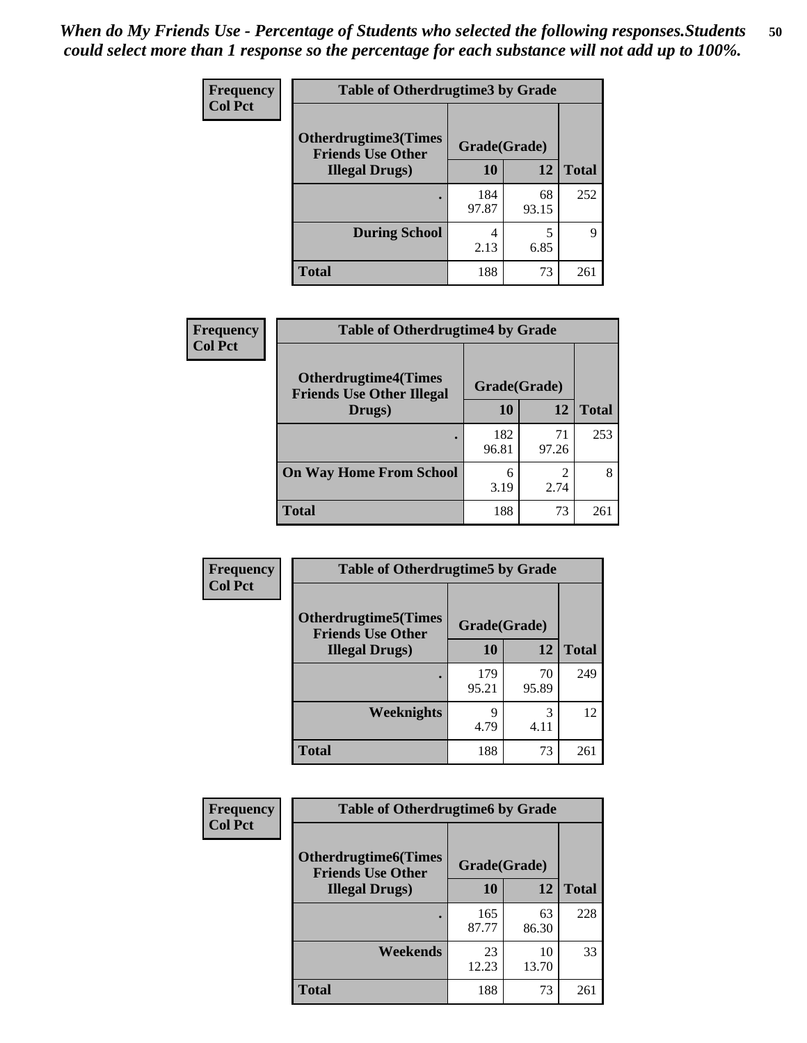*When do My Friends Use - Percentage of Students who selected the following responses.Students could select more than 1 response so the percentage for each substance will not add up to 100%.*

**Frequency**
**Col Pct**

| Table of Otherdrugtime3 by Grade | | | |
|---|---|---|---|
| **Otherdrugtime3(Times Friends Use Other Illegal Drugs)** | **Grade(Grade)** | | |
| | **10** | **12** | **Total** |
| **.** | 184<br>97.87 | 68<br>93.15 | 252 |
| **During School** | 4<br>2.13 | 5<br>6.85 | 9 |
| **Total** | 188 | 73 | 261 |

**Frequency**
**Col Pct**

| Table of Otherdrugtime4 by Grade | | | |
|---|---|---|---|
| **Otherdrugtime4(Times Friends Use Other Illegal Drugs)** | **Grade(Grade)** | | |
| | **10** | **12** | **Total** |
| **.** | 182<br>96.81 | 71<br>97.26 | 253 |
| **On Way Home From School** | 6<br>3.19 | 2<br>2.74 | 8 |
| **Total** | 188 | 73 | 261 |

**Frequency**
**Col Pct**

| Table of Otherdrugtime5 by Grade | | | |
|---|---|---|---|
| **Otherdrugtime5(Times Friends Use Other Illegal Drugs)** | **Grade(Grade)** | | |
| | **10** | **12** | **Total** |
| **.** | 179<br>95.21 | 70<br>95.89 | 249 |
| **Weeknights** | 9<br>4.79 | 3<br>4.11 | 12 |
| **Total** | 188 | 73 | 261 |

**Frequency**
**Col Pct**

| Table of Otherdrugtime6 by Grade | | | |
|---|---|---|---|
| **Otherdrugtime6(Times Friends Use Other Illegal Drugs)** | **Grade(Grade)** | | |
| | **10** | **12** | **Total** |
| **.** | 165<br>87.77 | 63<br>86.30 | 228 |
| **Weekends** | 23<br>12.23 | 10<br>13.70 | 33 |
| **Total** | 188 | 73 | 261 |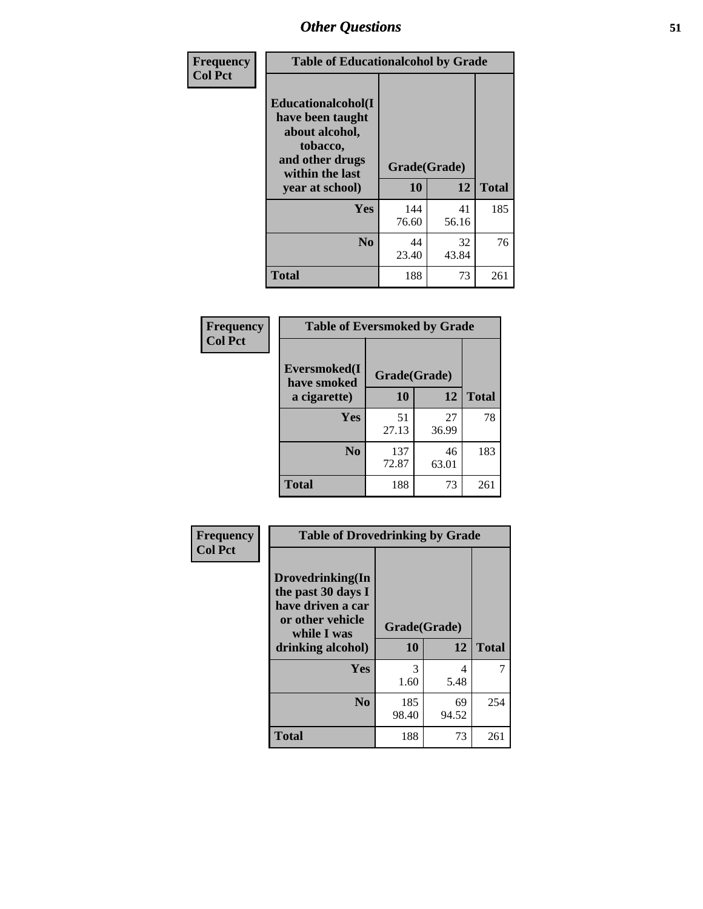# Other Questions

| Frequency<br>Col Pct | Table of Educationalcohol by Grade | | |
|---|---|---|---|
| Educationalcohol(I have been taught about alcohol, tobacco, and other drugs within the last year at school) | Grade(Grade) | | |
| | 10 | 12 | Total |
| Yes | 144<br>76.60 | 41<br>56.16 | 185 |
| No | 44<br>23.40 | 32<br>43.84 | 76 |
| Total | 188 | 73 | 261 |

| Frequency<br>Col Pct | Table of Eversmoked by Grade | | |
|---|---|---|---|
| Eversmoked(I have smoked a cigarette) | Grade(Grade) | | |
| | 10 | 12 | Total |
| Yes | 51<br>27.13 | 27<br>36.99 | 78 |
| No | 137<br>72.87 | 46<br>63.01 | 183 |
| Total | 188 | 73 | 261 |

| Frequency<br>Col Pct | Table of Drovedrinking by Grade | | |
|---|---|---|---|
| Drovedrinking(In the past 30 days I have driven a car or other vehicle while I was drinking alcohol) | Grade(Grade) | | |
| | 10 | 12 | Total |
| Yes | 3<br>1.60 | 4<br>5.48 | 7 |
| No | 185<br>98.40 | 69<br>94.52 | 254 |
| Total | 188 | 73 | 261 |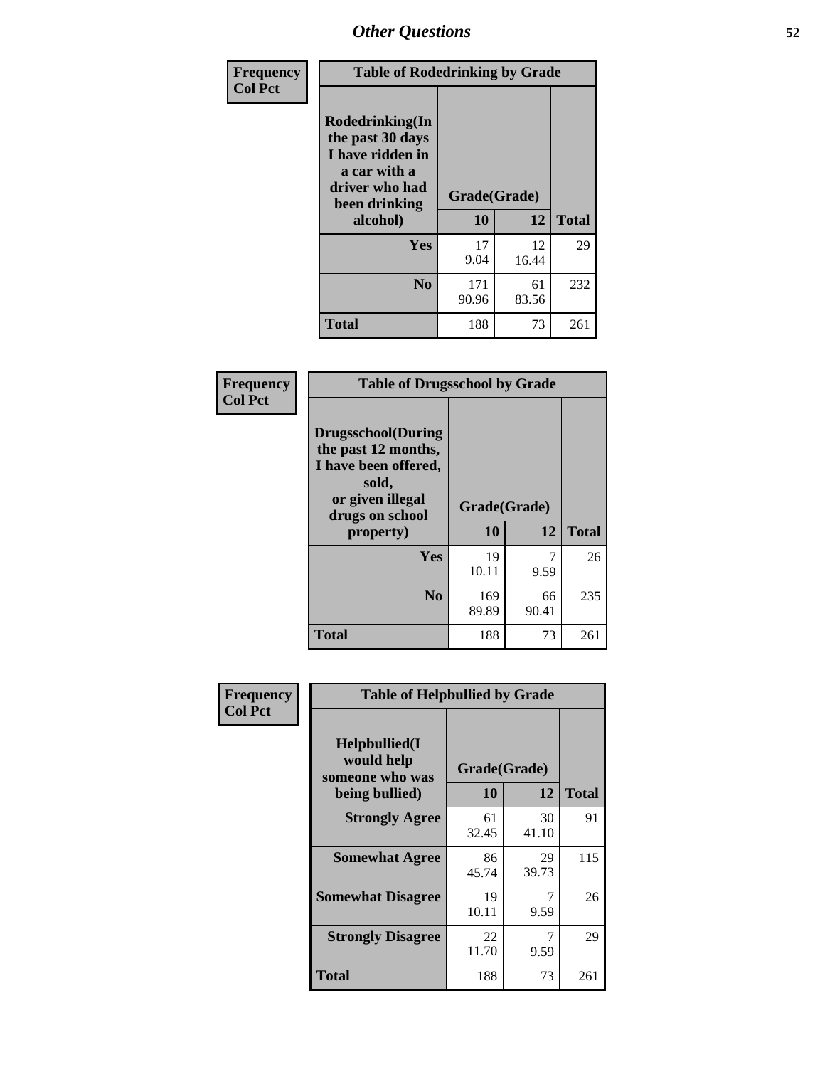# Other Questions

**Frequency**
**Col Pct**

| Table of Rodedrinking by Grade | | | |
|---|---|---|---|
| Rodedrinking(In the past 30 days I have ridden in a car with a driver who had been drinking alcohol) | Grade(Grade) | | |
| | 10 | 12 | Total |
| Yes | 17<br>9.04 | 12<br>16.44 | 29 |
| No | 171<br>90.96 | 61<br>83.56 | 232 |
| Total | 188 | 73 | 261 |

**Frequency**
**Col Pct**

| Table of Drugsschool by Grade | | | |
|---|---|---|---|
| Drugsschool(During the past 12 months, I have been offered, sold, or given illegal drugs on school property) | Grade(Grade) | | |
| | 10 | 12 | Total |
| Yes | 19<br>10.11 | 7<br>9.59 | 26 |
| No | 169<br>89.89 | 66<br>90.41 | 235 |
| Total | 188 | 73 | 261 |

**Frequency**
**Col Pct**

| Table of Helpbullied by Grade | | | |
|---|---|---|---|
| Helpbullied(I would help someone who was being bullied) | Grade(Grade) | | |
| | 10 | 12 | Total |
| Strongly Agree | 61<br>32.45 | 30<br>41.10 | 91 |
| Somewhat Agree | 86<br>45.74 | 29<br>39.73 | 115 |
| Somewhat Disagree | 19<br>10.11 | 7<br>9.59 | 26 |
| Strongly Disagree | 22<br>11.70 | 7<br>9.59 | 29 |
| Total | 188 | 73 | 261 |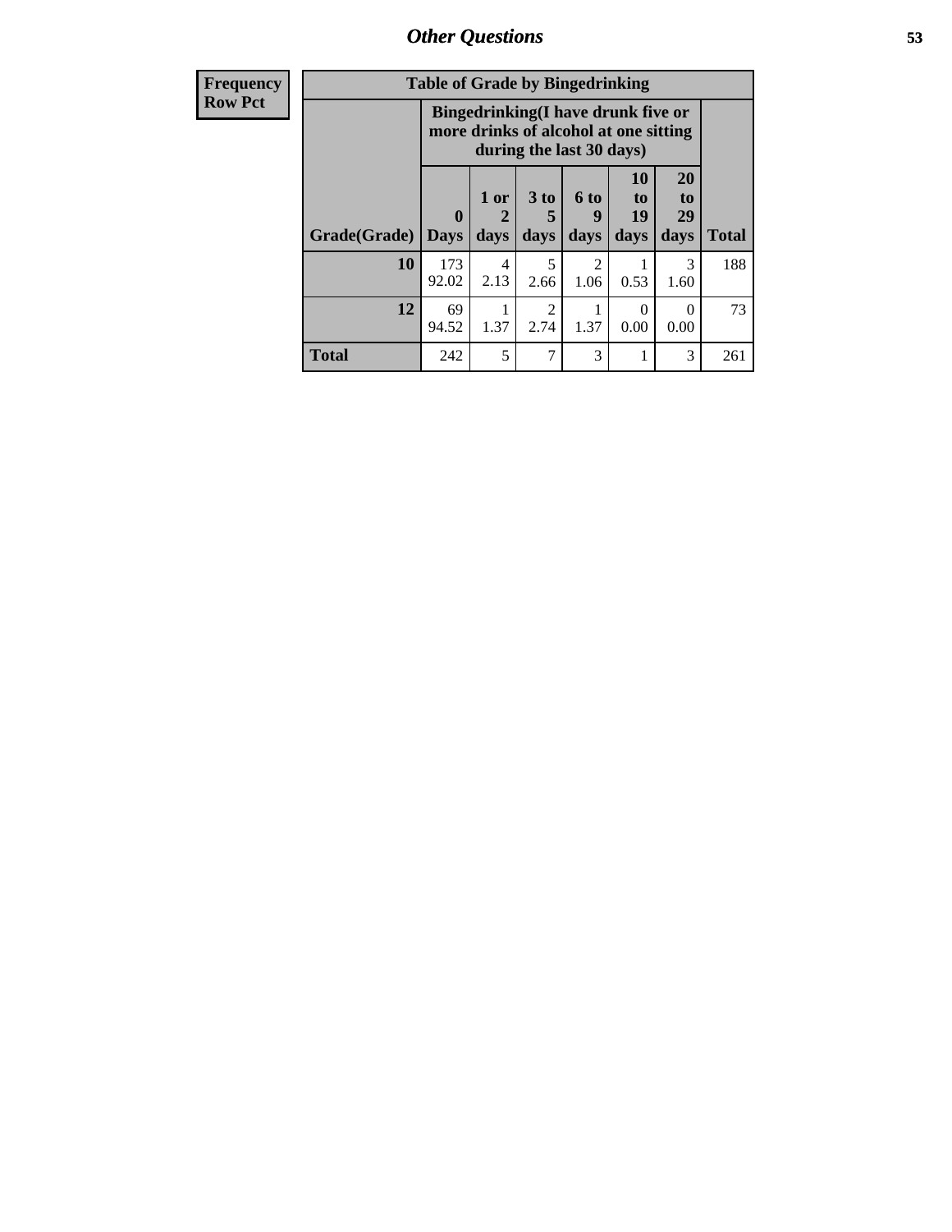# Other Questions

| Frequency Row Pct | Table of Grade by Bingedrinking | | | | | | |
|---|---|---|---|---|---|---|---|
| | Bingedrinking(I have drunk five or more drinks of alcohol at one sitting during the last 30 days) | | | | | | |
| Grade(Grade) | 0 Days | 1 or 2 days | 3 to 5 days | 6 to 9 days | 10 to 19 days | 20 to 29 days | Total |
| 10 | 173 92.02 | 4 2.13 | 5 2.66 | 2 1.06 | 1 0.53 | 3 1.60 | 188 |
| 12 | 69 94.52 | 1 1.37 | 2 2.74 | 1 1.37 | 0 0.00 | 0 0.00 | 73 |
| Total | 242 | 5 | 7 | 3 | 1 | 3 | 261 |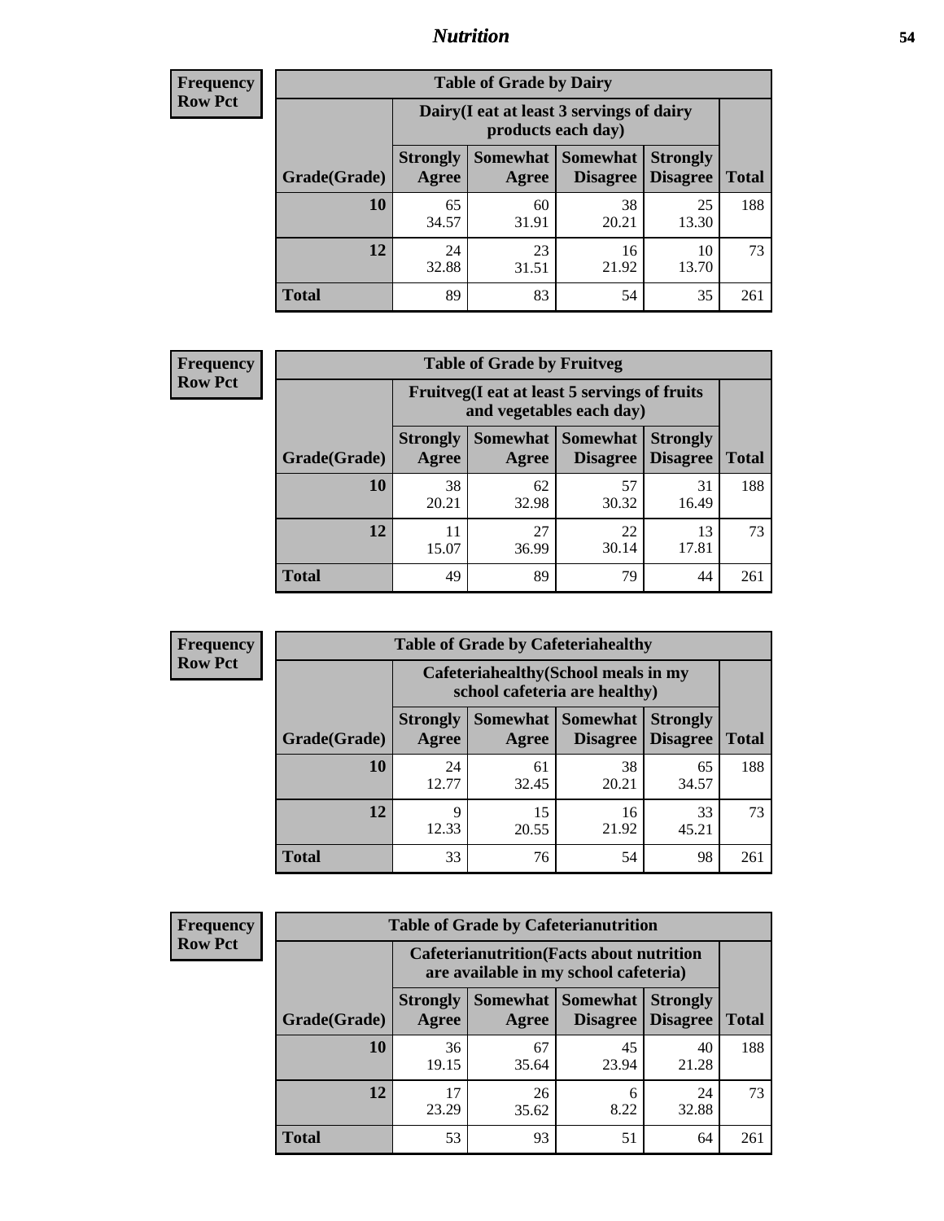## Nutrition

**Frequency**
**Row Pct**

| Table of Grade by Dairy | | | | | |
|---|---|---|---|---|---|
| | Dairy(I eat at least 3 servings of dairy products each day) | | | | |
| Grade(Grade) | Strongly Agree | Somewhat Agree | Somewhat Disagree | Strongly Disagree | Total |
| 10 | 65<br>34.57 | 60<br>31.91 | 38<br>20.21 | 25<br>13.30 | 188 |
| 12 | 24<br>32.88 | 23<br>31.51 | 16<br>21.92 | 10<br>13.70 | 73 |
| Total | 89 | 83 | 54 | 35 | 261 |

**Frequency**
**Row Pct**

| Table of Grade by Fruitveg | | | | | |
|---|---|---|---|---|---|
| | Fruitveg(I eat at least 5 servings of fruits and vegetables each day) | | | | |
| Grade(Grade) | Strongly Agree | Somewhat Agree | Somewhat Disagree | Strongly Disagree | Total |
| 10 | 38<br>20.21 | 62<br>32.98 | 57<br>30.32 | 31<br>16.49 | 188 |
| 12 | 11<br>15.07 | 27<br>36.99 | 22<br>30.14 | 13<br>17.81 | 73 |
| Total | 49 | 89 | 79 | 44 | 261 |

**Frequency**
**Row Pct**

| Table of Grade by Cafeteriahealthy | | | | | |
|---|---|---|---|---|---|
| | Cafeteriahealthy(School meals in my school cafeteria are healthy) | | | | |
| Grade(Grade) | Strongly Agree | Somewhat Agree | Somewhat Disagree | Strongly Disagree | Total |
| 10 | 24<br>12.77 | 61<br>32.45 | 38<br>20.21 | 65<br>34.57 | 188 |
| 12 | 9<br>12.33 | 15<br>20.55 | 16<br>21.92 | 33<br>45.21 | 73 |
| Total | 33 | 76 | 54 | 98 | 261 |

**Frequency**
**Row Pct**

| Table of Grade by Cafeterianutrition | | | | | |
|---|---|---|---|---|---|
| | Cafeterianutrition(Facts about nutrition are available in my school cafeteria) | | | | |
| Grade(Grade) | Strongly Agree | Somewhat Agree | Somewhat Disagree | Strongly Disagree | Total |
| 10 | 36<br>19.15 | 67<br>35.64 | 45<br>23.94 | 40<br>21.28 | 188 |
| 12 | 17<br>23.29 | 26<br>35.62 | 6<br>8.22 | 24<br>32.88 | 73 |
| Total | 53 | 93 | 51 | 64 | 261 |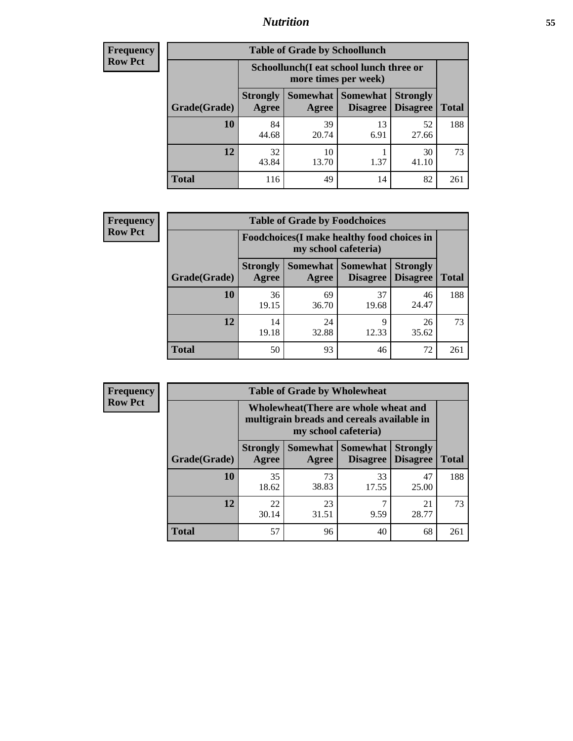| Frequency<br>Row Pct |
|---|

**Table of Grade by Schoollunch**

| Grade(Grade) | Schoollunch(I eat school lunch three or more times per week) Strongly Agree | Somewhat Agree | Somewhat Disagree | Strongly Disagree | Total |
|---|---|---|---|---|---|
| 10 | 84<br>44.68 | 39<br>20.74 | 13<br>6.91 | 52<br>27.66 | 188 |
| 12 | 32<br>43.84 | 10<br>13.70 | 1<br>1.37 | 30<br>41.10 | 73 |
| Total | 116 | 49 | 14 | 82 | 261 |

| Frequency<br>Row Pct |
|---|

**Table of Grade by Foodchoices**

| Grade(Grade) | Foodchoices(I make healthy food choices in my school cafeteria) Strongly Agree | Somewhat Agree | Somewhat Disagree | Strongly Disagree | Total |
|---|---|---|---|---|---|
| 10 | 36<br>19.15 | 69<br>36.70 | 37<br>19.68 | 46<br>24.47 | 188 |
| 12 | 14<br>19.18 | 24<br>32.88 | 9<br>12.33 | 26<br>35.62 | 73 |
| Total | 50 | 93 | 46 | 72 | 261 |

| Frequency<br>Row Pct |
|---|

**Table of Grade by Wholewheat**

| Grade(Grade) | Wholewheat(There are whole wheat and multigrain breads and cereals available in my school cafeteria) Strongly Agree | Somewhat Agree | Somewhat Disagree | Strongly Disagree | Total |
|---|---|---|---|---|---|
| 10 | 35<br>18.62 | 73<br>38.83 | 33<br>17.55 | 47<br>25.00 | 188 |
| 12 | 22<br>30.14 | 23<br>31.51 | 7<br>9.59 | 21<br>28.77 | 73 |
| Total | 57 | 96 | 40 | 68 | 261 |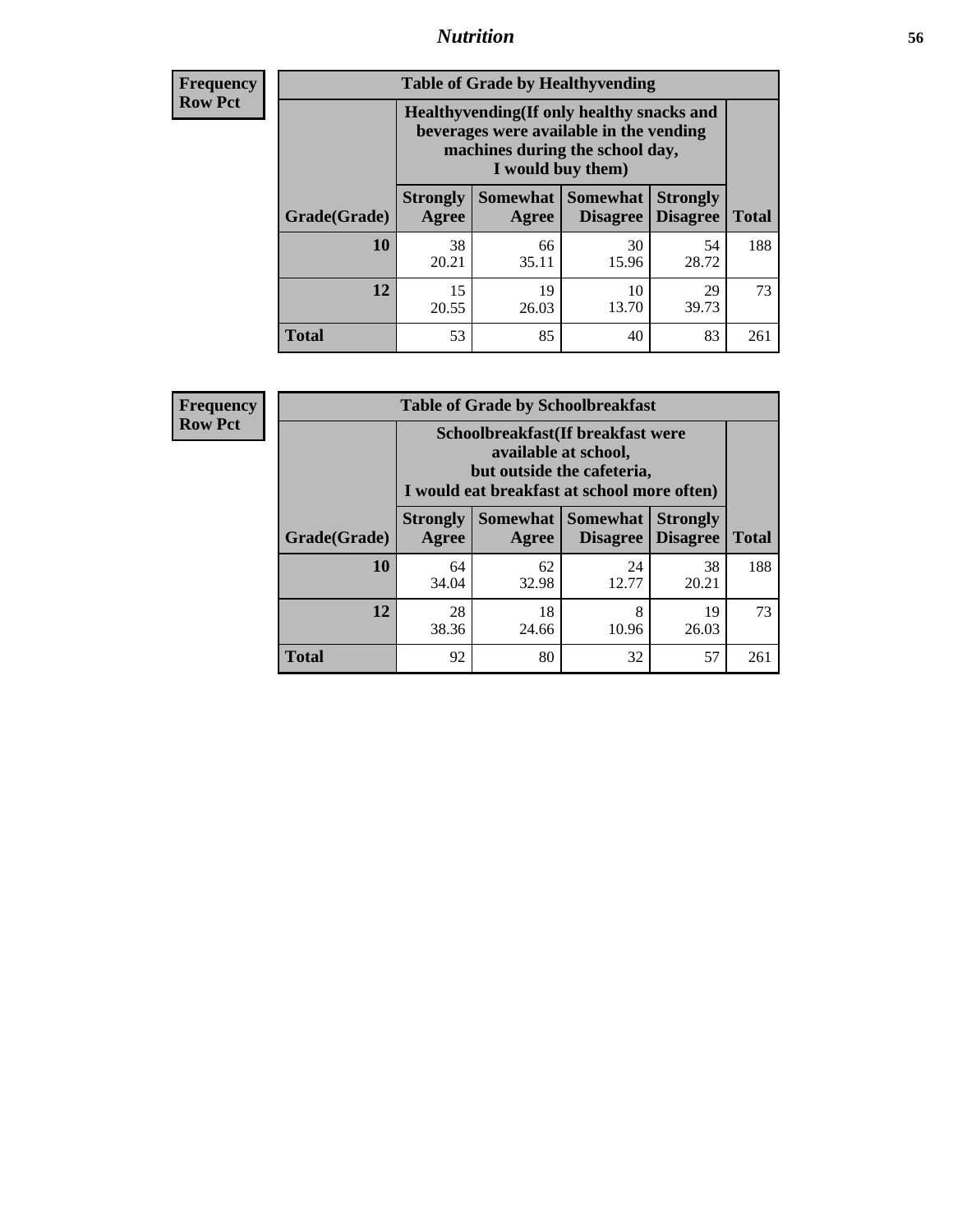## Nutrition

**Frequency Row Pct**

| Table of Grade by Healthyvending | | | | | |
|---|---|---|---|---|---|
| | Healthyvending(If only healthy snacks and beverages were available in the vending machines during the school day, I would buy them) | | | | |
| Grade(Grade) | Strongly Agree | Somewhat Agree | Somewhat Disagree | Strongly Disagree | Total |
| **10** | 38<br>20.21 | 66<br>35.11 | 30<br>15.96 | 54<br>28.72 | 188 |
| **12** | 15<br>20.55 | 19<br>26.03 | 10<br>13.70 | 29<br>39.73 | 73 |
| **Total** | 53 | 85 | 40 | 83 | 261 |

**Frequency Row Pct**

| Table of Grade by Schoolbreakfast | | | | | |
|---|---|---|---|---|---|
| | Schoolbreakfast(If breakfast were available at school, but outside the cafeteria, I would eat breakfast at school more often) | | | | |
| Grade(Grade) | Strongly Agree | Somewhat Agree | Somewhat Disagree | Strongly Disagree | Total |
| **10** | 64<br>34.04 | 62<br>32.98 | 24<br>12.77 | 38<br>20.21 | 188 |
| **12** | 28<br>38.36 | 18<br>24.66 | 8<br>10.96 | 19<br>26.03 | 73 |
| **Total** | 92 | 80 | 32 | 57 | 261 |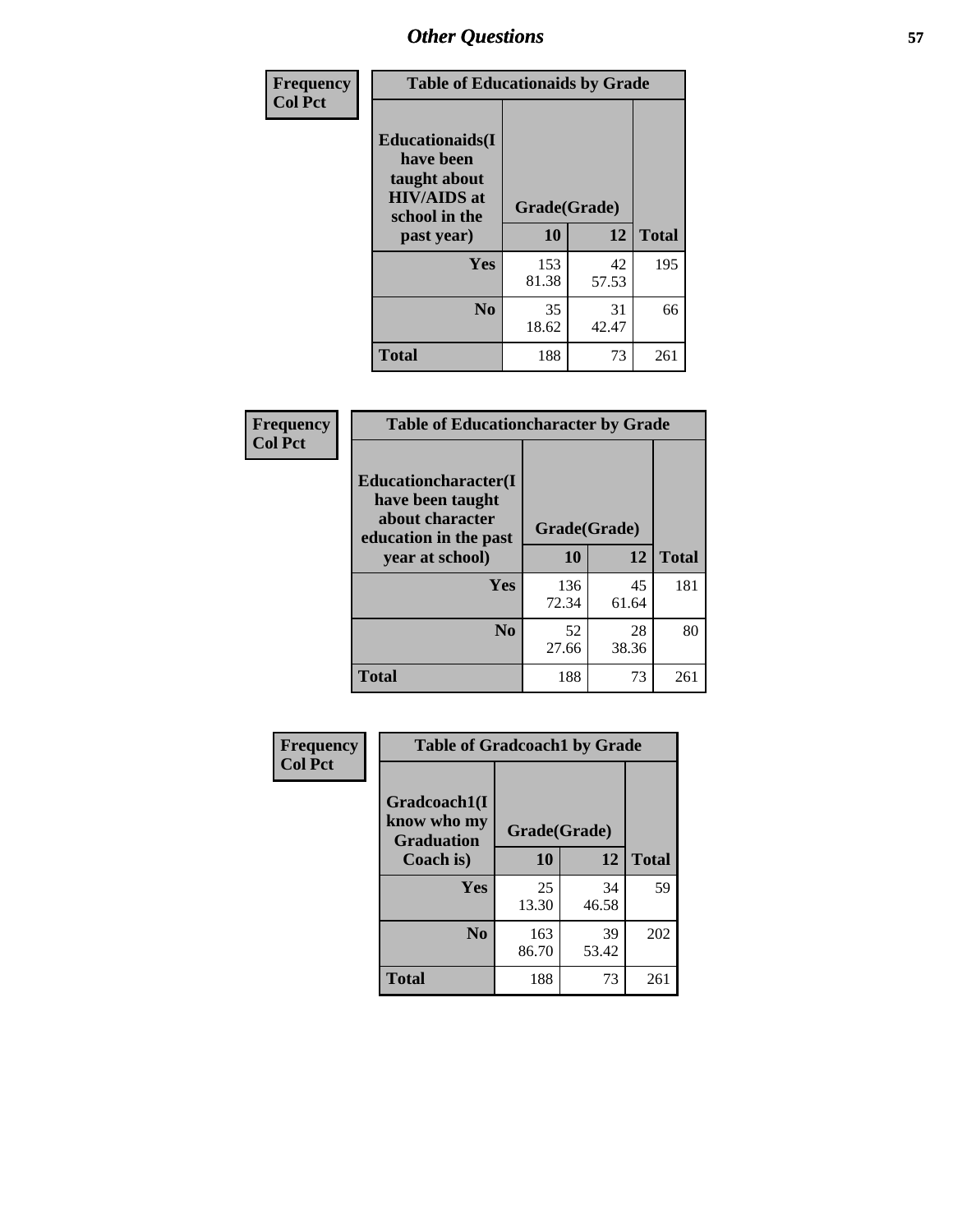# Other Questions

**Frequency**
**Col Pct**

| Table of Educationaids by Grade | | | |
|---|---|---|---|
| **Educationaids(I have been taught about HIV/AIDS at school in the past year)** | **Grade(Grade)** | | |
| | **10** | **12** | **Total** |
| **Yes** | 153<br>81.38 | 42<br>57.53 | 195 |
| **No** | 35<br>18.62 | 31<br>42.47 | 66 |
| **Total** | 188 | 73 | 261 |

**Frequency**
**Col Pct**

| Table of Educationcharacter by Grade | | | |
|---|---|---|---|
| **Educationcharacter(I have been taught about character education in the past year at school)** | **Grade(Grade)** | | |
| | **10** | **12** | **Total** |
| **Yes** | 136<br>72.34 | 45<br>61.64 | 181 |
| **No** | 52<br>27.66 | 28<br>38.36 | 80 |
| **Total** | 188 | 73 | 261 |

**Frequency**
**Col Pct**

| Table of Gradcoach1 by Grade | | | |
|---|---|---|---|
| **Gradcoach1(I know who my Graduation Coach is)** | **Grade(Grade)** | | |
| | **10** | **12** | **Total** |
| **Yes** | 25<br>13.30 | 34<br>46.58 | 59 |
| **No** | 163<br>86.70 | 39<br>53.42 | 202 |
| **Total** | 188 | 73 | 261 |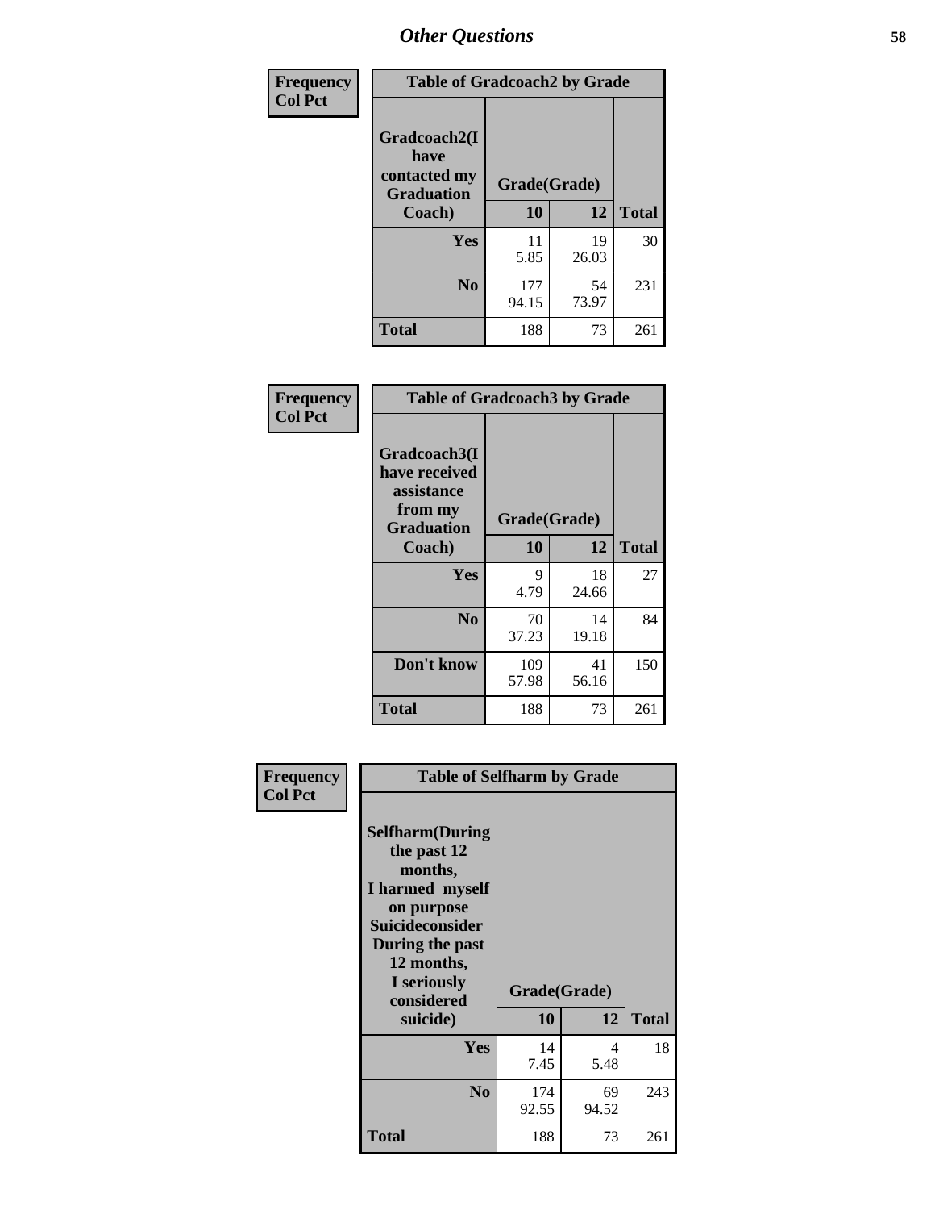# Other Questions

Frequency
Col Pct

| Table of Gradcoach2 by Grade | | | |
|---|---|---|---|
| Gradcoach2(I have contacted my Graduation Coach) | Grade(Grade) | | |
| | 10 | 12 | Total |
| Yes | 11<br>5.85 | 19<br>26.03 | 30 |
| No | 177<br>94.15 | 54<br>73.97 | 231 |
| Total | 188 | 73 | 261 |

Frequency
Col Pct

| Table of Gradcoach3 by Grade | | | |
|---|---|---|---|
| Gradcoach3(I have received assistance from my Graduation Coach) | Grade(Grade) | | |
| | 10 | 12 | Total |
| Yes | 9<br>4.79 | 18<br>24.66 | 27 |
| No | 70<br>37.23 | 14<br>19.18 | 84 |
| Don't know | 109<br>57.98 | 41<br>56.16 | 150 |
| Total | 188 | 73 | 261 |

Frequency
Col Pct

| Table of Selfharm by Grade | | | |
|---|---|---|---|
| Selfharm(During the past 12 months, I harmed myself on purpose Suicideconsider During the past 12 months, I seriously considered suicide) | Grade(Grade) | | |
| | 10 | 12 | Total |
| Yes | 14<br>7.45 | 4<br>5.48 | 18 |
| No | 174<br>92.55 | 69<br>94.52 | 243 |
| Total | 188 | 73 | 261 |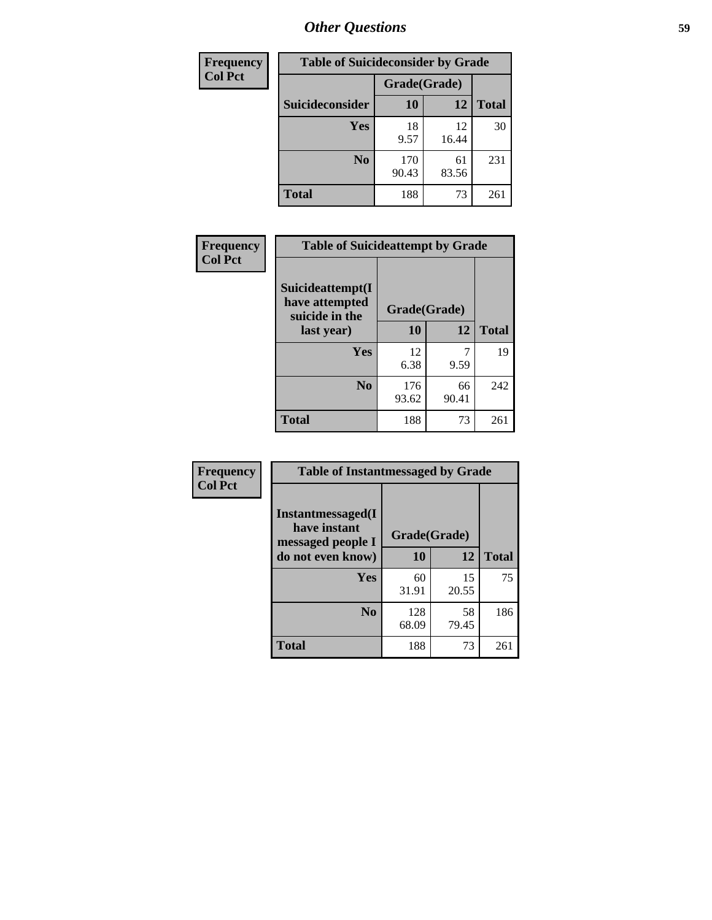## Other Questions

| Frequency<br>Col Pct |
|---|

**Table of Suicideconsider by Grade**

| Suicideconsider | Grade(Grade) 10 | 12 | Total |
|---|---|---|---|
| Yes | 18<br>9.57 | 12<br>16.44 | 30 |
| No | 170<br>90.43 | 61<br>83.56 | 231 |
| Total | 188 | 73 | 261 |

| Frequency<br>Col Pct |
|---|

**Table of Suicideattempt by Grade**

| Suicideattempt(I have attempted suicide in the last year) | Grade(Grade) 10 | 12 | Total |
|---|---|---|---|
| Yes | 12<br>6.38 | 7<br>9.59 | 19 |
| No | 176<br>93.62 | 66<br>90.41 | 242 |
| Total | 188 | 73 | 261 |

| Frequency<br>Col Pct |
|---|

**Table of Instantmessaged by Grade**

| Instantmessaged(I have instant messaged people I do not even know) | Grade(Grade) 10 | 12 | Total |
|---|---|---|---|
| Yes | 60<br>31.91 | 15<br>20.55 | 75 |
| No | 128<br>68.09 | 58<br>79.45 | 186 |
| Total | 188 | 73 | 261 |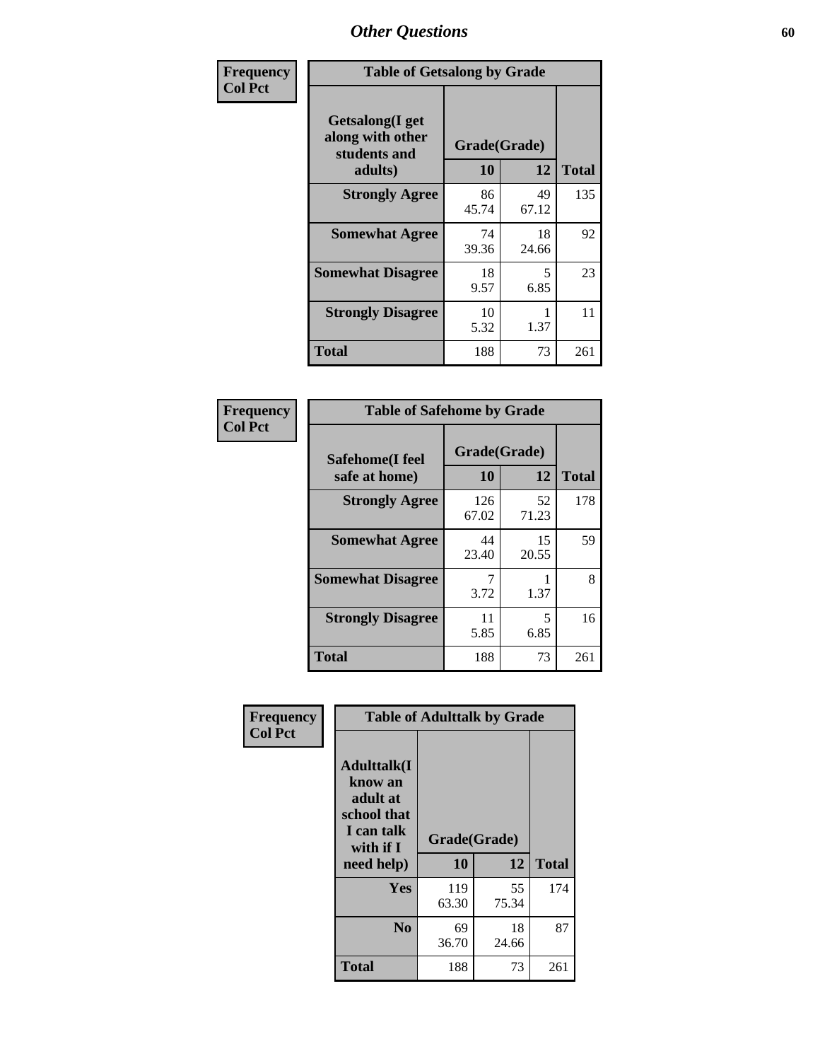# Other Questions

**Frequency**
**Col Pct**

| Table of Getsalong by Grade | | | |
|---|---|---|---|
| **Getsalong(I get along with other students and adults)** | **Grade(Grade)** | | |
| | **10** | **12** | **Total** |
| **Strongly Agree** | 86<br>45.74 | 49<br>67.12 | 135 |
| **Somewhat Agree** | 74<br>39.36 | 18<br>24.66 | 92 |
| **Somewhat Disagree** | 18<br>9.57 | 5<br>6.85 | 23 |
| **Strongly Disagree** | 10<br>5.32 | 1<br>1.37 | 11 |
| **Total** | 188 | 73 | 261 |

**Frequency**
**Col Pct**

| Table of Safehome by Grade | | | |
|---|---|---|---|
| **Safehome(I feel safe at home)** | **Grade(Grade)** | | |
| | **10** | **12** | **Total** |
| **Strongly Agree** | 126<br>67.02 | 52<br>71.23 | 178 |
| **Somewhat Agree** | 44<br>23.40 | 15<br>20.55 | 59 |
| **Somewhat Disagree** | 7<br>3.72 | 1<br>1.37 | 8 |
| **Strongly Disagree** | 11<br>5.85 | 5<br>6.85 | 16 |
| **Total** | 188 | 73 | 261 |

**Frequency**
**Col Pct**

| Table of Adulttalk by Grade | | | |
|---|---|---|---|
| **Adulttalk(I know an adult at school that I can talk with if I need help)** | **Grade(Grade)** | | |
| | **10** | **12** | **Total** |
| **Yes** | 119<br>63.30 | 55<br>75.34 | 174 |
| **No** | 69<br>36.70 | 18<br>24.66 | 87 |
| **Total** | 188 | 73 | 261 |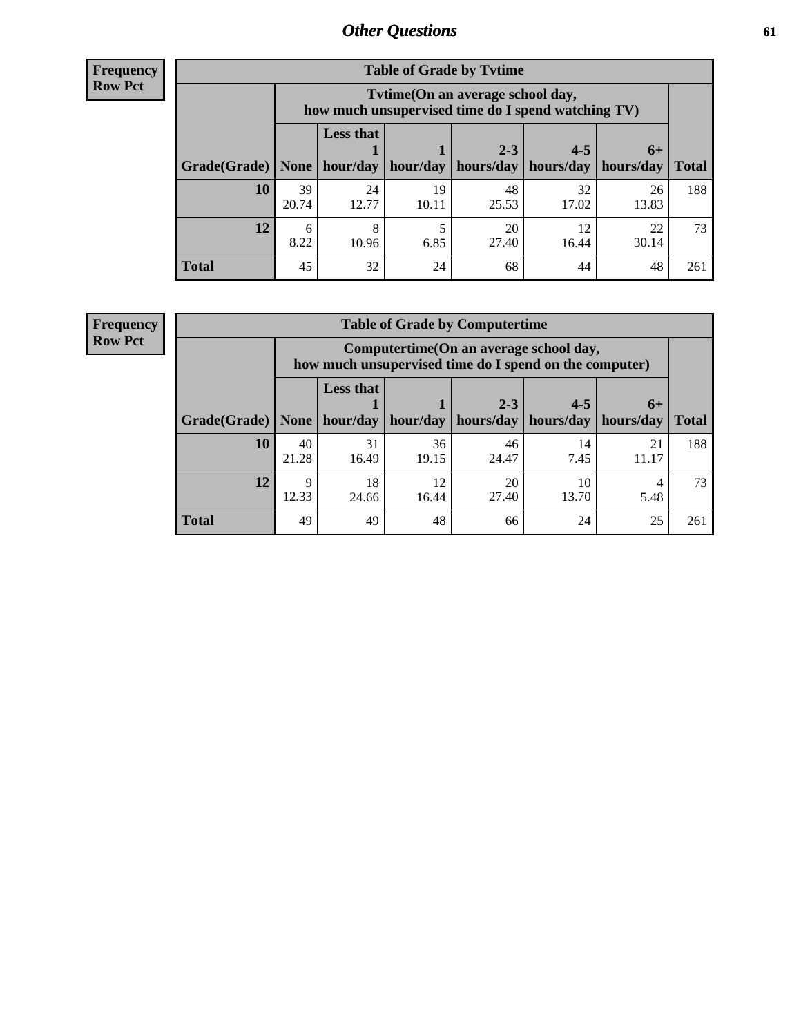## Other Questions

**Frequency**
**Row Pct**

**Table of Grade by Tvtime**

| Grade(Grade) | Tvtime(On an average school day, how much unsupervised time do I spend watching TV) | | | | | | Total |
|---|---|---|---|---|---|---|---|
| | None | Less that 1 hour/day | 1 hour/day | 2-3 hours/day | 4-5 hours/day | 6+ hours/day | |
| **10** | 39<br>20.74 | 24<br>12.77 | 19<br>10.11 | 48<br>25.53 | 32<br>17.02 | 26<br>13.83 | 188 |
| **12** | 6<br>8.22 | 8<br>10.96 | 5<br>6.85 | 20<br>27.40 | 12<br>16.44 | 22<br>30.14 | 73 |
| **Total** | 45 | 32 | 24 | 68 | 44 | 48 | 261 |

**Frequency**
**Row Pct**

**Table of Grade by Computertime**

| Grade(Grade) | Computertime(On an average school day, how much unsupervised time do I spend on the computer) | | | | | | Total |
|---|---|---|---|---|---|---|---|
| | None | Less that 1 hour/day | 1 hour/day | 2-3 hours/day | 4-5 hours/day | 6+ hours/day | |
| **10** | 40<br>21.28 | 31<br>16.49 | 36<br>19.15 | 46<br>24.47 | 14<br>7.45 | 21<br>11.17 | 188 |
| **12** | 9<br>12.33 | 18<br>24.66 | 12<br>16.44 | 20<br>27.40 | 10<br>13.70 | 4<br>5.48 | 73 |
| **Total** | 49 | 49 | 48 | 66 | 24 | 25 | 261 |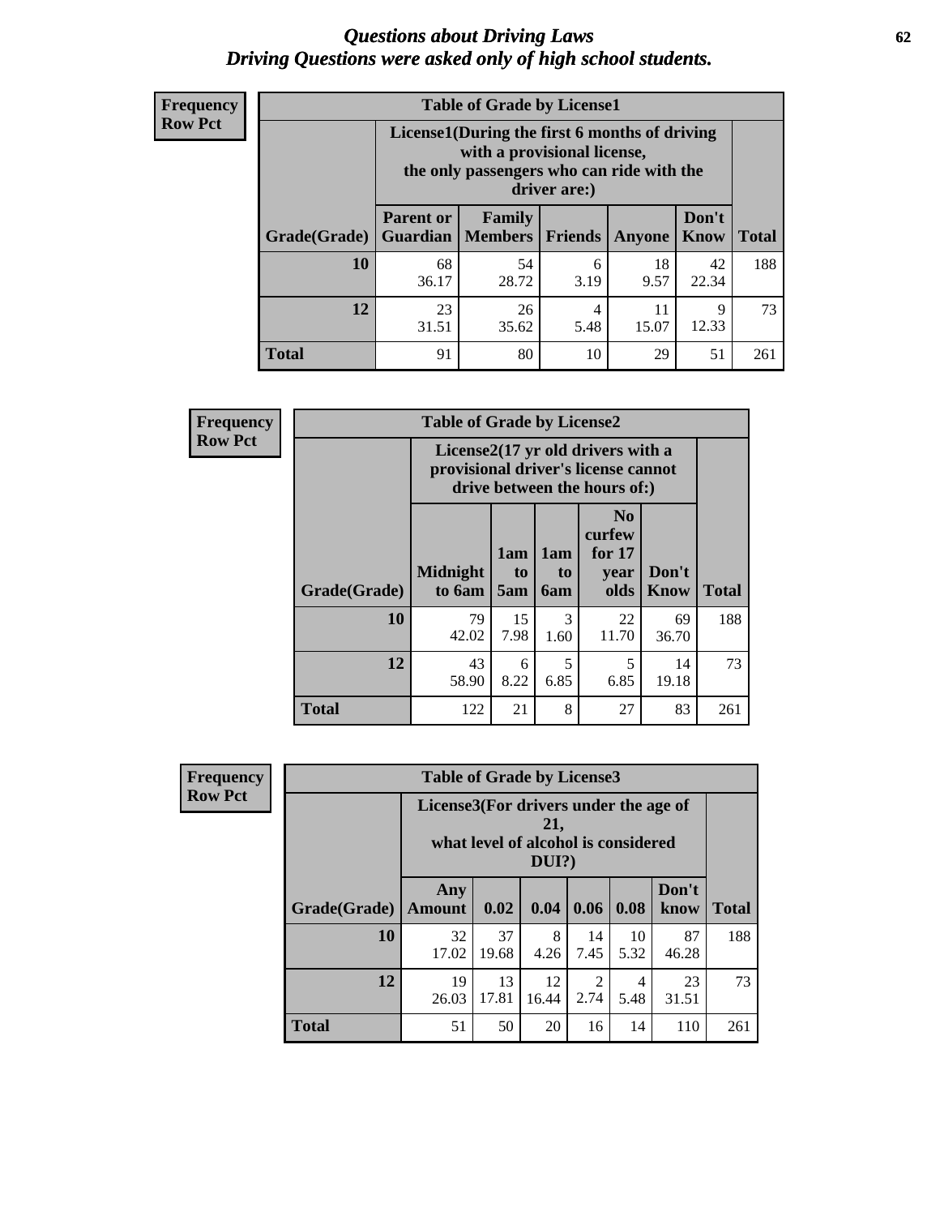# *Questions about Driving Laws*
# *Driving Questions were asked only of high school students.*

**Frequency**
**Row Pct**

**Table of Grade by License1**

| Grade(Grade) | License1(During the first 6 months of driving with a provisional license, the only passengers who can ride with the driver are:) | | | | | Total |
|---|---|---|---|---|---|---|
| | Parent or Guardian | Family Members | Friends | Anyone | Don't Know | |
| 10 | 68<br>36.17 | 54<br>28.72 | 6<br>3.19 | 18<br>9.57 | 42<br>22.34 | 188 |
| 12 | 23<br>31.51 | 26<br>35.62 | 4<br>5.48 | 11<br>15.07 | 9<br>12.33 | 73 |
| Total | 91 | 80 | 10 | 29 | 51 | 261 |

**Frequency**
**Row Pct**

**Table of Grade by License2**

| Grade(Grade) | License2(17 yr old drivers with a provisional driver's license cannot drive between the hours of:) | | | | | Total |
|---|---|---|---|---|---|---|
| | Midnight to 6am | 1am to 5am | 1am to 6am | No curfew for 17 year olds | Don't Know | |
| 10 | 79<br>42.02 | 15<br>7.98 | 3<br>1.60 | 22<br>11.70 | 69<br>36.70 | 188 |
| 12 | 43<br>58.90 | 6<br>8.22 | 5<br>6.85 | 5<br>6.85 | 14<br>19.18 | 73 |
| Total | 122 | 21 | 8 | 27 | 83 | 261 |

**Frequency**
**Row Pct**

**Table of Grade by License3**

| Grade(Grade) | License3(For drivers under the age of 21, what level of alcohol is considered DUI?) | | | | | | Total |
|---|---|---|---|---|---|---|---|
| | Any Amount | 0.02 | 0.04 | 0.06 | 0.08 | Don't know | |
| 10 | 32<br>17.02 | 37<br>19.68 | 8<br>4.26 | 14<br>7.45 | 10<br>5.32 | 87<br>46.28 | 188 |
| 12 | 19<br>26.03 | 13<br>17.81 | 12<br>16.44 | 2<br>2.74 | 4<br>5.48 | 23<br>31.51 | 73 |
| Total | 51 | 50 | 20 | 16 | 14 | 110 | 261 |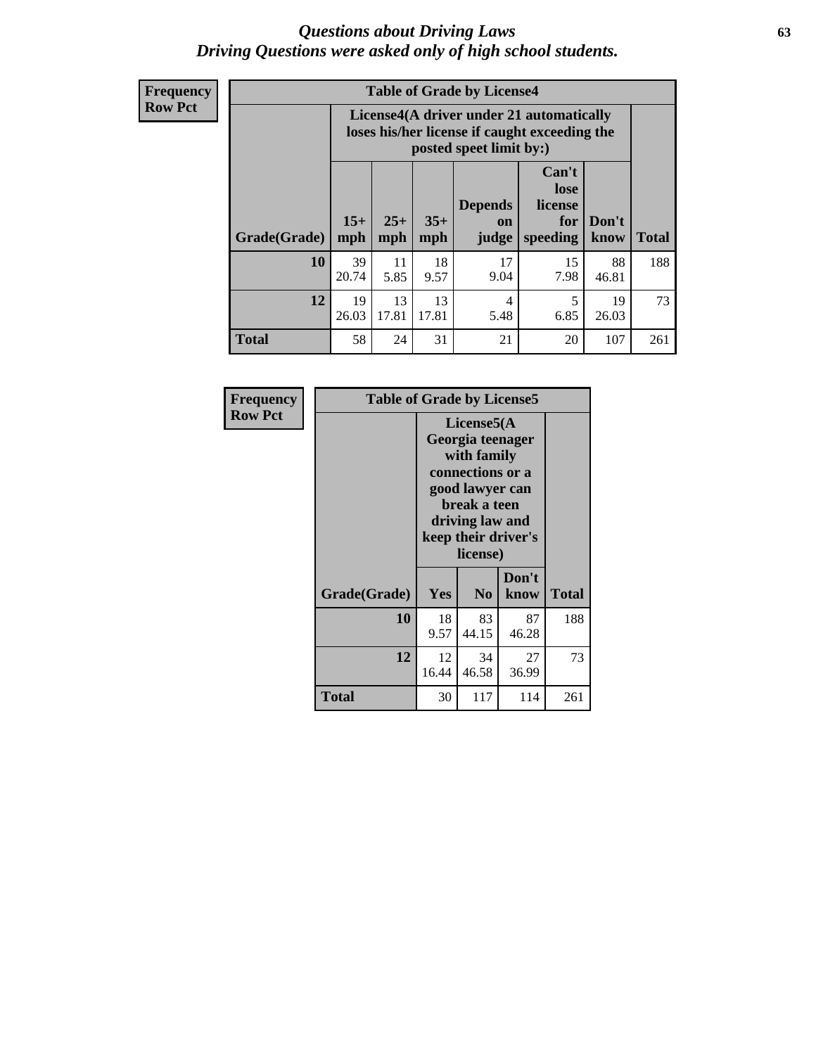# *Questions about Driving Laws*
## *Driving Questions were asked only of high school students.*

**Frequency**
**Row Pct**

**Table of Grade by License4**

| Grade(Grade) | License4(A driver under 21 automatically loses his/her license if caught exceeding the posted speet limit by:) 15+ mph | 25+ mph | 35+ mph | Depends on judge | Can't lose license for speeding | Don't know | Total |
|---|---|---|---|---|---|---|---|
| **10** | 39<br>20.74 | 11<br>5.85 | 18<br>9.57 | 17<br>9.04 | 15<br>7.98 | 88<br>46.81 | 188 |
| **12** | 19<br>26.03 | 13<br>17.81 | 13<br>17.81 | 4<br>5.48 | 5<br>6.85 | 19<br>26.03 | 73 |
| **Total** | 58 | 24 | 31 | 21 | 20 | 107 | 261 |

**Frequency**
**Row Pct**

**Table of Grade by License5**

| Grade(Grade) | License5(A Georgia teenager with family connections or a good lawyer can break a teen driving law and keep their driver's license) Yes | No | Don't know | Total |
|---|---|---|---|---|
| **10** | 18<br>9.57 | 83<br>44.15 | 87<br>46.28 | 188 |
| **12** | 12<br>16.44 | 34<br>46.58 | 27<br>36.99 | 73 |
| **Total** | 30 | 117 | 114 | 261 |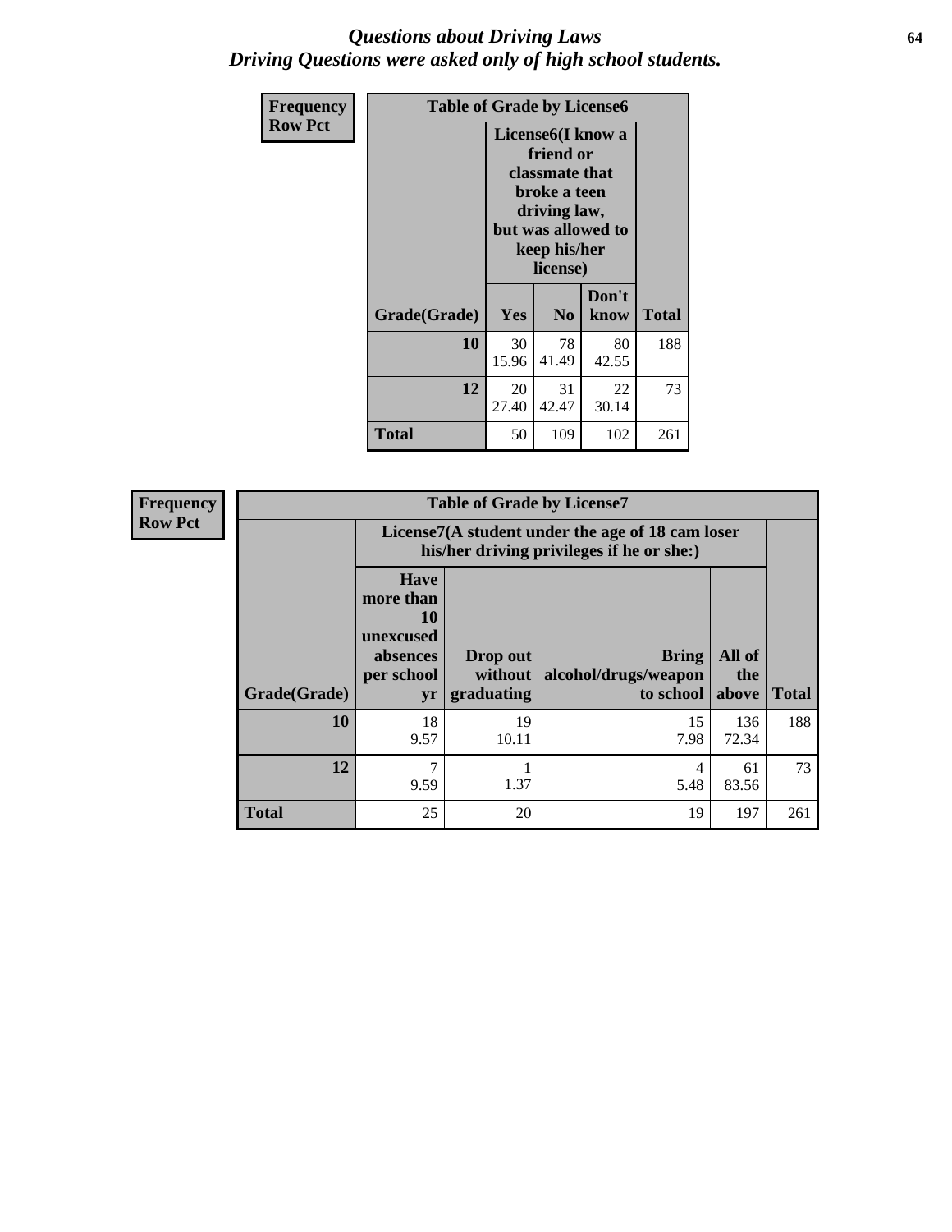# *Questions about Driving Laws*
# *Driving Questions were asked only of high school students.*

| Frequency<br>Row Pct | Table of Grade by License6 | | | |
|---|---|---|---|---|
| | License6(I know a friend or classmate that broke a teen driving law, but was allowed to keep his/her license) | | | |
| Grade(Grade) | Yes | No | Don't know | Total |
| 10 | 30<br>15.96 | 78<br>41.49 | 80<br>42.55 | 188 |
| 12 | 20<br>27.40 | 31<br>42.47 | 22<br>30.14 | 73 |
| Total | 50 | 109 | 102 | 261 |

| Frequency<br>Row Pct | Table of Grade by License7 | | | | |
|---|---|---|---|---|---|
| | License7(A student under the age of 18 cam loser his/her driving privileges if he or she:) | | | | |
| Grade(Grade) | Have more than 10 unexcused absences per school yr | Drop out without graduating | Bring alcohol/drugs/weapon to school | All of the above | Total |
| 10 | 18<br>9.57 | 19<br>10.11 | 15<br>7.98 | 136<br>72.34 | 188 |
| 12 | 7<br>9.59 | 1<br>1.37 | 4<br>5.48 | 61<br>83.56 | 73 |
| Total | 25 | 20 | 19 | 197 | 261 |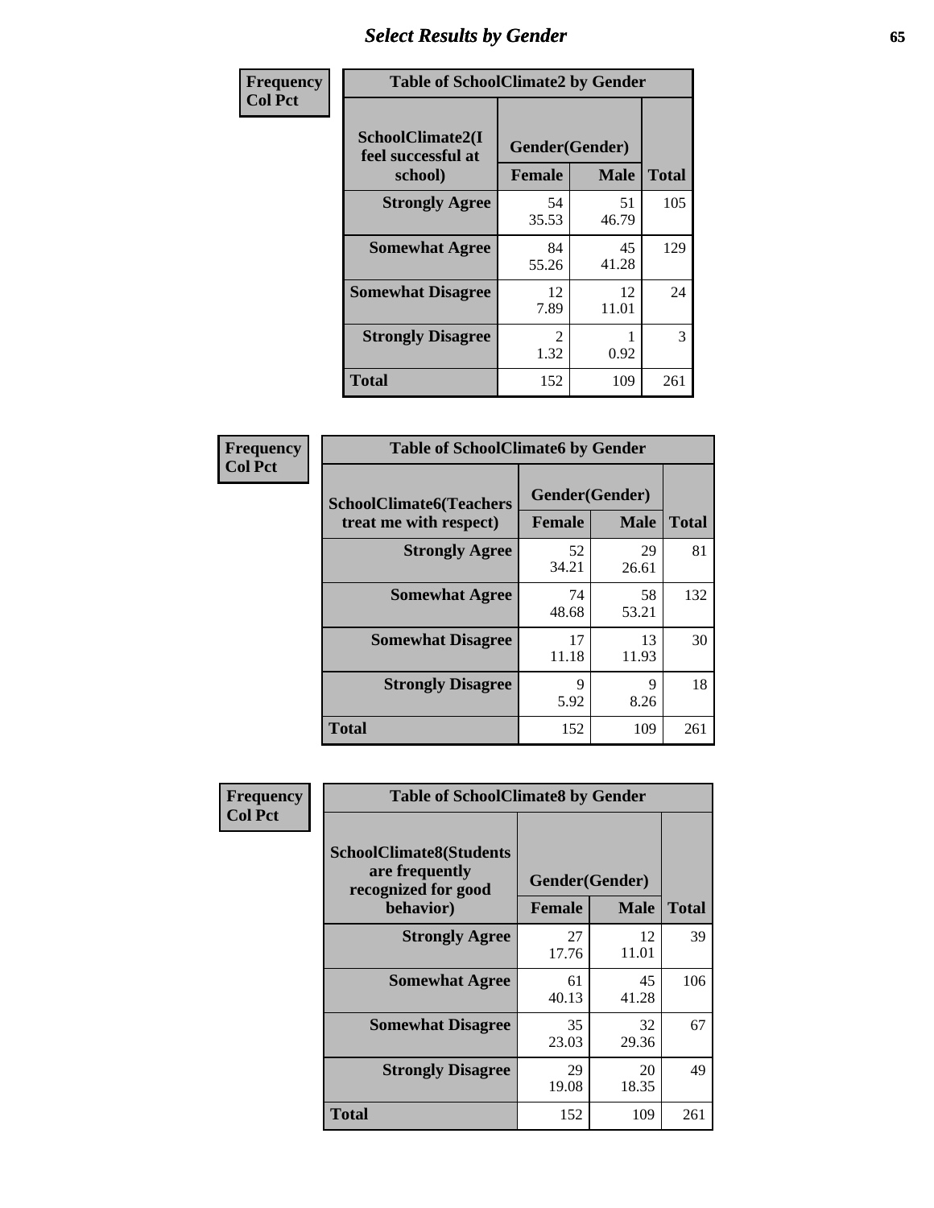# Select Results by Gender

**Frequency / Col Pct**

**Table of SchoolClimate2 by Gender**

| SchoolClimate2(I feel successful at school) | Gender(Gender) | | Total |
|---|---|---|---|
| | Female | Male | |
| Strongly Agree | 54<br>35.53 | 51<br>46.79 | 105 |
| Somewhat Agree | 84<br>55.26 | 45<br>41.28 | 129 |
| Somewhat Disagree | 12<br>7.89 | 12<br>11.01 | 24 |
| Strongly Disagree | 2<br>1.32 | 1<br>0.92 | 3 |
| Total | 152 | 109 | 261 |

**Frequency / Col Pct**

**Table of SchoolClimate6 by Gender**

| SchoolClimate6(Teachers treat me with respect) | Gender(Gender) | | Total |
|---|---|---|---|
| | Female | Male | |
| Strongly Agree | 52<br>34.21 | 29<br>26.61 | 81 |
| Somewhat Agree | 74<br>48.68 | 58<br>53.21 | 132 |
| Somewhat Disagree | 17<br>11.18 | 13<br>11.93 | 30 |
| Strongly Disagree | 9<br>5.92 | 9<br>8.26 | 18 |
| Total | 152 | 109 | 261 |

**Frequency / Col Pct**

**Table of SchoolClimate8 by Gender**

| SchoolClimate8(Students are frequently recognized for good behavior) | Gender(Gender) | | Total |
|---|---|---|---|
| | Female | Male | |
| Strongly Agree | 27<br>17.76 | 12<br>11.01 | 39 |
| Somewhat Agree | 61<br>40.13 | 45<br>41.28 | 106 |
| Somewhat Disagree | 35<br>23.03 | 32<br>29.36 | 67 |
| Strongly Disagree | 29<br>19.08 | 20<br>18.35 | 49 |
| Total | 152 | 109 | 261 |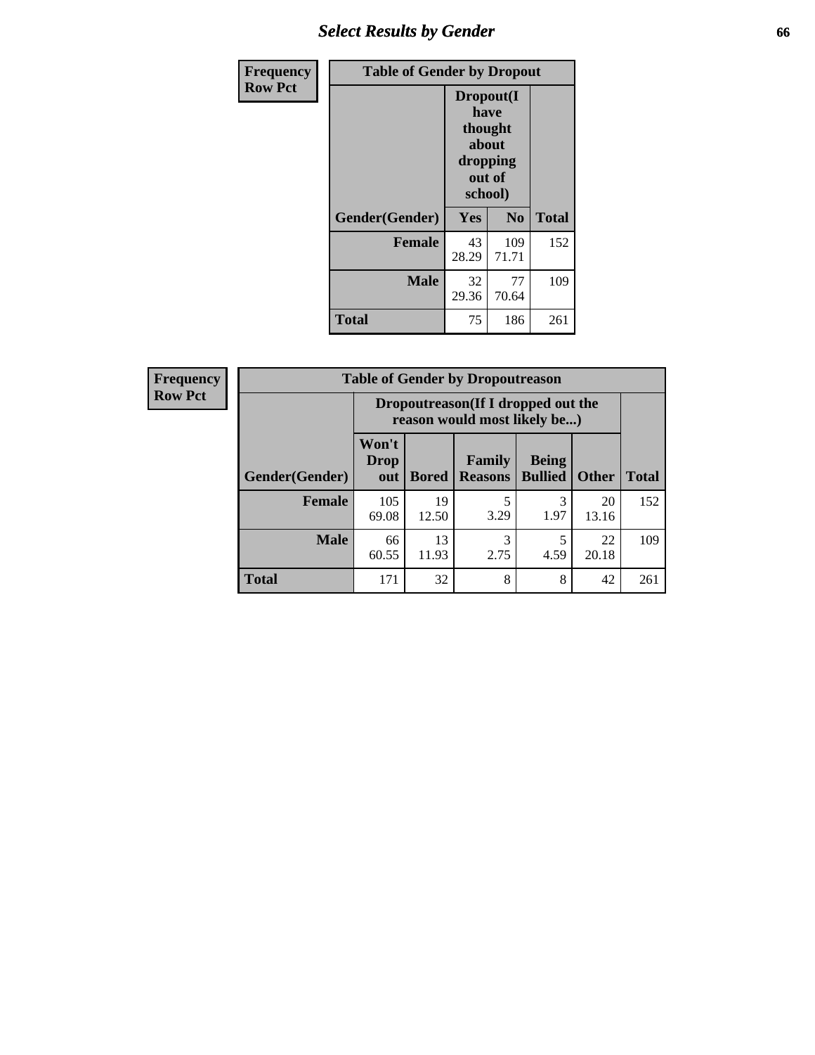# Select Results by Gender

| Frequency Row Pct | | | |
|---|---|---|---|
| **Table of Gender by Dropout** | | | |
| | **Dropout(I have thought about dropping out of school)** | | |
| **Gender(Gender)** | **Yes** | **No** | **Total** |
| **Female** | 43<br>28.29 | 109<br>71.71 | 152 |
| **Male** | 32<br>29.36 | 77<br>70.64 | 109 |
| **Total** | 75 | 186 | 261 |

| Frequency Row Pct | | | | | | |
|---|---|---|---|---|---|---|
| **Table of Gender by Dropoutreason** | | | | | | |
| | **Dropoutreason(If I dropped out the reason would most likely be...)** | | | | | |
| **Gender(Gender)** | **Won't Drop out** | **Bored** | **Family Reasons** | **Being Bullied** | **Other** | **Total** |
| **Female** | 105<br>69.08 | 19<br>12.50 | 5<br>3.29 | 3<br>1.97 | 20<br>13.16 | 152 |
| **Male** | 66<br>60.55 | 13<br>11.93 | 3<br>2.75 | 5<br>4.59 | 22<br>20.18 | 109 |
| **Total** | 171 | 32 | 8 | 8 | 42 | 261 |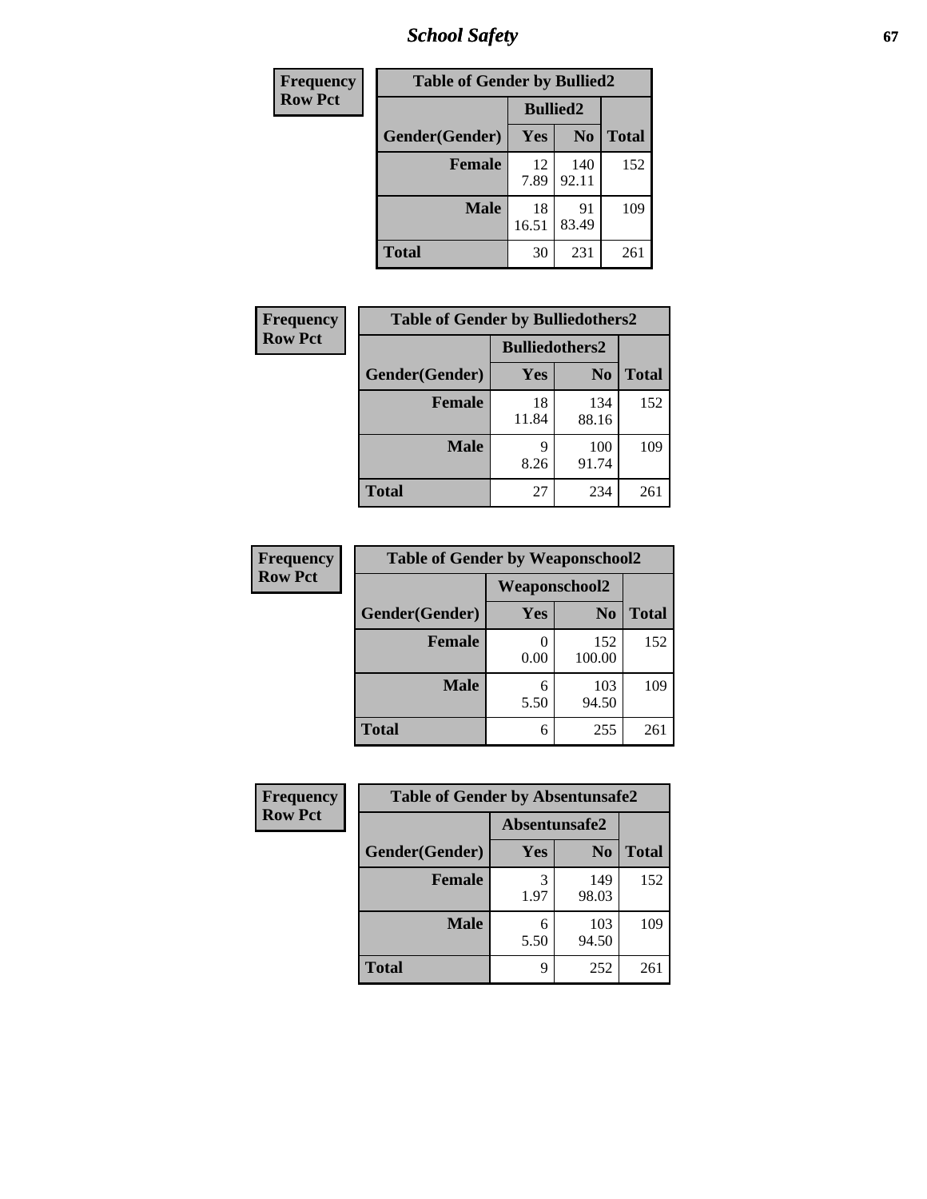| Frequency<br>Row Pct |
|---|

**Table of Gender by Bullied2**

| Gender(Gender) | Bullied2 Yes | Bullied2 No | Total |
|---|---|---|---|
| **Female** | 12<br>7.89 | 140<br>92.11 | 152 |
| **Male** | 18<br>16.51 | 91<br>83.49 | 109 |
| **Total** | 30 | 231 | 261 |

| Frequency<br>Row Pct |
|---|

**Table of Gender by Bulliedothers2**

| Gender(Gender) | Bulliedothers2 Yes | Bulliedothers2 No | Total |
|---|---|---|---|
| **Female** | 18<br>11.84 | 134<br>88.16 | 152 |
| **Male** | 9<br>8.26 | 100<br>91.74 | 109 |
| **Total** | 27 | 234 | 261 |

| Frequency<br>Row Pct |
|---|

**Table of Gender by Weaponschool2**

| Gender(Gender) | Weaponschool2 Yes | Weaponschool2 No | Total |
|---|---|---|---|
| **Female** | 0<br>0.00 | 152<br>100.00 | 152 |
| **Male** | 6<br>5.50 | 103<br>94.50 | 109 |
| **Total** | 6 | 255 | 261 |

| Frequency<br>Row Pct |
|---|

**Table of Gender by Absentunsafe2**

| Gender(Gender) | Absentunsafe2 Yes | Absentunsafe2 No | Total |
|---|---|---|---|
| **Female** | 3<br>1.97 | 149<br>98.03 | 152 |
| **Male** | 6<br>5.50 | 103<br>94.50 | 109 |
| **Total** | 9 | 252 | 261 |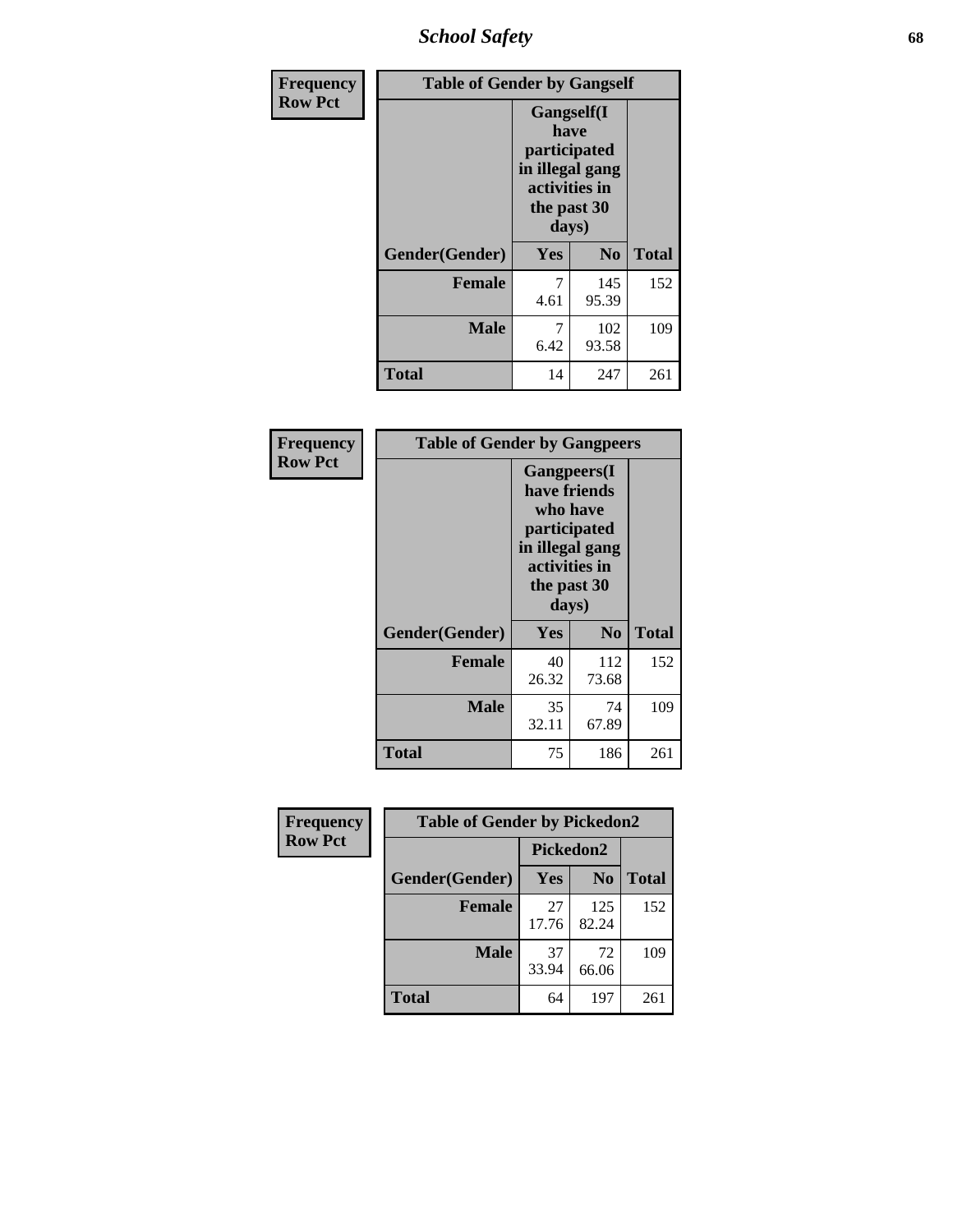# School Safety

**Frequency**
**Row Pct**

| Table of Gender by Gangself | | | |
|---|---|---|---|
| | Gangself(I have participated in illegal gang activities in the past 30 days) | | |
| Gender(Gender) | Yes | No | Total |
| **Female** | 7<br>4.61 | 145<br>95.39 | 152 |
| **Male** | 7<br>6.42 | 102<br>93.58 | 109 |
| **Total** | 14 | 247 | 261 |

**Frequency**
**Row Pct**

| Table of Gender by Gangpeers | | | |
|---|---|---|---|
| | Gangpeers(I have friends who have participated in illegal gang activities in the past 30 days) | | |
| Gender(Gender) | Yes | No | Total |
| **Female** | 40<br>26.32 | 112<br>73.68 | 152 |
| **Male** | 35<br>32.11 | 74<br>67.89 | 109 |
| **Total** | 75 | 186 | 261 |

**Frequency**
**Row Pct**

| Table of Gender by Pickedon2 | | | |
|---|---|---|---|
| | Pickedon2 | | |
| Gender(Gender) | Yes | No | Total |
| **Female** | 27<br>17.76 | 125<br>82.24 | 152 |
| **Male** | 37<br>33.94 | 72<br>66.06 | 109 |
| **Total** | 64 | 197 | 261 |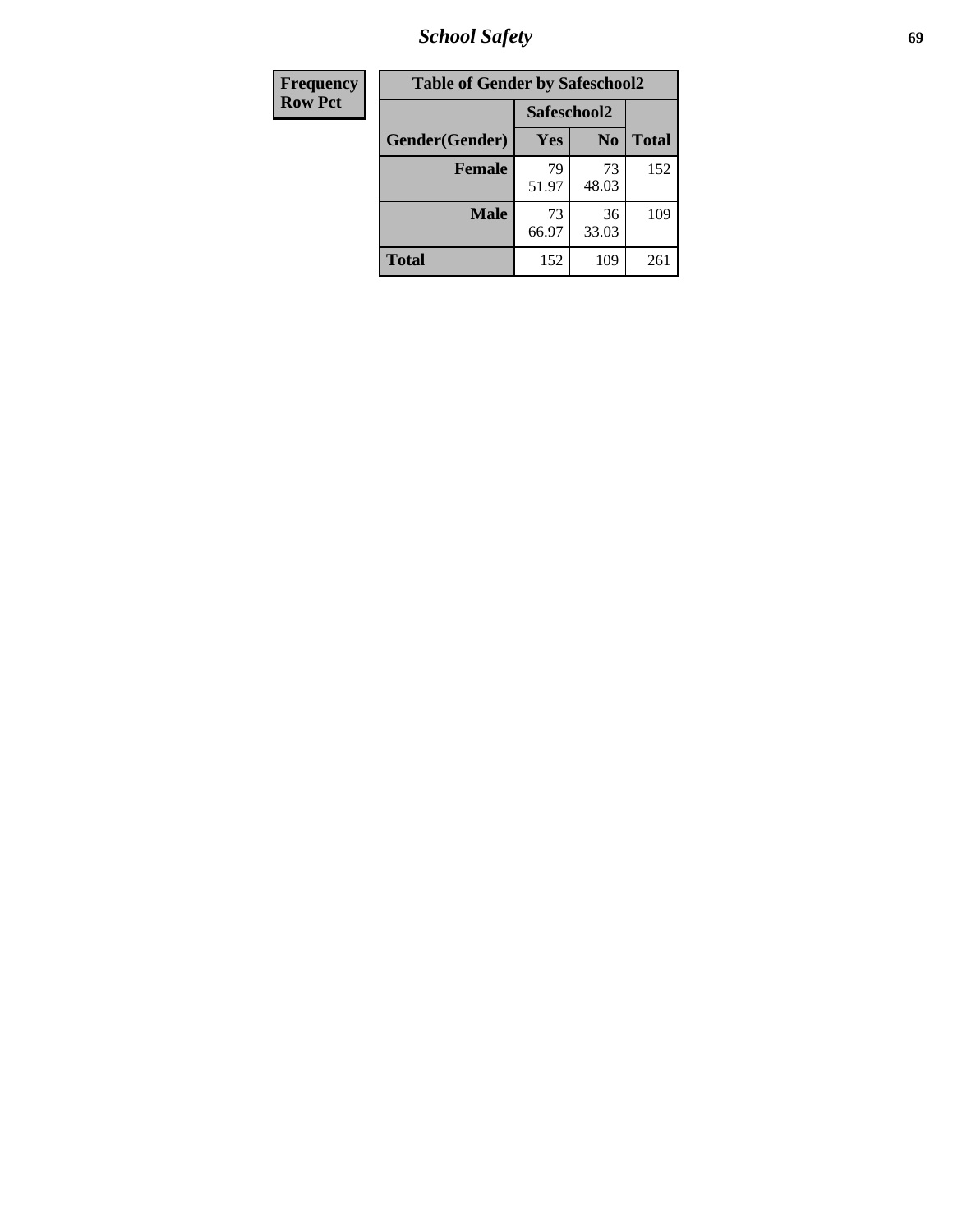## School Safety

| Frequency Row Pct | Table of Gender by Safeschool2 | | |
|---|---|---|---|
| | Safeschool2 | | |
| Gender(Gender) | Yes | No | Total |
| **Female** | 79<br>51.97 | 73<br>48.03 | 152 |
| **Male** | 73<br>66.97 | 36<br>33.03 | 109 |
| **Total** | 152 | 109 | 261 |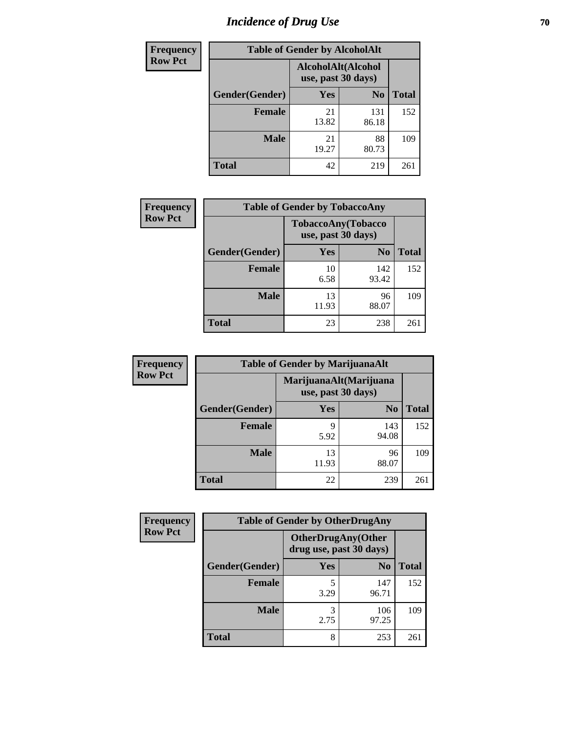# Incidence of Drug Use

**Frequency**
**Row Pct**

| Table of Gender by AlcoholAlt | | | |
|---|---|---|---|
| | AlcoholAlt(Alcohol use, past 30 days) | | |
| Gender(Gender) | Yes | No | Total |
| Female | 21<br>13.82 | 131<br>86.18 | 152 |
| Male | 21<br>19.27 | 88<br>80.73 | 109 |
| Total | 42 | 219 | 261 |

**Frequency**
**Row Pct**

| Table of Gender by TobaccoAny | | | |
|---|---|---|---|
| | TobaccoAny(Tobacco use, past 30 days) | | |
| Gender(Gender) | Yes | No | Total |
| Female | 10<br>6.58 | 142<br>93.42 | 152 |
| Male | 13<br>11.93 | 96<br>88.07 | 109 |
| Total | 23 | 238 | 261 |

**Frequency**
**Row Pct**

| Table of Gender by MarijuanaAlt | | | |
|---|---|---|---|
| | MarijuanaAlt(Marijuana use, past 30 days) | | |
| Gender(Gender) | Yes | No | Total |
| Female | 9<br>5.92 | 143<br>94.08 | 152 |
| Male | 13<br>11.93 | 96<br>88.07 | 109 |
| Total | 22 | 239 | 261 |

**Frequency**
**Row Pct**

| Table of Gender by OtherDrugAny | | | |
|---|---|---|---|
| | OtherDrugAny(Other drug use, past 30 days) | | |
| Gender(Gender) | Yes | No | Total |
| Female | 5<br>3.29 | 147<br>96.71 | 152 |
| Male | 3<br>2.75 | 106<br>97.25 | 109 |
| Total | 8 | 253 | 261 |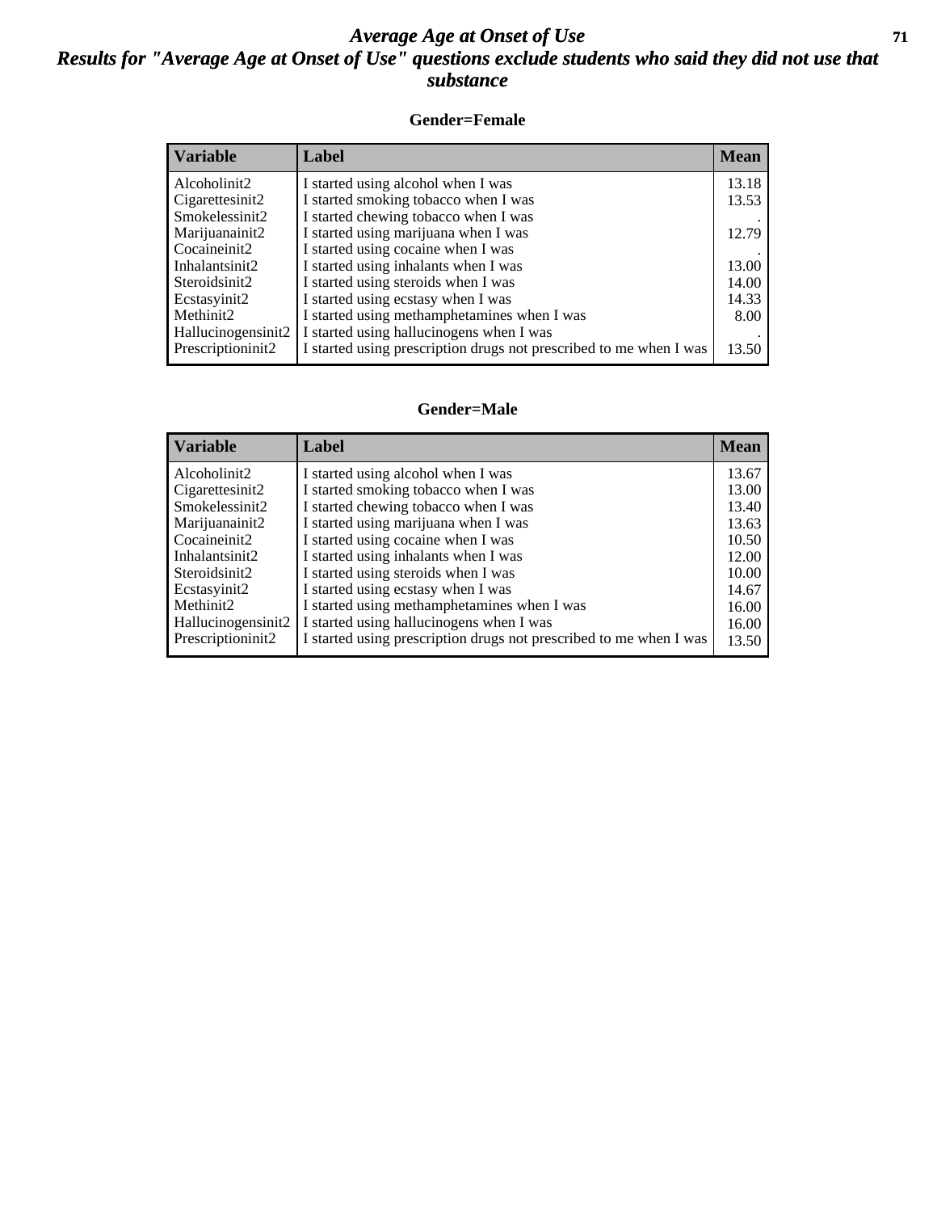# Average Age at Onset of Use

## Results for "Average Age at Onset of Use" questions exclude students who said they did not use that substance

### Gender=Female

| Variable | Label | Mean |
| --- | --- | --- |
| Alcoholinit2 | I started using alcohol when I was | 13.18 |
| Cigarettesinit2 | I started smoking tobacco when I was | 13.53 |
| Smokelessinit2 | I started chewing tobacco when I was | . |
| Marijuanainit2 | I started using marijuana when I was | 12.79 |
| Cocaineinit2 | I started using cocaine when I was | . |
| Inhalantsinit2 | I started using inhalants when I was | 13.00 |
| Steroidsinit2 | I started using steroids when I was | 14.00 |
| Ecstasyinit2 | I started using ecstasy when I was | 14.33 |
| Methinit2 | I started using methamphetamines when I was | 8.00 |
| Hallucinogensinit2 | I started using hallucinogens when I was | . |
| Prescriptioninit2 | I started using prescription drugs not prescribed to me when I was | 13.50 |

### Gender=Male

| Variable | Label | Mean |
| --- | --- | --- |
| Alcoholinit2 | I started using alcohol when I was | 13.67 |
| Cigarettesinit2 | I started smoking tobacco when I was | 13.00 |
| Smokelessinit2 | I started chewing tobacco when I was | 13.40 |
| Marijuanainit2 | I started using marijuana when I was | 13.63 |
| Cocaineinit2 | I started using cocaine when I was | 10.50 |
| Inhalantsinit2 | I started using inhalants when I was | 12.00 |
| Steroidsinit2 | I started using steroids when I was | 10.00 |
| Ecstasyinit2 | I started using ecstasy when I was | 14.67 |
| Methinit2 | I started using methamphetamines when I was | 16.00 |
| Hallucinogensinit2 | I started using hallucinogens when I was | 16.00 |
| Prescriptioninit2 | I started using prescription drugs not prescribed to me when I was | 13.50 |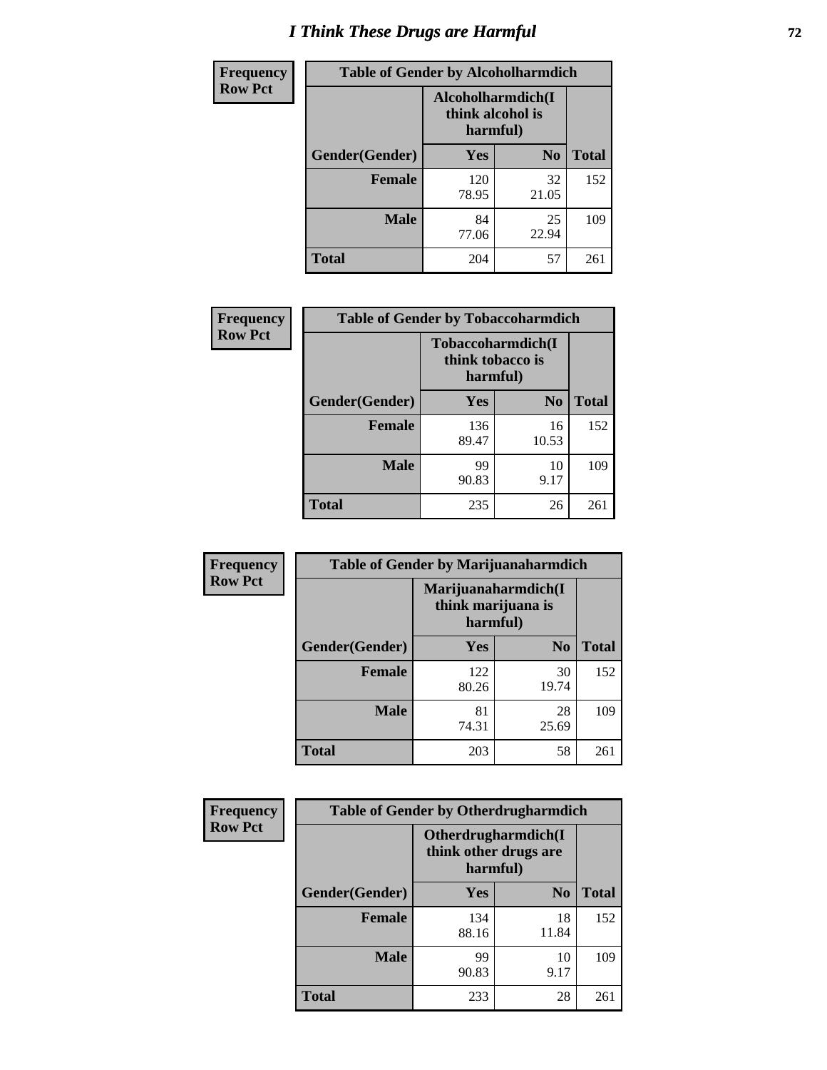# I Think These Drugs are Harmful

| Frequency Row Pct | Table of Gender by Alcoholharmdich | | |
|---|---|---|---|
| | Alcoholharmdich(I think alcohol is harmful) | | |
| Gender(Gender) | Yes | No | Total |
| Female | 120<br>78.95 | 32<br>21.05 | 152 |
| Male | 84<br>77.06 | 25<br>22.94 | 109 |
| Total | 204 | 57 | 261 |

| Frequency Row Pct | Table of Gender by Tobaccoharmdich | | |
|---|---|---|---|
| | Tobaccoharmdich(I think tobacco is harmful) | | |
| Gender(Gender) | Yes | No | Total |
| Female | 136<br>89.47 | 16<br>10.53 | 152 |
| Male | 99<br>90.83 | 10<br>9.17 | 109 |
| Total | 235 | 26 | 261 |

| Frequency Row Pct | Table of Gender by Marijuanaharmdich | | |
|---|---|---|---|
| | Marijuanaharmdich(I think marijuana is harmful) | | |
| Gender(Gender) | Yes | No | Total |
| Female | 122<br>80.26 | 30<br>19.74 | 152 |
| Male | 81<br>74.31 | 28<br>25.69 | 109 |
| Total | 203 | 58 | 261 |

| Frequency Row Pct | Table of Gender by Otherdrugharmdich | | |
|---|---|---|---|
| | Otherdrugharmdich(I think other drugs are harmful) | | |
| Gender(Gender) | Yes | No | Total |
| Female | 134<br>88.16 | 18<br>11.84 | 152 |
| Male | 99<br>90.83 | 10<br>9.17 | 109 |
| Total | 233 | 28 | 261 |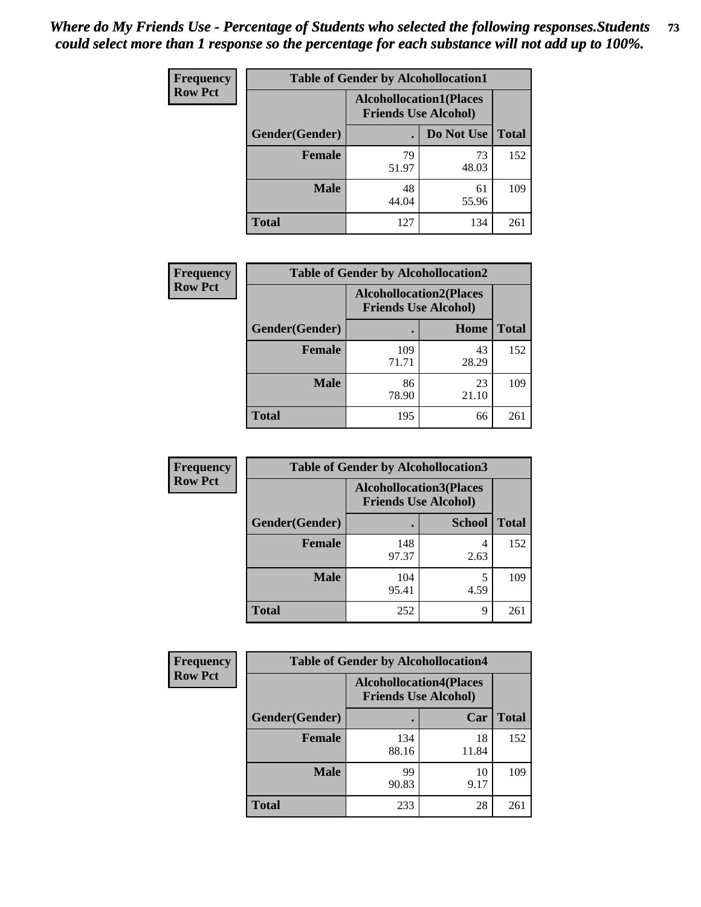*Where do My Friends Use - Percentage of Students who selected the following responses.Students could select more than 1 response so the percentage for each substance will not add up to 100%.*

**Frequency Row Pct**

| Table of Gender by Alcohollocation1 | | | |
|---|---|---|---|
| | Alcohollocation1(Places Friends Use Alcohol) | | |
| Gender(Gender) | . | Do Not Use | Total |
| **Female** | 79<br>51.97 | 73<br>48.03 | 152 |
| **Male** | 48<br>44.04 | 61<br>55.96 | 109 |
| **Total** | 127 | 134 | 261 |

**Frequency Row Pct**

| Table of Gender by Alcohollocation2 | | | |
|---|---|---|---|
| | Alcohollocation2(Places Friends Use Alcohol) | | |
| Gender(Gender) | . | Home | Total |
| **Female** | 109<br>71.71 | 43<br>28.29 | 152 |
| **Male** | 86<br>78.90 | 23<br>21.10 | 109 |
| **Total** | 195 | 66 | 261 |

**Frequency Row Pct**

| Table of Gender by Alcohollocation3 | | | |
|---|---|---|---|
| | Alcohollocation3(Places Friends Use Alcohol) | | |
| Gender(Gender) | . | School | Total |
| **Female** | 148<br>97.37 | 4<br>2.63 | 152 |
| **Male** | 104<br>95.41 | 5<br>4.59 | 109 |
| **Total** | 252 | 9 | 261 |

**Frequency Row Pct**

| Table of Gender by Alcohollocation4 | | | |
|---|---|---|---|
| | Alcohollocation4(Places Friends Use Alcohol) | | |
| Gender(Gender) | . | Car | Total |
| **Female** | 134<br>88.16 | 18<br>11.84 | 152 |
| **Male** | 99<br>90.83 | 10<br>9.17 | 109 |
| **Total** | 233 | 28 | 261 |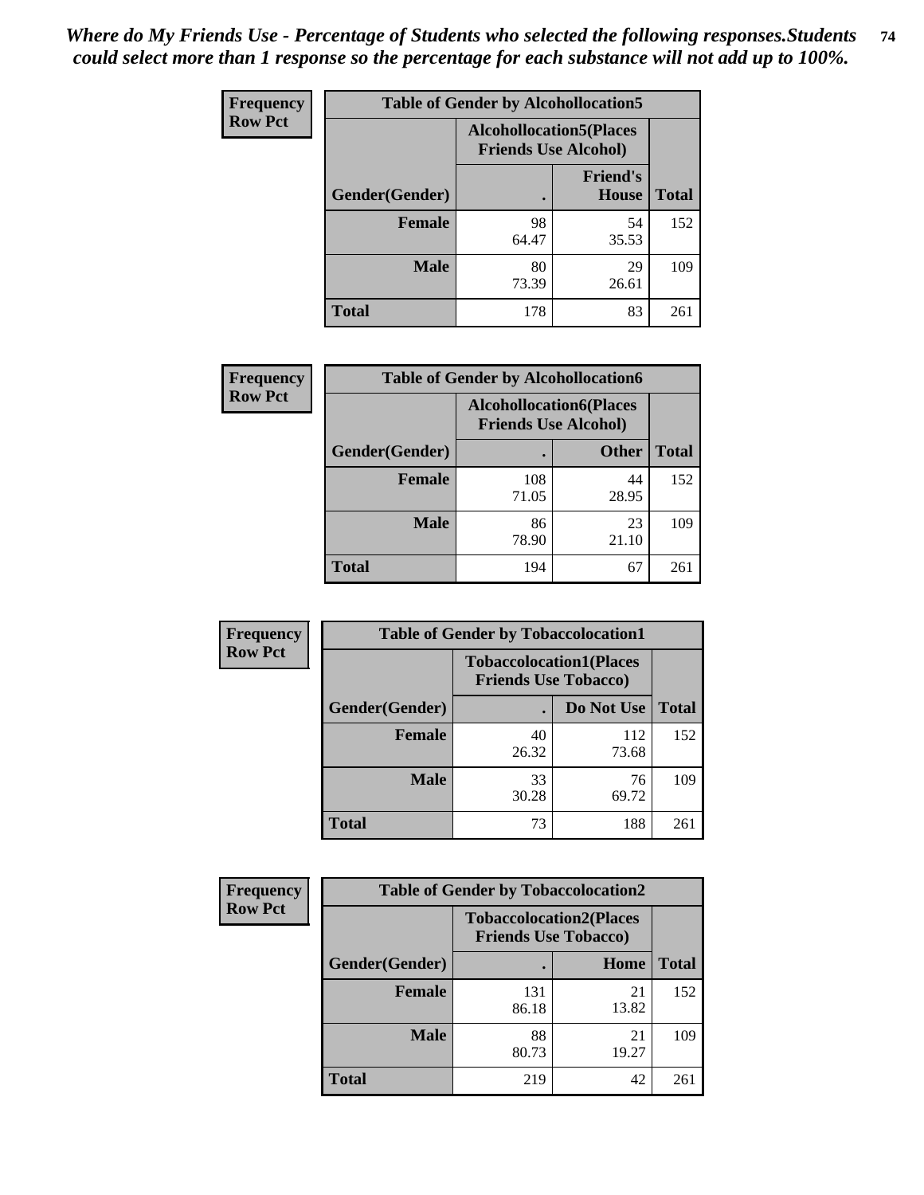*Where do My Friends Use - Percentage of Students who selected the following responses.Students could select more than 1 response so the percentage for each substance will not add up to 100%.*

| Frequency Row Pct | Table of Gender by Alcohollocation5 | | |
|---|---|---|---|
| | Alcohollocation5(Places Friends Use Alcohol) | | |
| Gender(Gender) | . | Friend's House | Total |
| Female | 98<br>64.47 | 54<br>35.53 | 152 |
| Male | 80<br>73.39 | 29<br>26.61 | 109 |
| Total | 178 | 83 | 261 |

| Frequency Row Pct | Table of Gender by Alcohollocation6 | | |
|---|---|---|---|
| | Alcohollocation6(Places Friends Use Alcohol) | | |
| Gender(Gender) | . | Other | Total |
| Female | 108<br>71.05 | 44<br>28.95 | 152 |
| Male | 86<br>78.90 | 23<br>21.10 | 109 |
| Total | 194 | 67 | 261 |

| Frequency Row Pct | Table of Gender by Tobaccolocation1 | | |
|---|---|---|---|
| | Tobaccolocation1(Places Friends Use Tobacco) | | |
| Gender(Gender) | . | Do Not Use | Total |
| Female | 40<br>26.32 | 112<br>73.68 | 152 |
| Male | 33<br>30.28 | 76<br>69.72 | 109 |
| Total | 73 | 188 | 261 |

| Frequency Row Pct | Table of Gender by Tobaccolocation2 | | |
|---|---|---|---|
| | Tobaccolocation2(Places Friends Use Tobacco) | | |
| Gender(Gender) | . | Home | Total |
| Female | 131<br>86.18 | 21<br>13.82 | 152 |
| Male | 88<br>80.73 | 21<br>19.27 | 109 |
| Total | 219 | 42 | 261 |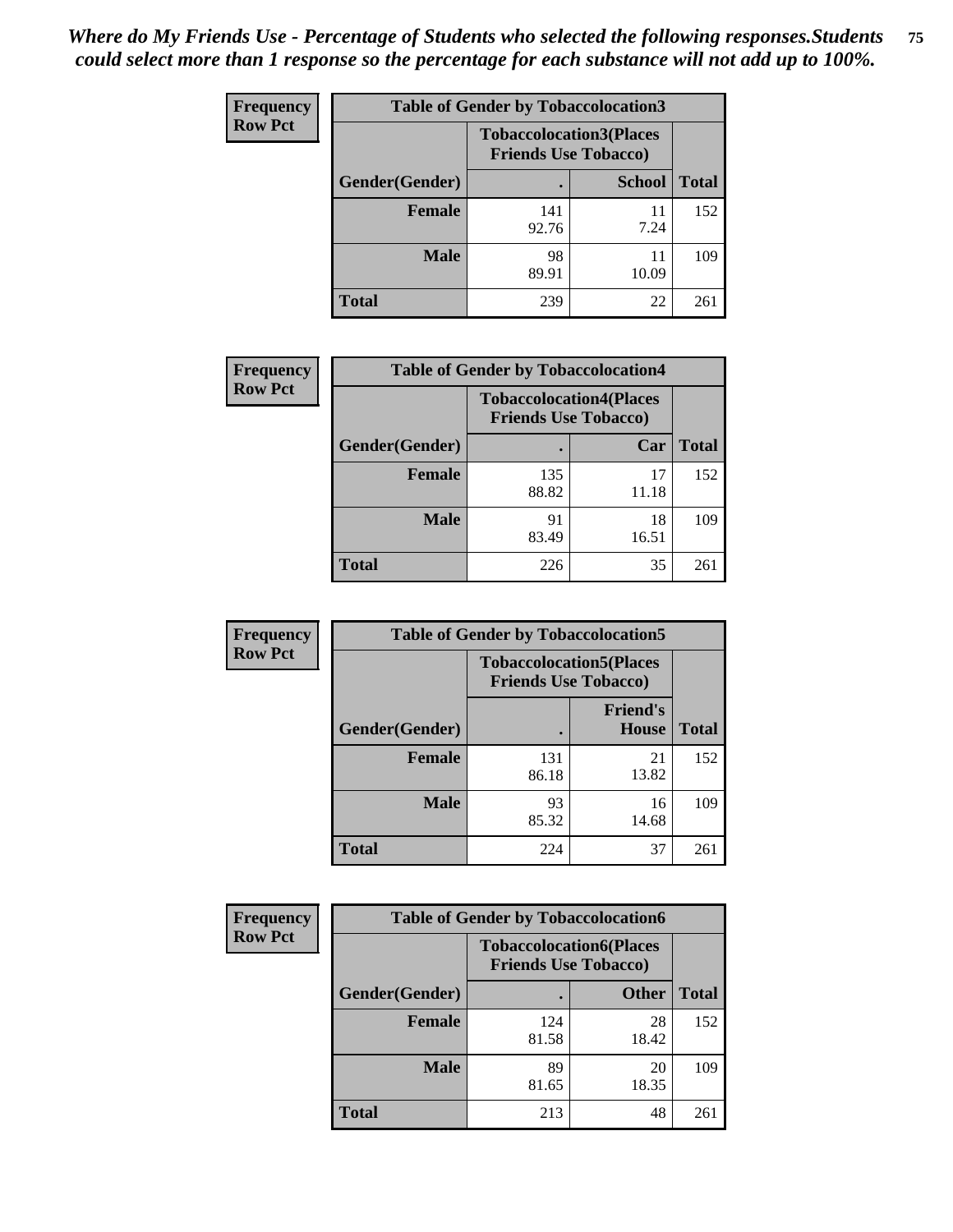*Where do My Friends Use - Percentage of Students who selected the following responses.Students could select more than 1 response so the percentage for each substance will not add up to 100%.*

**Frequency**
**Row Pct**

| Table of Gender by Tobaccolocation3 | | | |
|---|---|---|---|
| | Tobaccolocation3(Places Friends Use Tobacco) | | |
| Gender(Gender) | . | School | Total |
| Female | 141<br>92.76 | 11<br>7.24 | 152 |
| Male | 98<br>89.91 | 11<br>10.09 | 109 |
| Total | 239 | 22 | 261 |

**Frequency**
**Row Pct**

| Table of Gender by Tobaccolocation4 | | | |
|---|---|---|---|
| | Tobaccolocation4(Places Friends Use Tobacco) | | |
| Gender(Gender) | . | Car | Total |
| Female | 135<br>88.82 | 17<br>11.18 | 152 |
| Male | 91<br>83.49 | 18<br>16.51 | 109 |
| Total | 226 | 35 | 261 |

**Frequency**
**Row Pct**

| Table of Gender by Tobaccolocation5 | | | |
|---|---|---|---|
| | Tobaccolocation5(Places Friends Use Tobacco) | | |
| Gender(Gender) | . | Friend's House | Total |
| Female | 131<br>86.18 | 21<br>13.82 | 152 |
| Male | 93<br>85.32 | 16<br>14.68 | 109 |
| Total | 224 | 37 | 261 |

**Frequency**
**Row Pct**

| Table of Gender by Tobaccolocation6 | | | |
|---|---|---|---|
| | Tobaccolocation6(Places Friends Use Tobacco) | | |
| Gender(Gender) | . | Other | Total |
| Female | 124<br>81.58 | 28<br>18.42 | 152 |
| Male | 89<br>81.65 | 20<br>18.35 | 109 |
| Total | 213 | 48 | 261 |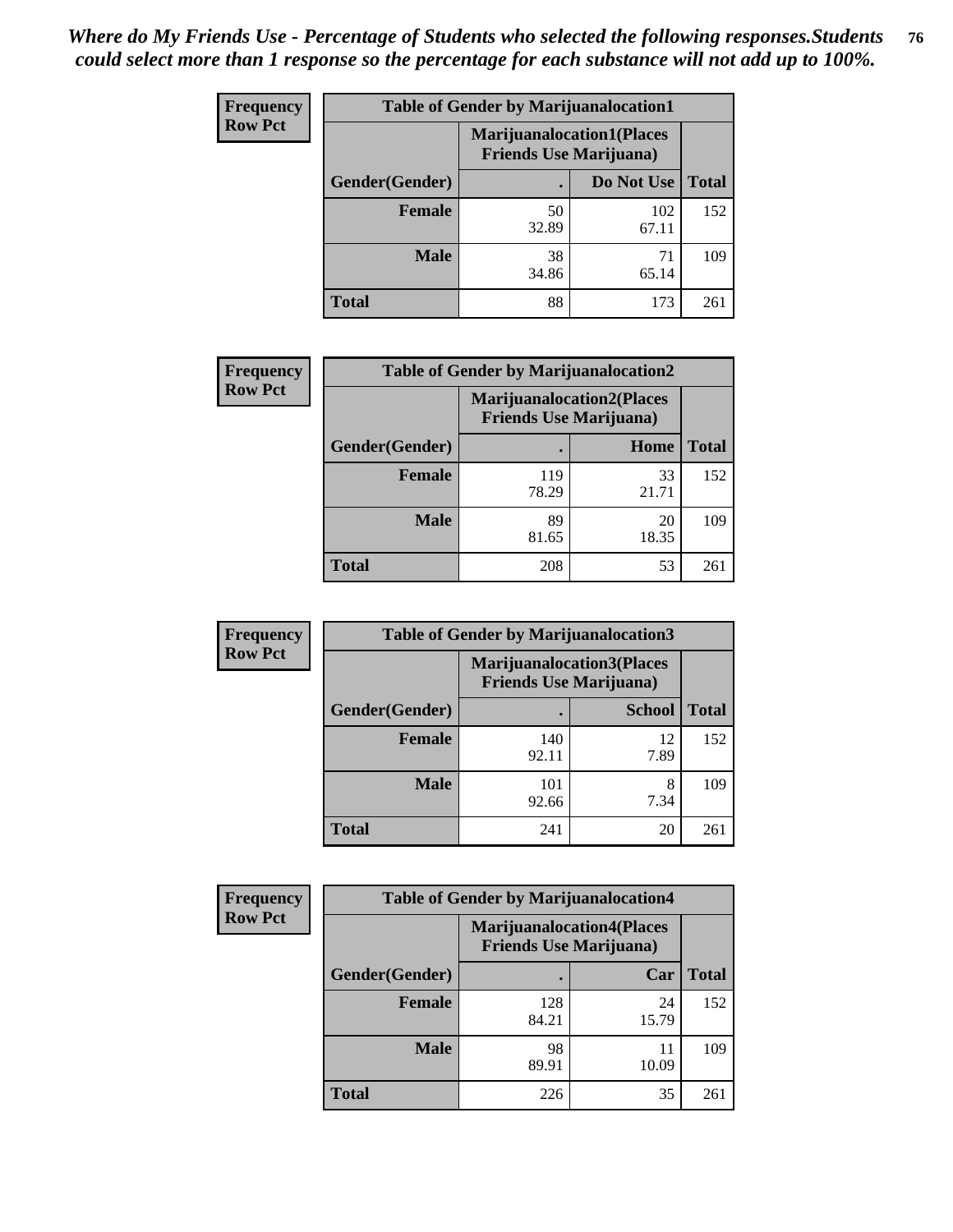*Where do My Friends Use - Percentage of Students who selected the following responses.Students could select more than 1 response so the percentage for each substance will not add up to 100%.*

**Frequency**
**Row Pct**

| Table of Gender by Marijuanalocation1 | | | |
|---|---|---|---|
| | Marijuanalocation1(Places Friends Use Marijuana) | | |
| Gender(Gender) | . | Do Not Use | Total |
| **Female** | 50<br>32.89 | 102<br>67.11 | 152 |
| **Male** | 38<br>34.86 | 71<br>65.14 | 109 |
| **Total** | 88 | 173 | 261 |

**Frequency**
**Row Pct**

| Table of Gender by Marijuanalocation2 | | | |
|---|---|---|---|
| | Marijuanalocation2(Places Friends Use Marijuana) | | |
| Gender(Gender) | . | Home | Total |
| **Female** | 119<br>78.29 | 33<br>21.71 | 152 |
| **Male** | 89<br>81.65 | 20<br>18.35 | 109 |
| **Total** | 208 | 53 | 261 |

**Frequency**
**Row Pct**

| Table of Gender by Marijuanalocation3 | | | |
|---|---|---|---|
| | Marijuanalocation3(Places Friends Use Marijuana) | | |
| Gender(Gender) | . | School | Total |
| **Female** | 140<br>92.11 | 12<br>7.89 | 152 |
| **Male** | 101<br>92.66 | 8<br>7.34 | 109 |
| **Total** | 241 | 20 | 261 |

**Frequency**
**Row Pct**

| Table of Gender by Marijuanalocation4 | | | |
|---|---|---|---|
| | Marijuanalocation4(Places Friends Use Marijuana) | | |
| Gender(Gender) | . | Car | Total |
| **Female** | 128<br>84.21 | 24<br>15.79 | 152 |
| **Male** | 98<br>89.91 | 11<br>10.09 | 109 |
| **Total** | 226 | 35 | 261 |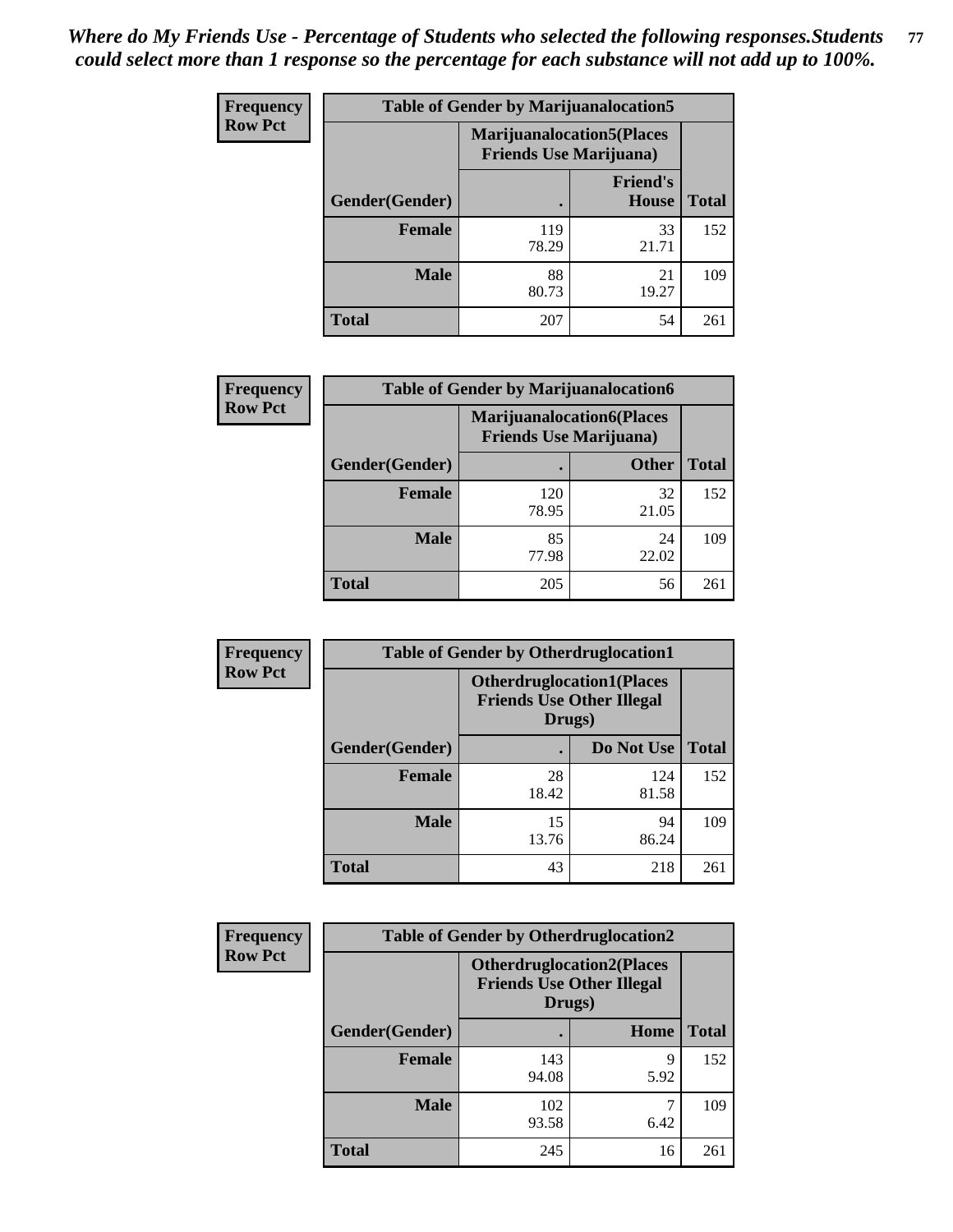*Where do My Friends Use - Percentage of Students who selected the following responses.Students could select more than 1 response so the percentage for each substance will not add up to 100%.*

**Frequency**
**Row Pct**

| Table of Gender by Marijuanalocation5 | | | |
|---|---|---|---|
| | Marijuanalocation5(Places Friends Use Marijuana) | | |
| Gender(Gender) | . | Friend's House | Total |
| **Female** | 119<br>78.29 | 33<br>21.71 | 152 |
| **Male** | 88<br>80.73 | 21<br>19.27 | 109 |
| **Total** | 207 | 54 | 261 |

**Frequency**
**Row Pct**

| Table of Gender by Marijuanalocation6 | | | |
|---|---|---|---|
| | Marijuanalocation6(Places Friends Use Marijuana) | | |
| Gender(Gender) | . | Other | Total |
| **Female** | 120<br>78.95 | 32<br>21.05 | 152 |
| **Male** | 85<br>77.98 | 24<br>22.02 | 109 |
| **Total** | 205 | 56 | 261 |

**Frequency**
**Row Pct**

| Table of Gender by Otherdruglocation1 | | | |
|---|---|---|---|
| | Otherdruglocation1(Places Friends Use Other Illegal Drugs) | | |
| Gender(Gender) | . | Do Not Use | Total |
| **Female** | 28<br>18.42 | 124<br>81.58 | 152 |
| **Male** | 15<br>13.76 | 94<br>86.24 | 109 |
| **Total** | 43 | 218 | 261 |

**Frequency**
**Row Pct**

| Table of Gender by Otherdruglocation2 | | | |
|---|---|---|---|
| | Otherdruglocation2(Places Friends Use Other Illegal Drugs) | | |
| Gender(Gender) | . | Home | Total |
| **Female** | 143<br>94.08 | 9<br>5.92 | 152 |
| **Male** | 102<br>93.58 | 7<br>6.42 | 109 |
| **Total** | 245 | 16 | 261 |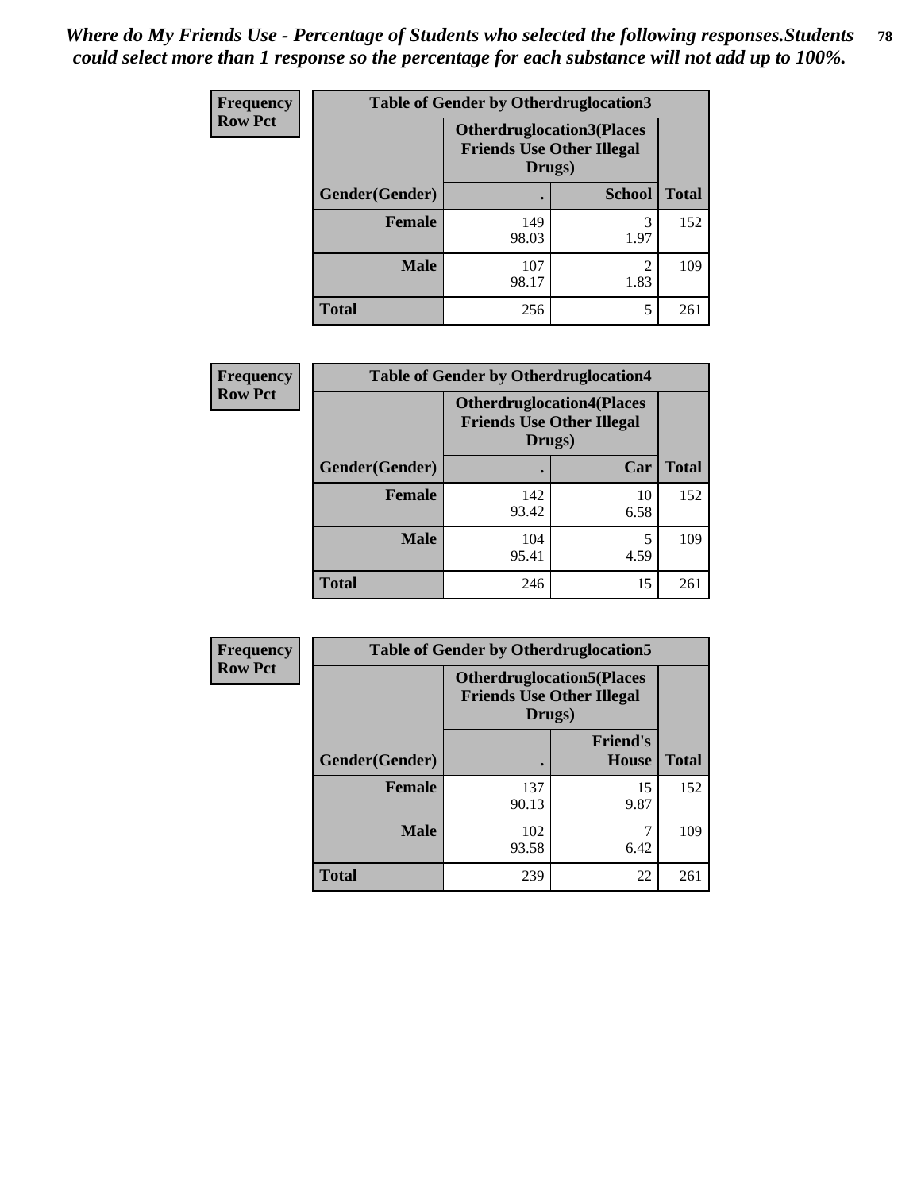*Where do My Friends Use - Percentage of Students who selected the following responses.Students could select more than 1 response so the percentage for each substance will not add up to 100%.*

**Frequency**
**Row Pct**

| Table of Gender by Otherdruglocation3 | | | |
|---|---|---|---|
| | Otherdruglocation3(Places Friends Use Other Illegal Drugs) | | |
| Gender(Gender) | . | School | Total |
| Female | 149<br>98.03 | 3<br>1.97 | 152 |
| Male | 107<br>98.17 | 2<br>1.83 | 109 |
| Total | 256 | 5 | 261 |

**Frequency**
**Row Pct**

| Table of Gender by Otherdruglocation4 | | | |
|---|---|---|---|
| | Otherdruglocation4(Places Friends Use Other Illegal Drugs) | | |
| Gender(Gender) | . | Car | Total |
| Female | 142<br>93.42 | 10<br>6.58 | 152 |
| Male | 104<br>95.41 | 5<br>4.59 | 109 |
| Total | 246 | 15 | 261 |

**Frequency**
**Row Pct**

| Table of Gender by Otherdruglocation5 | | | |
|---|---|---|---|
| | Otherdruglocation5(Places Friends Use Other Illegal Drugs) | | |
| Gender(Gender) | . | Friend's House | Total |
| Female | 137<br>90.13 | 15<br>9.87 | 152 |
| Male | 102<br>93.58 | 7<br>6.42 | 109 |
| Total | 239 | 22 | 261 |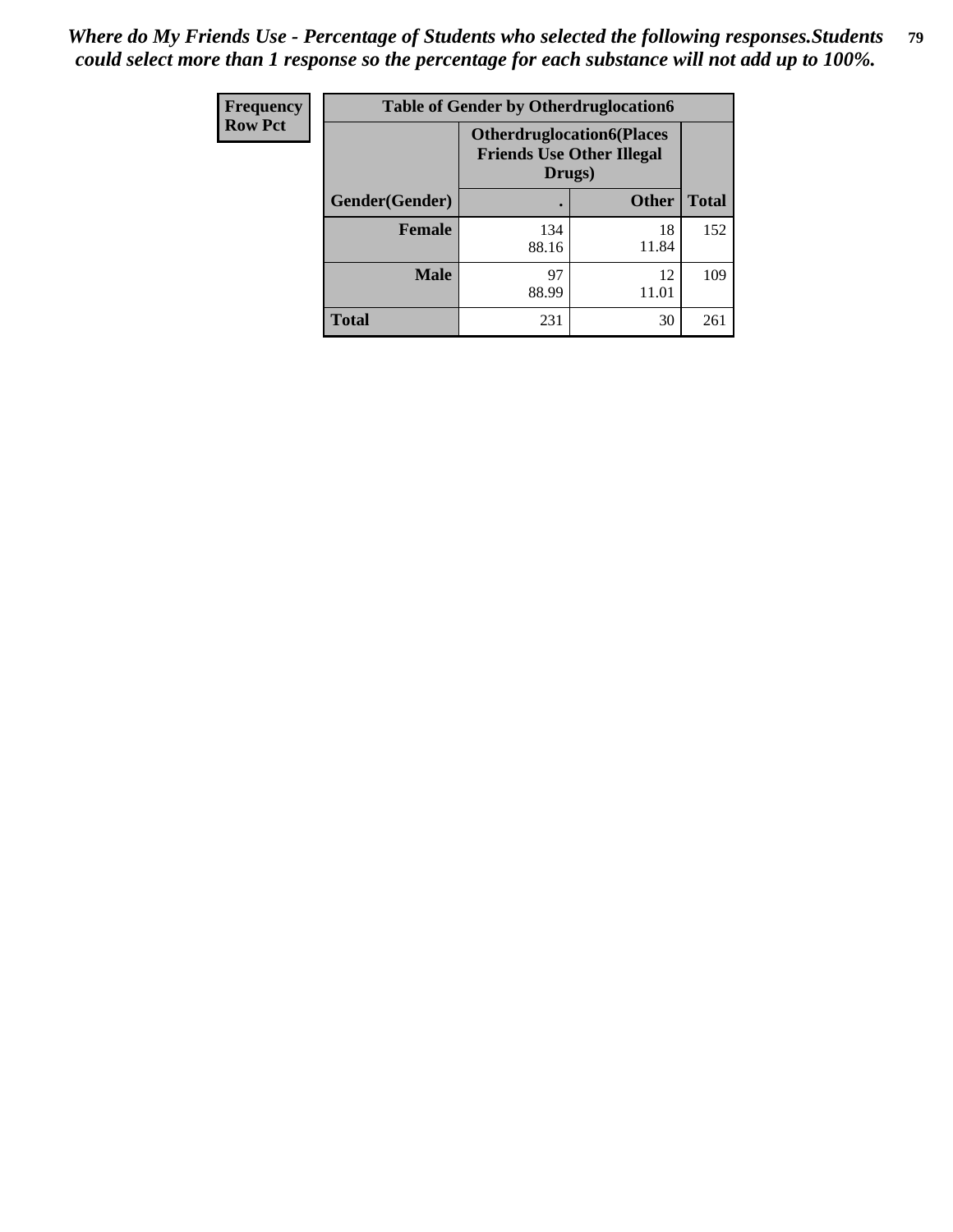*Where do My Friends Use - Percentage of Students who selected the following responses.Students could select more than 1 response so the percentage for each substance will not add up to 100%.*

**Frequency**
**Row Pct**

| Table of Gender by Otherdruglocation6 | | | |
|---|---|---|---|
| | Otherdruglocation6(Places Friends Use Other Illegal Drugs) | | |
| Gender(Gender) | . | Other | Total |
| **Female** | 134<br>88.16 | 18<br>11.84 | 152 |
| **Male** | 97<br>88.99 | 12<br>11.01 | 109 |
| **Total** | 231 | 30 | 261 |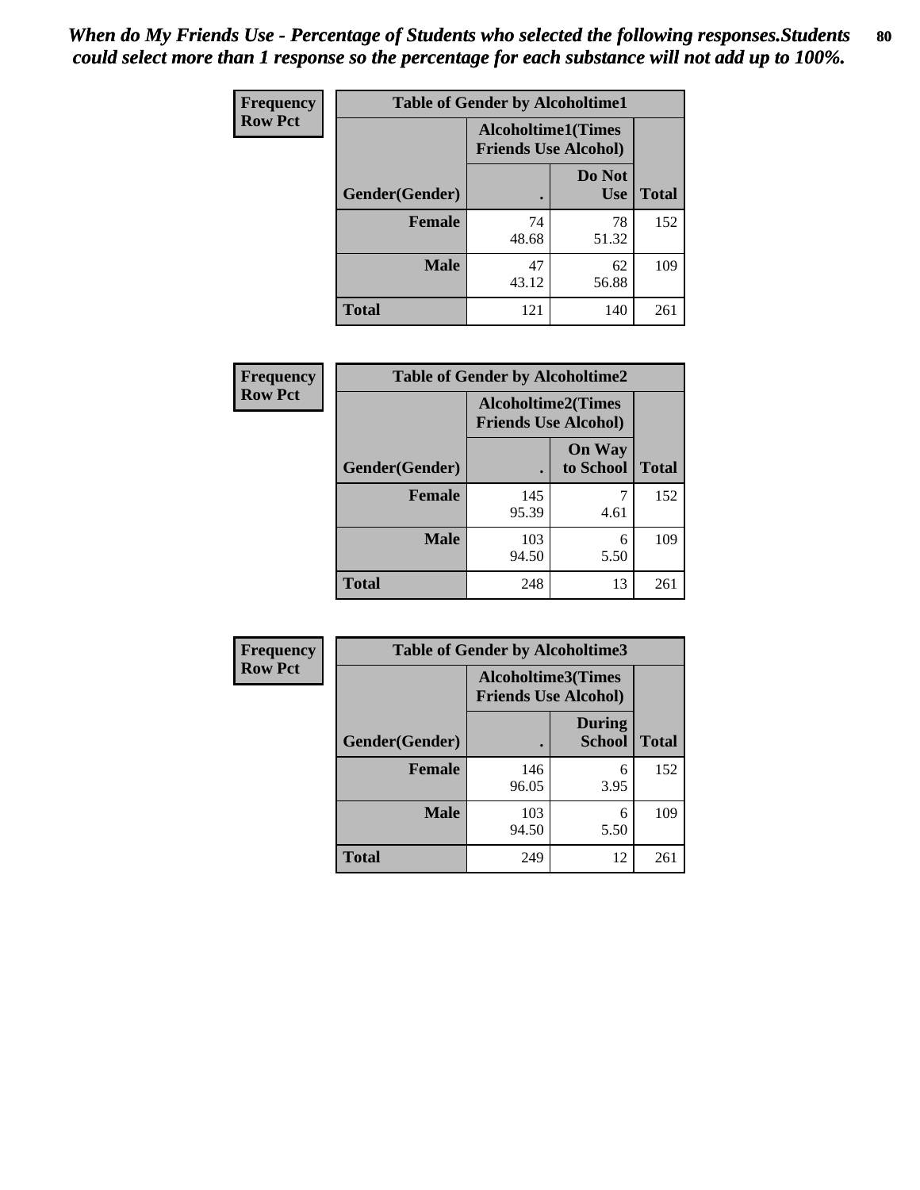*When do My Friends Use - Percentage of Students who selected the following responses.Students could select more than 1 response so the percentage for each substance will not add up to 100%.*

**Frequency**
**Row Pct**

| Table of Gender by Alcoholtime1 | | | |
|---|---|---|---|
| | Alcoholtime1(Times Friends Use Alcohol) | | |
| Gender(Gender) | . | Do Not Use | Total |
| **Female** | 74<br>48.68 | 78<br>51.32 | 152 |
| **Male** | 47<br>43.12 | 62<br>56.88 | 109 |
| **Total** | 121 | 140 | 261 |

**Frequency**
**Row Pct**

| Table of Gender by Alcoholtime2 | | | |
|---|---|---|---|
| | Alcoholtime2(Times Friends Use Alcohol) | | |
| Gender(Gender) | . | On Way to School | Total |
| **Female** | 145<br>95.39 | 7<br>4.61 | 152 |
| **Male** | 103<br>94.50 | 6<br>5.50 | 109 |
| **Total** | 248 | 13 | 261 |

**Frequency**
**Row Pct**

| Table of Gender by Alcoholtime3 | | | |
|---|---|---|---|
| | Alcoholtime3(Times Friends Use Alcohol) | | |
| Gender(Gender) | . | During School | Total |
| **Female** | 146<br>96.05 | 6<br>3.95 | 152 |
| **Male** | 103<br>94.50 | 6<br>5.50 | 109 |
| **Total** | 249 | 12 | 261 |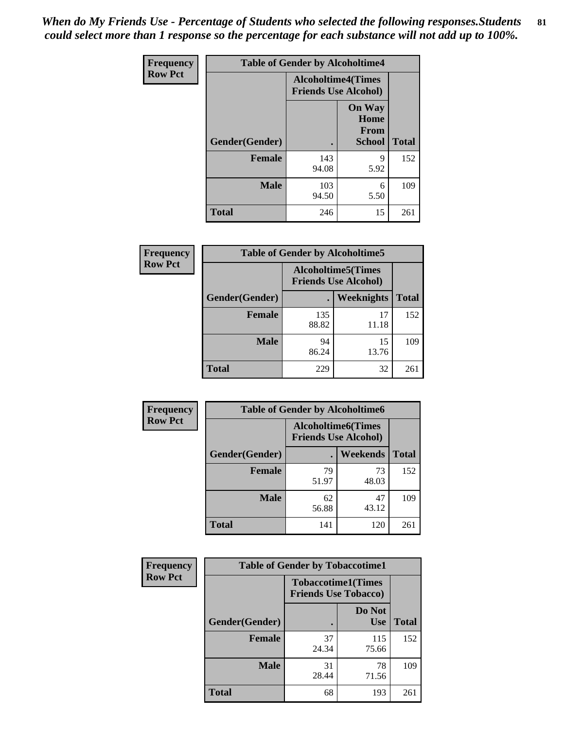*When do My Friends Use - Percentage of Students who selected the following responses.Students could select more than 1 response so the percentage for each substance will not add up to 100%.*

**Frequency**
**Row Pct**

| Table of Gender by Alcoholtime4 | | | |
|---|---|---|---|
| | Alcoholtime4(Times Friends Use Alcohol) | | |
| Gender(Gender) | . | On Way Home From School | Total |
| **Female** | 143<br>94.08 | 9<br>5.92 | 152 |
| **Male** | 103<br>94.50 | 6<br>5.50 | 109 |
| **Total** | 246 | 15 | 261 |

**Frequency**
**Row Pct**

| Table of Gender by Alcoholtime5 | | | |
|---|---|---|---|
| | Alcoholtime5(Times Friends Use Alcohol) | | |
| Gender(Gender) | . | Weeknights | Total |
| **Female** | 135<br>88.82 | 17<br>11.18 | 152 |
| **Male** | 94<br>86.24 | 15<br>13.76 | 109 |
| **Total** | 229 | 32 | 261 |

**Frequency**
**Row Pct**

| Table of Gender by Alcoholtime6 | | | |
|---|---|---|---|
| | Alcoholtime6(Times Friends Use Alcohol) | | |
| Gender(Gender) | . | Weekends | Total |
| **Female** | 79<br>51.97 | 73<br>48.03 | 152 |
| **Male** | 62<br>56.88 | 47<br>43.12 | 109 |
| **Total** | 141 | 120 | 261 |

**Frequency**
**Row Pct**

| Table of Gender by Tobaccotime1 | | | |
|---|---|---|---|
| | Tobaccotime1(Times Friends Use Tobacco) | | |
| Gender(Gender) | . | Do Not Use | Total |
| **Female** | 37<br>24.34 | 115<br>75.66 | 152 |
| **Male** | 31<br>28.44 | 78<br>71.56 | 109 |
| **Total** | 68 | 193 | 261 |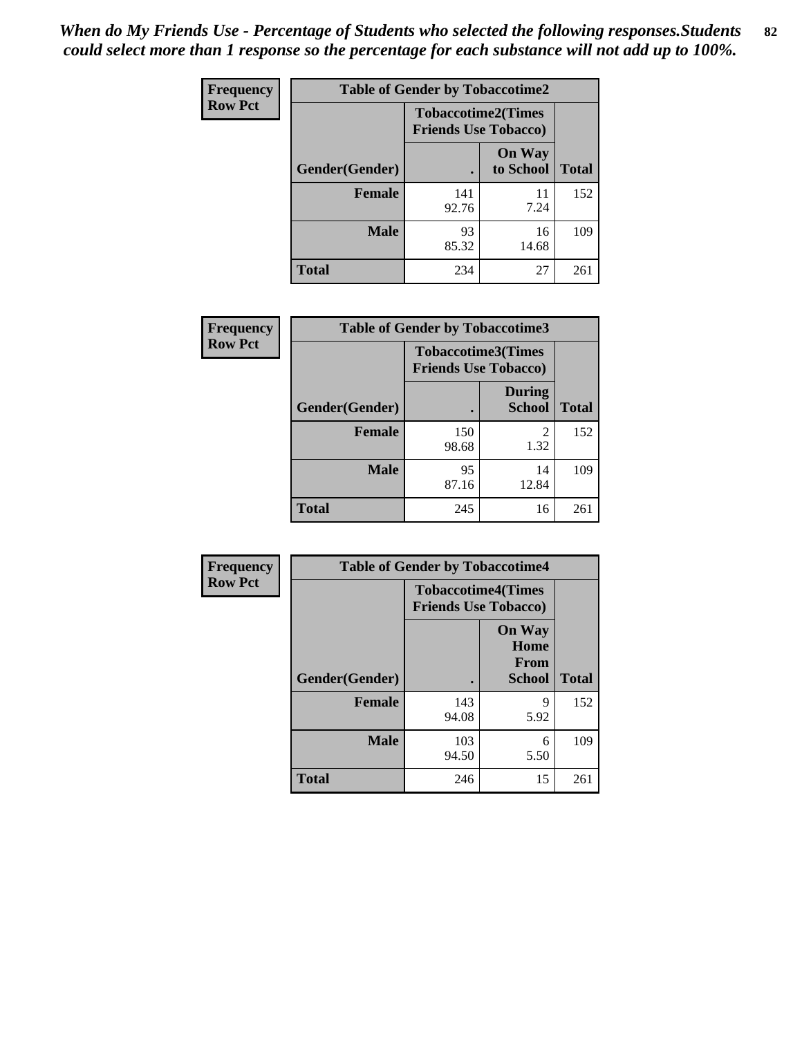*When do My Friends Use - Percentage of Students who selected the following responses.Students could select more than 1 response so the percentage for each substance will not add up to 100%.*

**Frequency**
**Row Pct**

| Table of Gender by Tobaccotime2 | | | |
|---|---|---|---|
| | Tobaccotime2(Times Friends Use Tobacco) | | |
| Gender(Gender) | . | On Way to School | Total |
| **Female** | 141<br>92.76 | 11<br>7.24 | 152 |
| **Male** | 93<br>85.32 | 16<br>14.68 | 109 |
| **Total** | 234 | 27 | 261 |

**Frequency**
**Row Pct**

| Table of Gender by Tobaccotime3 | | | |
|---|---|---|---|
| | Tobaccotime3(Times Friends Use Tobacco) | | |
| Gender(Gender) | . | During School | Total |
| **Female** | 150<br>98.68 | 2<br>1.32 | 152 |
| **Male** | 95<br>87.16 | 14<br>12.84 | 109 |
| **Total** | 245 | 16 | 261 |

**Frequency**
**Row Pct**

| Table of Gender by Tobaccotime4 | | | |
|---|---|---|---|
| | Tobaccotime4(Times Friends Use Tobacco) | | |
| Gender(Gender) | . | On Way Home From School | Total |
| **Female** | 143<br>94.08 | 9<br>5.92 | 152 |
| **Male** | 103<br>94.50 | 6<br>5.50 | 109 |
| **Total** | 246 | 15 | 261 |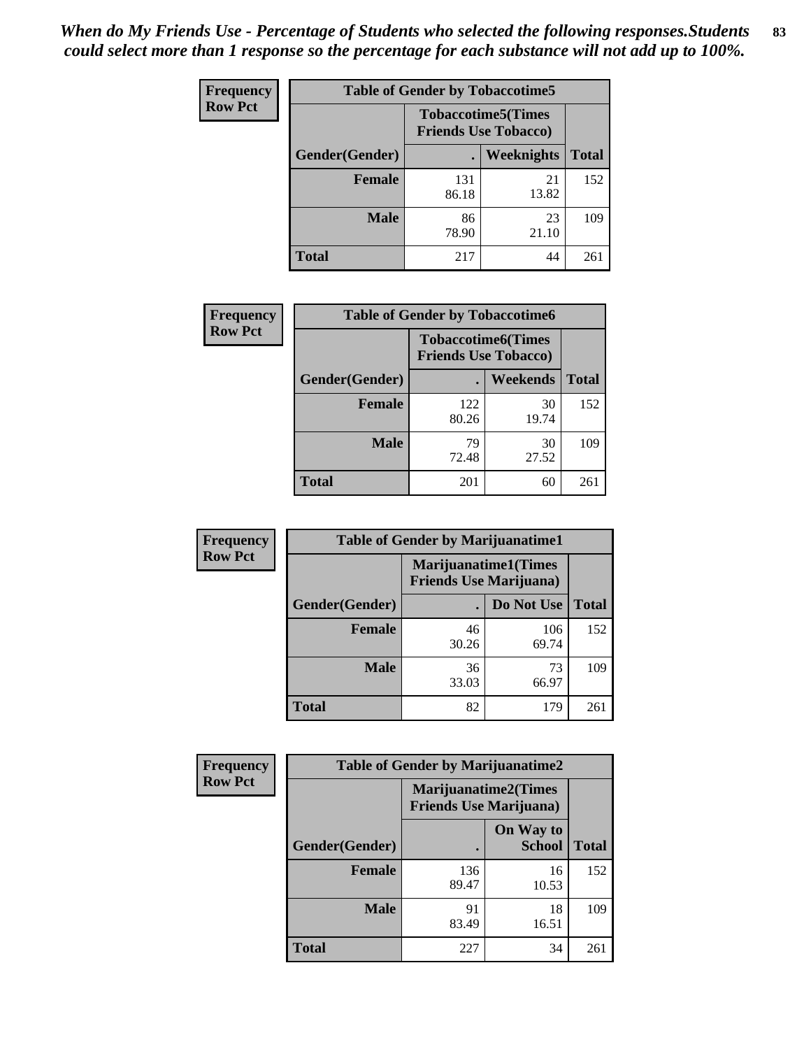*When do My Friends Use - Percentage of Students who selected the following responses.Students could select more than 1 response so the percentage for each substance will not add up to 100%.*

**Frequency**
**Row Pct**

| Table of Gender by Tobaccotime5 | | | |
|---|---|---|---|
| | Tobaccotime5(Times Friends Use Tobacco) | | |
| Gender(Gender) | . | Weeknights | Total |
| **Female** | 131<br>86.18 | 21<br>13.82 | 152 |
| **Male** | 86<br>78.90 | 23<br>21.10 | 109 |
| **Total** | 217 | 44 | 261 |

**Frequency**
**Row Pct**

| Table of Gender by Tobaccotime6 | | | |
|---|---|---|---|
| | Tobaccotime6(Times Friends Use Tobacco) | | |
| Gender(Gender) | . | Weekends | Total |
| **Female** | 122<br>80.26 | 30<br>19.74 | 152 |
| **Male** | 79<br>72.48 | 30<br>27.52 | 109 |
| **Total** | 201 | 60 | 261 |

**Frequency**
**Row Pct**

| Table of Gender by Marijuanatime1 | | | |
|---|---|---|---|
| | Marijuanatime1(Times Friends Use Marijuana) | | |
| Gender(Gender) | . | Do Not Use | Total |
| **Female** | 46<br>30.26 | 106<br>69.74 | 152 |
| **Male** | 36<br>33.03 | 73<br>66.97 | 109 |
| **Total** | 82 | 179 | 261 |

**Frequency**
**Row Pct**

| Table of Gender by Marijuanatime2 | | | |
|---|---|---|---|
| | Marijuanatime2(Times Friends Use Marijuana) | | |
| Gender(Gender) | . | On Way to School | Total |
| **Female** | 136<br>89.47 | 16<br>10.53 | 152 |
| **Male** | 91<br>83.49 | 18<br>16.51 | 109 |
| **Total** | 227 | 34 | 261 |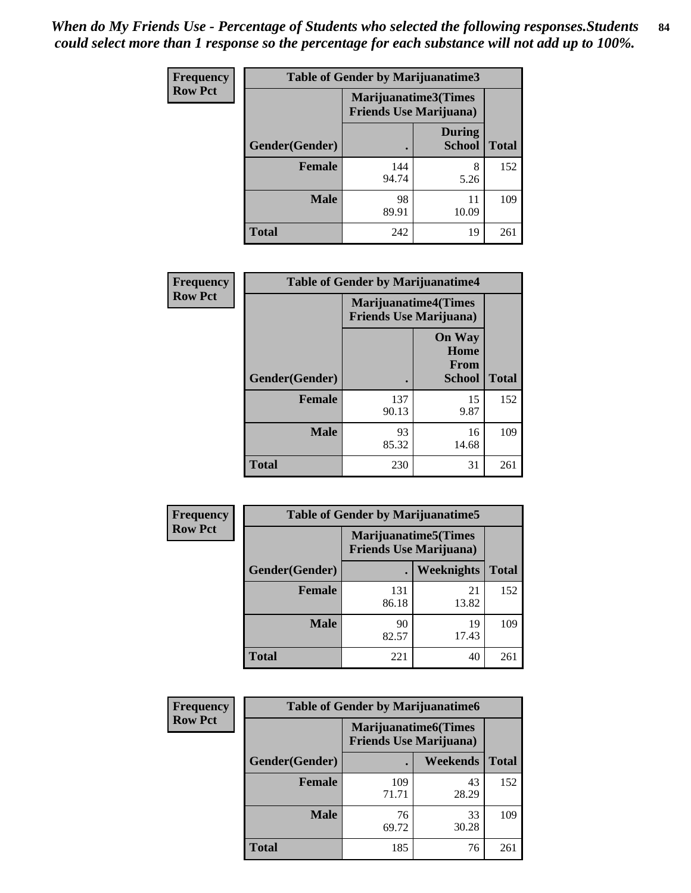*When do My Friends Use - Percentage of Students who selected the following responses.Students could select more than 1 response so the percentage for each substance will not add up to 100%.*

**Frequency**
**Row Pct**

| Table of Gender by Marijuanatime3 | | | |
|---|---|---|---|
| | Marijuanatime3(Times Friends Use Marijuana) | | |
| Gender(Gender) | . | During School | Total |
| **Female** | 144<br>94.74 | 8<br>5.26 | 152 |
| **Male** | 98<br>89.91 | 11<br>10.09 | 109 |
| **Total** | 242 | 19 | 261 |

**Frequency**
**Row Pct**

| Table of Gender by Marijuanatime4 | | | |
|---|---|---|---|
| | Marijuanatime4(Times Friends Use Marijuana) | | |
| Gender(Gender) | . | On Way Home From School | Total |
| **Female** | 137<br>90.13 | 15<br>9.87 | 152 |
| **Male** | 93<br>85.32 | 16<br>14.68 | 109 |
| **Total** | 230 | 31 | 261 |

**Frequency**
**Row Pct**

| Table of Gender by Marijuanatime5 | | | |
|---|---|---|---|
| | Marijuanatime5(Times Friends Use Marijuana) | | |
| Gender(Gender) | . | Weeknights | Total |
| **Female** | 131<br>86.18 | 21<br>13.82 | 152 |
| **Male** | 90<br>82.57 | 19<br>17.43 | 109 |
| **Total** | 221 | 40 | 261 |

**Frequency**
**Row Pct**

| Table of Gender by Marijuanatime6 | | | |
|---|---|---|---|
| | Marijuanatime6(Times Friends Use Marijuana) | | |
| Gender(Gender) | . | Weekends | Total |
| **Female** | 109<br>71.71 | 43<br>28.29 | 152 |
| **Male** | 76<br>69.72 | 33<br>30.28 | 109 |
| **Total** | 185 | 76 | 261 |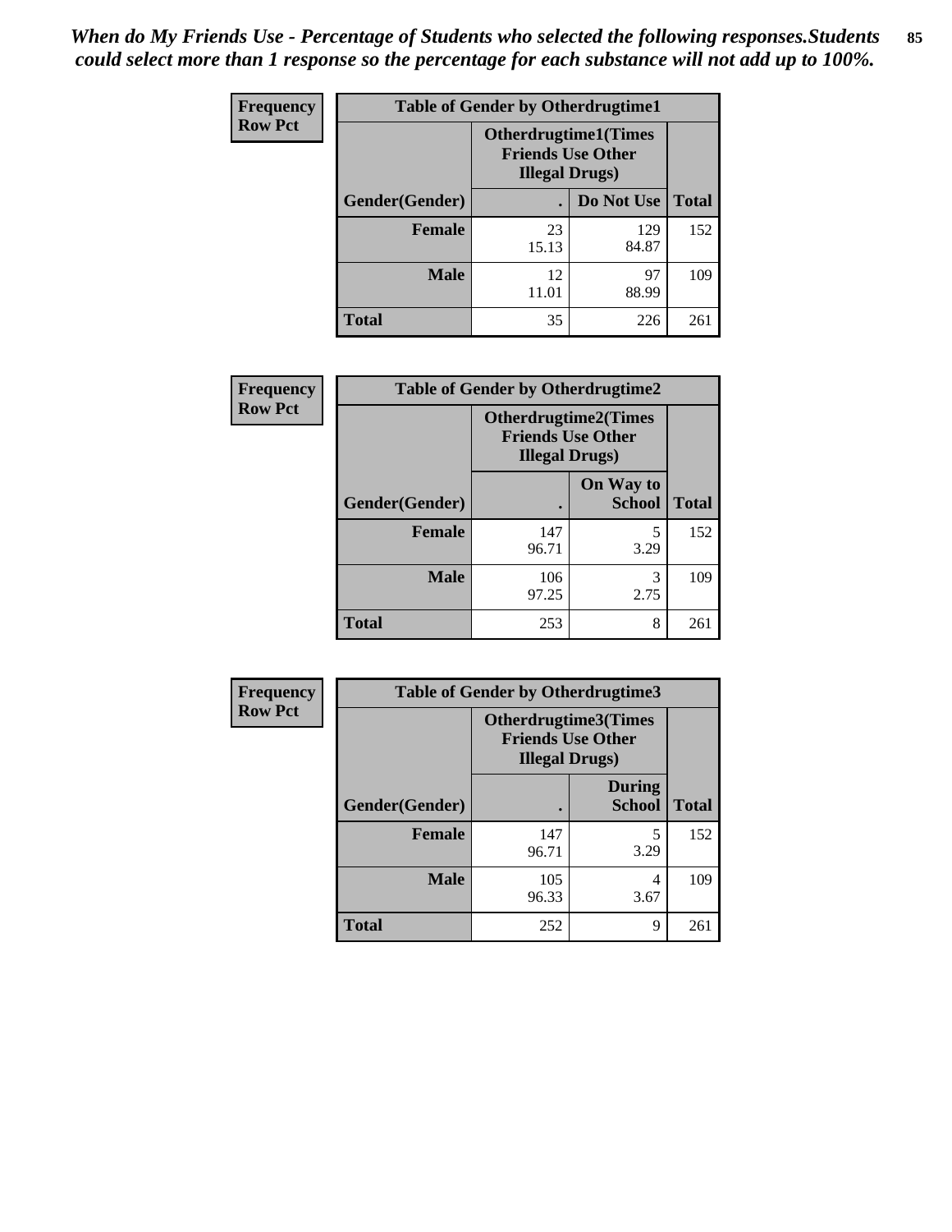*When do My Friends Use - Percentage of Students who selected the following responses.Students could select more than 1 response so the percentage for each substance will not add up to 100%.*

**Frequency**
**Row Pct**

| Table of Gender by Otherdrugtime1 | | | |
|---|---|---|---|
| | Otherdrugtime1(Times Friends Use Other Illegal Drugs) | | |
| Gender(Gender) | . | Do Not Use | Total |
| **Female** | 23<br>15.13 | 129<br>84.87 | 152 |
| **Male** | 12<br>11.01 | 97<br>88.99 | 109 |
| **Total** | 35 | 226 | 261 |

**Frequency**
**Row Pct**

| Table of Gender by Otherdrugtime2 | | | |
|---|---|---|---|
| | Otherdrugtime2(Times Friends Use Other Illegal Drugs) | | |
| Gender(Gender) | . | On Way to School | Total |
| **Female** | 147<br>96.71 | 5<br>3.29 | 152 |
| **Male** | 106<br>97.25 | 3<br>2.75 | 109 |
| **Total** | 253 | 8 | 261 |

**Frequency**
**Row Pct**

| Table of Gender by Otherdrugtime3 | | | |
|---|---|---|---|
| | Otherdrugtime3(Times Friends Use Other Illegal Drugs) | | |
| Gender(Gender) | . | During School | Total |
| **Female** | 147<br>96.71 | 5<br>3.29 | 152 |
| **Male** | 105<br>96.33 | 4<br>3.67 | 109 |
| **Total** | 252 | 9 | 261 |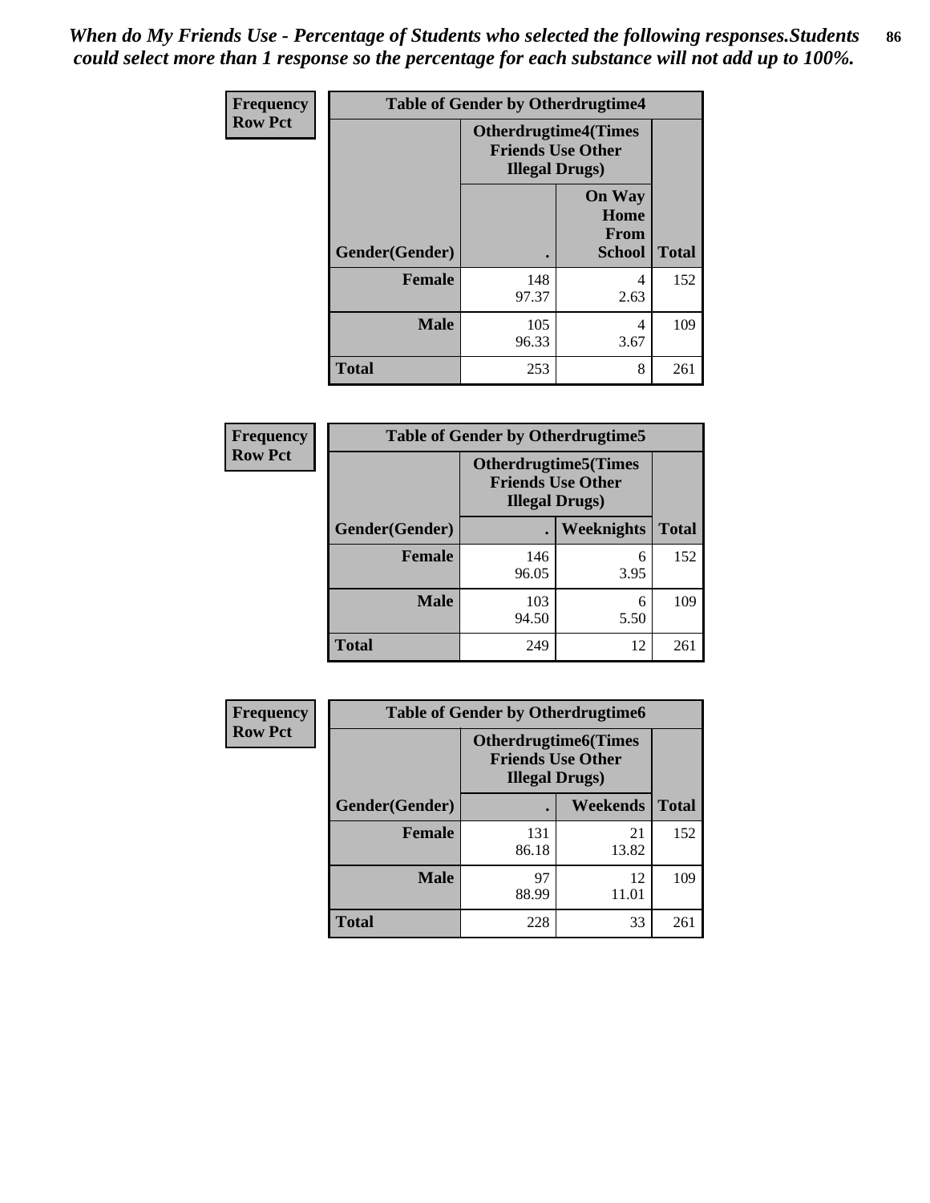*When do My Friends Use - Percentage of Students who selected the following responses.Students could select more than 1 response so the percentage for each substance will not add up to 100%.*

**Frequency / Row Pct**

| Table of Gender by Otherdrugtime4 | | | |
|---|---|---|---|
| | Otherdrugtime4(Times Friends Use Other Illegal Drugs) | | |
| Gender(Gender) | . | On Way Home From School | Total |
| Female | 148<br>97.37 | 4<br>2.63 | 152 |
| Male | 105<br>96.33 | 4<br>3.67 | 109 |
| Total | 253 | 8 | 261 |

**Frequency / Row Pct**

| Table of Gender by Otherdrugtime5 | | | |
|---|---|---|---|
| | Otherdrugtime5(Times Friends Use Other Illegal Drugs) | | |
| Gender(Gender) | . | Weeknights | Total |
| Female | 146<br>96.05 | 6<br>3.95 | 152 |
| Male | 103<br>94.50 | 6<br>5.50 | 109 |
| Total | 249 | 12 | 261 |

**Frequency / Row Pct**

| Table of Gender by Otherdrugtime6 | | | |
|---|---|---|---|
| | Otherdrugtime6(Times Friends Use Other Illegal Drugs) | | |
| Gender(Gender) | . | Weekends | Total |
| Female | 131<br>86.18 | 21<br>13.82 | 152 |
| Male | 97<br>88.99 | 12<br>11.01 | 109 |
| Total | 228 | 33 | 261 |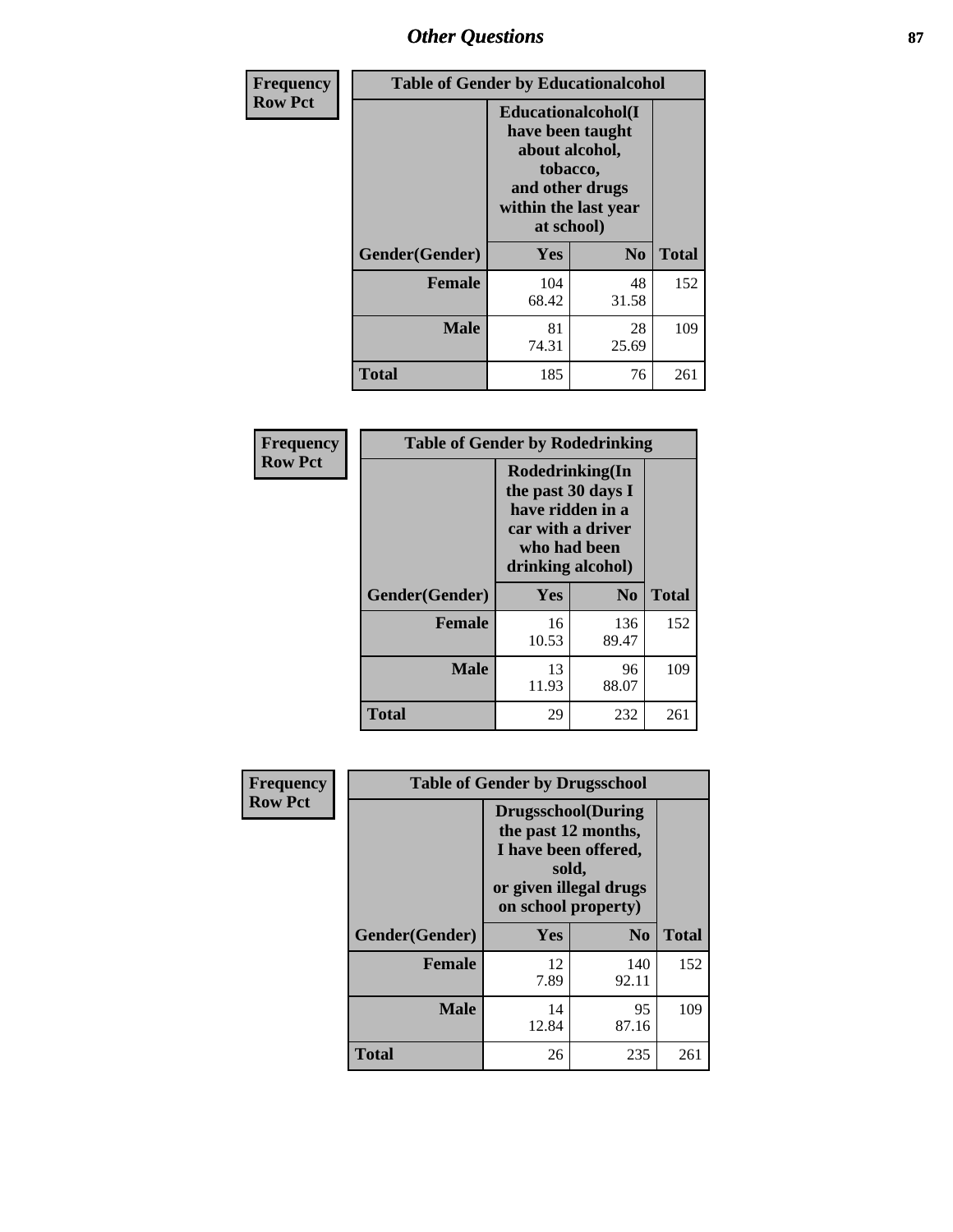## Other Questions

**Frequency**
**Row Pct**

| Table of Gender by Educationalcohol | | | |
|---|---|---|---|
| | Educationalcohol(I have been taught about alcohol, tobacco, and other drugs within the last year at school) | | |
| Gender(Gender) | Yes | No | Total |
| Female | 104<br>68.42 | 48<br>31.58 | 152 |
| Male | 81<br>74.31 | 28<br>25.69 | 109 |
| Total | 185 | 76 | 261 |

**Frequency**
**Row Pct**

| Table of Gender by Rodedrinking | | | |
|---|---|---|---|
| | Rodedrinking(In the past 30 days I have ridden in a car with a driver who had been drinking alcohol) | | |
| Gender(Gender) | Yes | No | Total |
| Female | 16<br>10.53 | 136<br>89.47 | 152 |
| Male | 13<br>11.93 | 96<br>88.07 | 109 |
| Total | 29 | 232 | 261 |

**Frequency**
**Row Pct**

| Table of Gender by Drugsschool | | | |
|---|---|---|---|
| | Drugsschool(During the past 12 months, I have been offered, sold, or given illegal drugs on school property) | | |
| Gender(Gender) | Yes | No | Total |
| Female | 12<br>7.89 | 140<br>92.11 | 152 |
| Male | 14<br>12.84 | 95<br>87.16 | 109 |
| Total | 26 | 235 | 261 |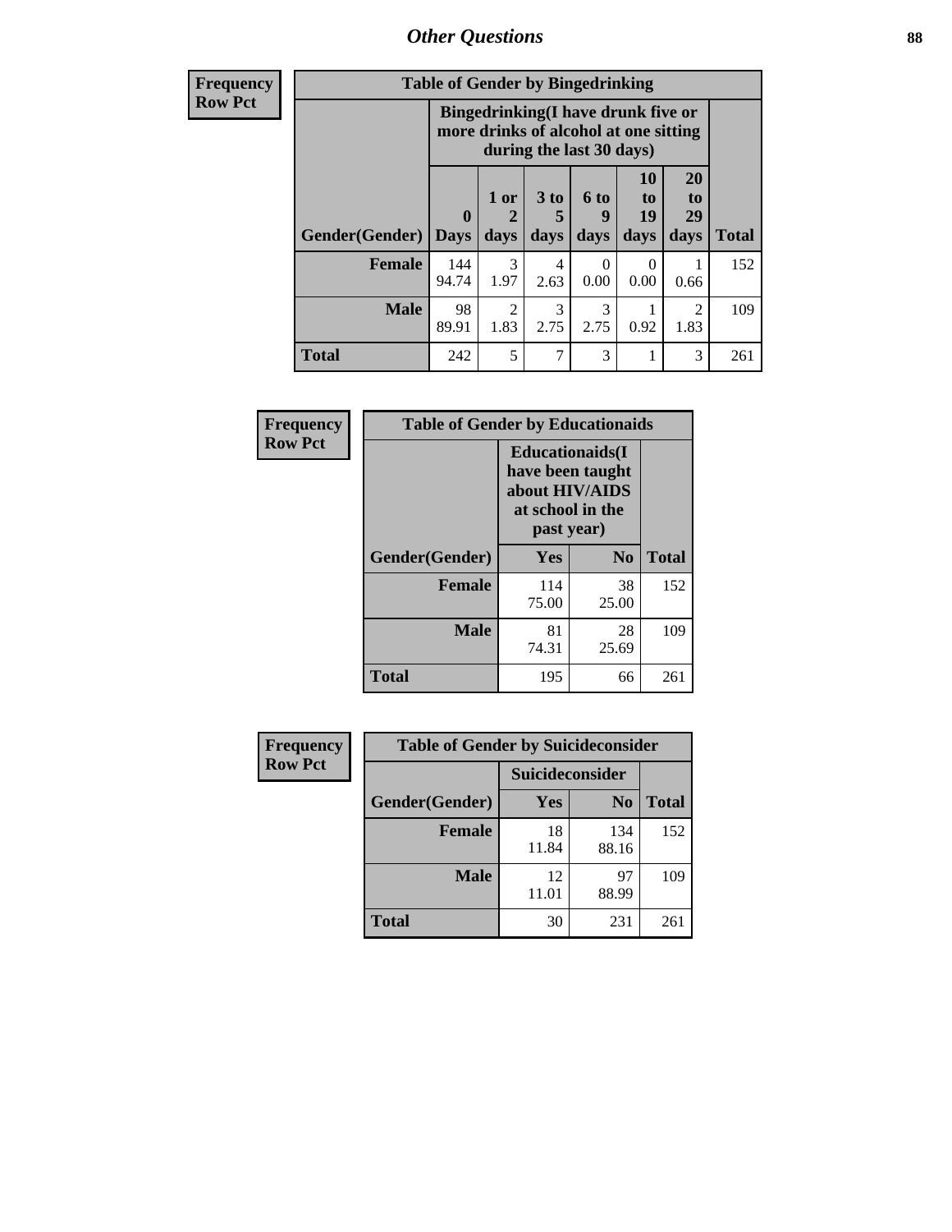## Other Questions

**Frequency**
**Row Pct**

| Table of Gender by Bingedrinking | | | | | | | |
|---|---|---|---|---|---|---|---|
| | Bingedrinking(I have drunk five or more drinks of alcohol at one sitting during the last 30 days) | | | | | | |
| Gender(Gender) | 0 Days | 1 or 2 days | 3 to 5 days | 6 to 9 days | 10 to 19 days | 20 to 29 days | Total |
| **Female** | 144<br>94.74 | 3<br>1.97 | 4<br>2.63 | 0<br>0.00 | 0<br>0.00 | 1<br>0.66 | 152 |
| **Male** | 98<br>89.91 | 2<br>1.83 | 3<br>2.75 | 3<br>2.75 | 1<br>0.92 | 2<br>1.83 | 109 |
| **Total** | 242 | 5 | 7 | 3 | 1 | 3 | 261 |

**Frequency**
**Row Pct**

| Table of Gender by Educationaids | | | |
|---|---|---|---|
| | Educationaids(I have been taught about HIV/AIDS at school in the past year) | | |
| Gender(Gender) | Yes | No | Total |
| **Female** | 114<br>75.00 | 38<br>25.00 | 152 |
| **Male** | 81<br>74.31 | 28<br>25.69 | 109 |
| **Total** | 195 | 66 | 261 |

**Frequency**
**Row Pct**

| Table of Gender by Suicideconsider | | | |
|---|---|---|---|
| | Suicideconsider | | |
| Gender(Gender) | Yes | No | Total |
| **Female** | 18<br>11.84 | 134<br>88.16 | 152 |
| **Male** | 12<br>11.01 | 97<br>88.99 | 109 |
| **Total** | 30 | 231 | 261 |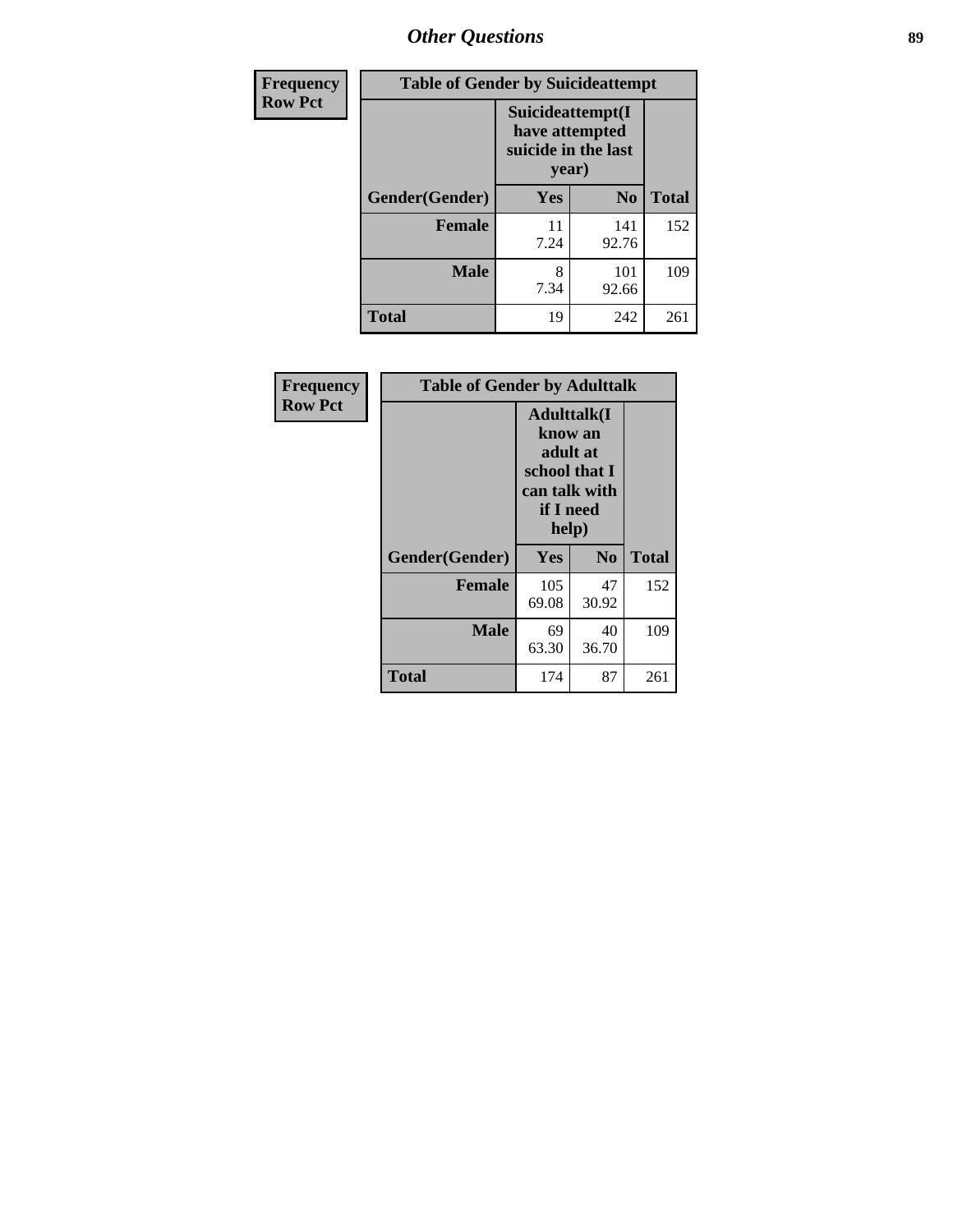| Frequency Row Pct | Table of Gender by Suicideattempt | | |
|---|---|---|---|
| | Suicideattempt(I have attempted suicide in the last year) | | |
| Gender(Gender) | Yes | No | Total |
| Female | 11 7.24 | 141 92.76 | 152 |
| Male | 8 7.34 | 101 92.66 | 109 |
| Total | 19 | 242 | 261 |

| Frequency Row Pct | Table of Gender by Adulttalk | | |
|---|---|---|---|
| | Adulttalk(I know an adult at school that I can talk with if I need help) | | |
| Gender(Gender) | Yes | No | Total |
| Female | 105 69.08 | 47 30.92 | 152 |
| Male | 69 63.30 | 40 36.70 | 109 |
| Total | 174 | 87 | 261 |